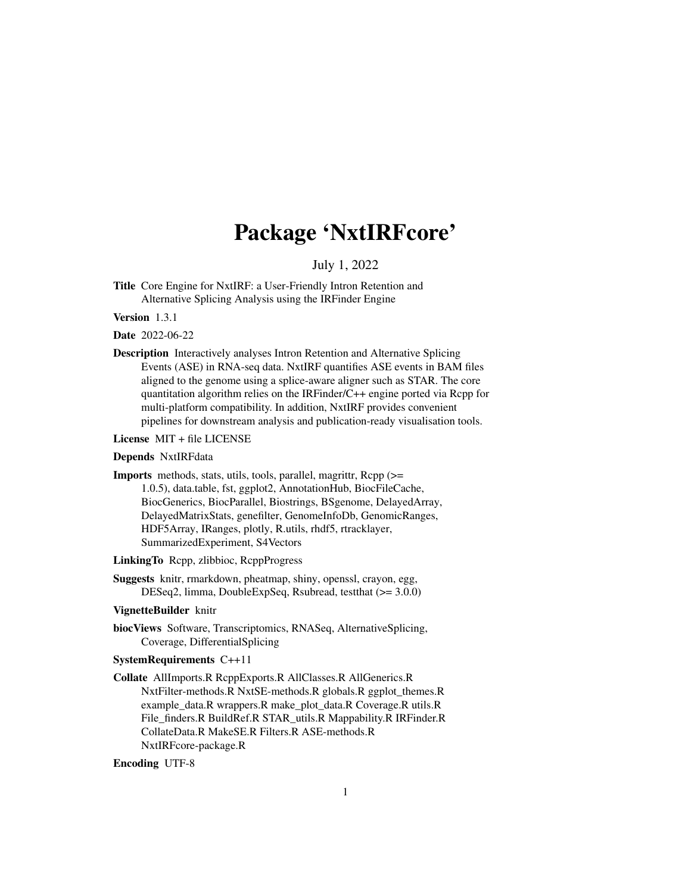# Package 'NxtIRFcore'

July 1, 2022

**Title** Core Engine for NxtIRF: a User-Friendly Intron Retention and Alternative Splicing Analysis using the IRFinder Engine

**Version** 1.3.1

**Date** 2022-06-22

**Description** Interactively analyses Intron Retention and Alternative Splicing Events (ASE) in RNA-seq data. NxtIRF quantifies ASE events in BAM files aligned to the genome using a splice-aware aligner such as STAR. The core quantitation algorithm relies on the IRFinder/C++ engine ported via Rcpp for multi-platform compatibility. In addition, NxtIRF provides convenient pipelines for downstream analysis and publication-ready visualisation tools.

**License** MIT + file LICENSE

**Depends** NxtIRFdata

**Imports** methods, stats, utils, tools, parallel, magrittr, Rcpp (>= 1.0.5), data.table, fst, ggplot2, AnnotationHub, BiocFileCache, BiocGenerics, BiocParallel, Biostrings, BSgenome, DelayedArray, DelayedMatrixStats, genefilter, GenomeInfoDb, GenomicRanges, HDF5Array, IRanges, plotly, R.utils, rhdf5, rtracklayer, SummarizedExperiment, S4Vectors

**LinkingTo** Rcpp, zlibbioc, RcppProgress

**Suggests** knitr, rmarkdown, pheatmap, shiny, openssl, crayon, egg, DESeq2, limma, DoubleExpSeq, Rsubread, testthat (>= 3.0.0)

**VignetteBuilder** knitr

**biocViews** Software, Transcriptomics, RNASeq, AlternativeSplicing, Coverage, DifferentialSplicing

**SystemRequirements** C++11

**Collate** AllImports.R RcppExports.R AllClasses.R AllGenerics.R NxtFilter-methods.R NxtSE-methods.R globals.R ggplot_themes.R example_data.R wrappers.R make_plot_data.R Coverage.R utils.R File_finders.R BuildRef.R STAR_utils.R Mappability.R IRFinder.R CollateData.R MakeSE.R Filters.R ASE-methods.R NxtIRFcore-package.R

**Encoding** UTF-8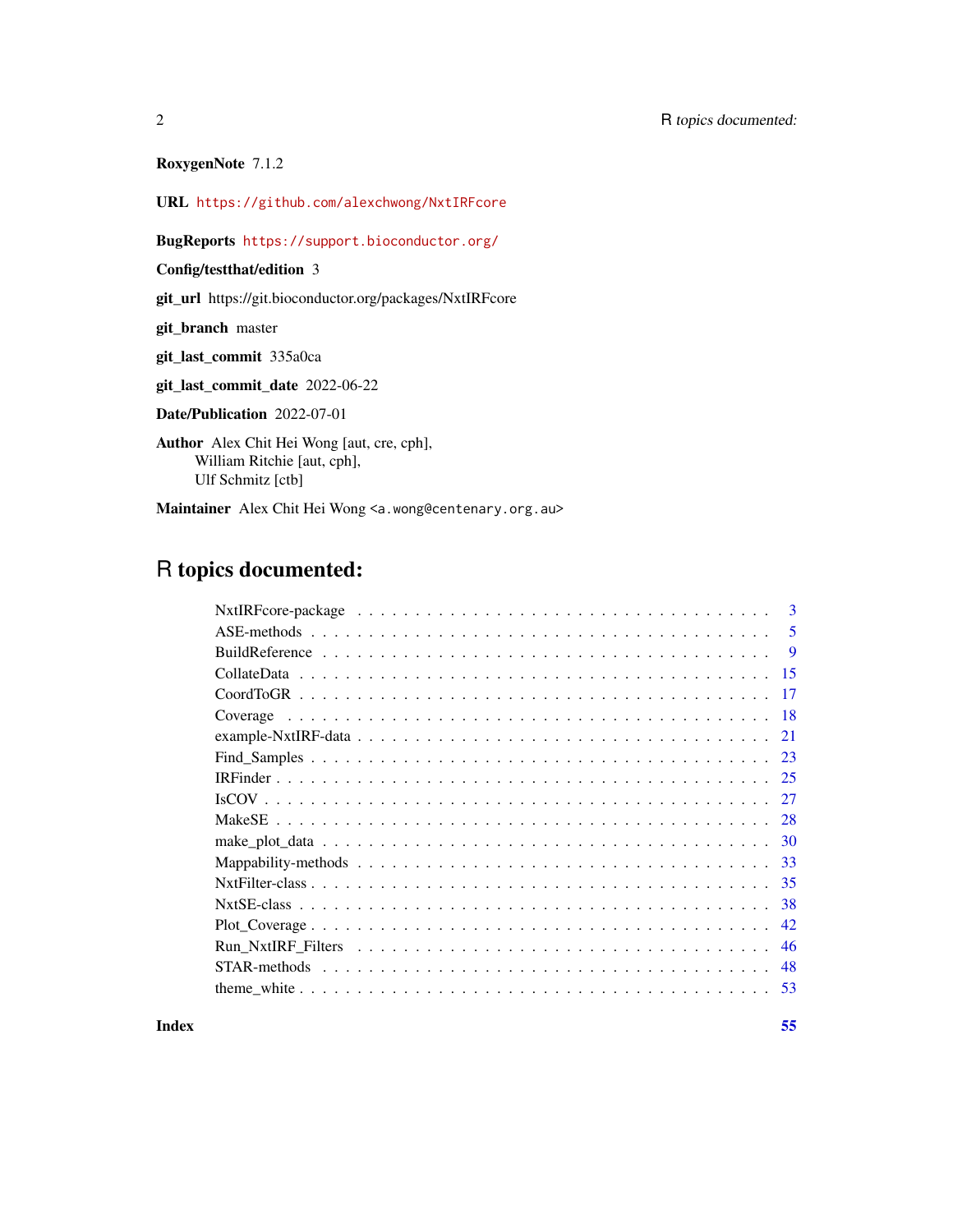**RoxygenNote** 7.1.2

**URL** https://github.com/alexchwong/NxtIRFcore

**BugReports** https://support.bioconductor.org/

**Config/testthat/edition** 3

**git_url** https://git.bioconductor.org/packages/NxtIRFcore

**git_branch** master

**git_last_commit** 335a0ca

**git_last_commit_date** 2022-06-22

**Date/Publication** 2022-07-01

**Author** Alex Chit Hei Wong [aut, cre, cph],
William Ritchie [aut, cph],
Ulf Schmitz [ctb]

**Maintainer** Alex Chit Hei Wong <a.wong@centenary.org.au>

# R topics documented:

- NxtIRFcore-package . . . . . . . . . . . . . . . . . . . . . . . . . . . . . . . . . . 3
- ASE-methods . . . . . . . . . . . . . . . . . . . . . . . . . . . . . . . . . . . . . . . 5
- BuildReference . . . . . . . . . . . . . . . . . . . . . . . . . . . . . . . . . . . . 9
- CollateData . . . . . . . . . . . . . . . . . . . . . . . . . . . . . . . . . . . . . . 15
- CoordToGR . . . . . . . . . . . . . . . . . . . . . . . . . . . . . . . . . . . . . . . 17
- Coverage . . . . . . . . . . . . . . . . . . . . . . . . . . . . . . . . . . . . . . . . 18
- example-NxtIRF-data . . . . . . . . . . . . . . . . . . . . . . . . . . . . . . . . . 21
- Find_Samples . . . . . . . . . . . . . . . . . . . . . . . . . . . . . . . . . . . . . 23
- IRFinder . . . . . . . . . . . . . . . . . . . . . . . . . . . . . . . . . . . . . . . . 25
- IsCOV . . . . . . . . . . . . . . . . . . . . . . . . . . . . . . . . . . . . . . . . . . 27
- MakeSE . . . . . . . . . . . . . . . . . . . . . . . . . . . . . . . . . . . . . . . . . 28
- make_plot_data . . . . . . . . . . . . . . . . . . . . . . . . . . . . . . . . . . . . 30
- Mappability-methods . . . . . . . . . . . . . . . . . . . . . . . . . . . . . . . . . 33
- NxtFilter-class . . . . . . . . . . . . . . . . . . . . . . . . . . . . . . . . . . . . 35
- NxtSE-class . . . . . . . . . . . . . . . . . . . . . . . . . . . . . . . . . . . . . . . 38
- Plot_Coverage . . . . . . . . . . . . . . . . . . . . . . . . . . . . . . . . . . . . . 42
- Run_NxtIRF_Filters . . . . . . . . . . . . . . . . . . . . . . . . . . . . . . . . . . 46
- STAR-methods . . . . . . . . . . . . . . . . . . . . . . . . . . . . . . . . . . . . . . 48
- theme_white . . . . . . . . . . . . . . . . . . . . . . . . . . . . . . . . . . . . . . 53

**Index** 55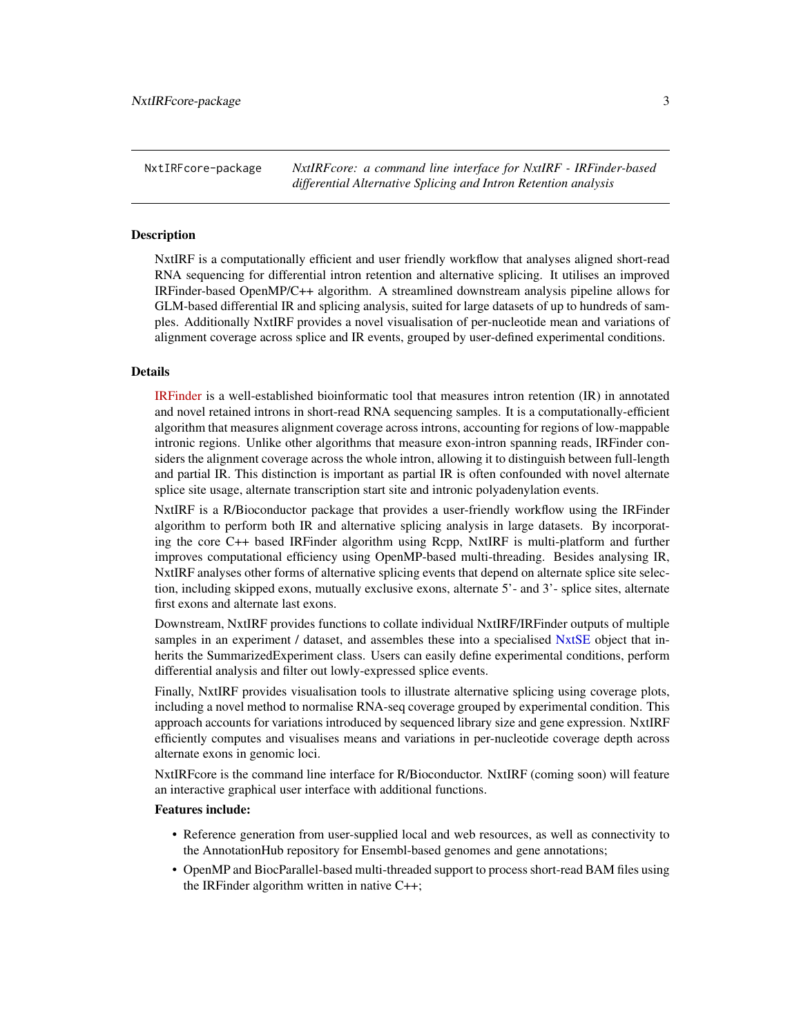NxtIRFcore-package    *NxtIRFcore: a command line interface for NxtIRF - IRFinder-based differential Alternative Splicing and Intron Retention analysis*

## Description

NxtIRF is a computationally efficient and user friendly workflow that analyses aligned short-read RNA sequencing for differential intron retention and alternative splicing. It utilises an improved IRFinder-based OpenMP/C++ algorithm. A streamlined downstream analysis pipeline allows for GLM-based differential IR and splicing analysis, suited for large datasets of up to hundreds of samples. Additionally NxtIRF provides a novel visualisation of per-nucleotide mean and variations of alignment coverage across splice and IR events, grouped by user-defined experimental conditions.

## Details

IRFinder is a well-established bioinformatic tool that measures intron retention (IR) in annotated and novel retained introns in short-read RNA sequencing samples. It is a computationally-efficient algorithm that measures alignment coverage across introns, accounting for regions of low-mappable intronic regions. Unlike other algorithms that measure exon-intron spanning reads, IRFinder considers the alignment coverage across the whole intron, allowing it to distinguish between full-length and partial IR. This distinction is important as partial IR is often confounded with novel alternate splice site usage, alternate transcription start site and intronic polyadenylation events.

NxtIRF is a R/Bioconductor package that provides a user-friendly workflow using the IRFinder algorithm to perform both IR and alternative splicing analysis in large datasets. By incorporating the core C++ based IRFinder algorithm using Rcpp, NxtIRF is multi-platform and further improves computational efficiency using OpenMP-based multi-threading. Besides analysing IR, NxtIRF analyses other forms of alternative splicing events that depend on alternate splice site selection, including skipped exons, mutually exclusive exons, alternate 5'- and 3'- splice sites, alternate first exons and alternate last exons.

Downstream, NxtIRF provides functions to collate individual NxtIRF/IRFinder outputs of multiple samples in an experiment / dataset, and assembles these into a specialised NxtSE object that inherits the SummarizedExperiment class. Users can easily define experimental conditions, perform differential analysis and filter out lowly-expressed splice events.

Finally, NxtIRF provides visualisation tools to illustrate alternative splicing using coverage plots, including a novel method to normalise RNA-seq coverage grouped by experimental condition. This approach accounts for variations introduced by sequenced library size and gene expression. NxtIRF efficiently computes and visualises means and variations in per-nucleotide coverage depth across alternate exons in genomic loci.

NxtIRFcore is the command line interface for R/Bioconductor. NxtIRF (coming soon) will feature an interactive graphical user interface with additional functions.

### Features include:

- Reference generation from user-supplied local and web resources, as well as connectivity to the AnnotationHub repository for Ensembl-based genomes and gene annotations;
- OpenMP and BiocParallel-based multi-threaded support to process short-read BAM files using the IRFinder algorithm written in native C++;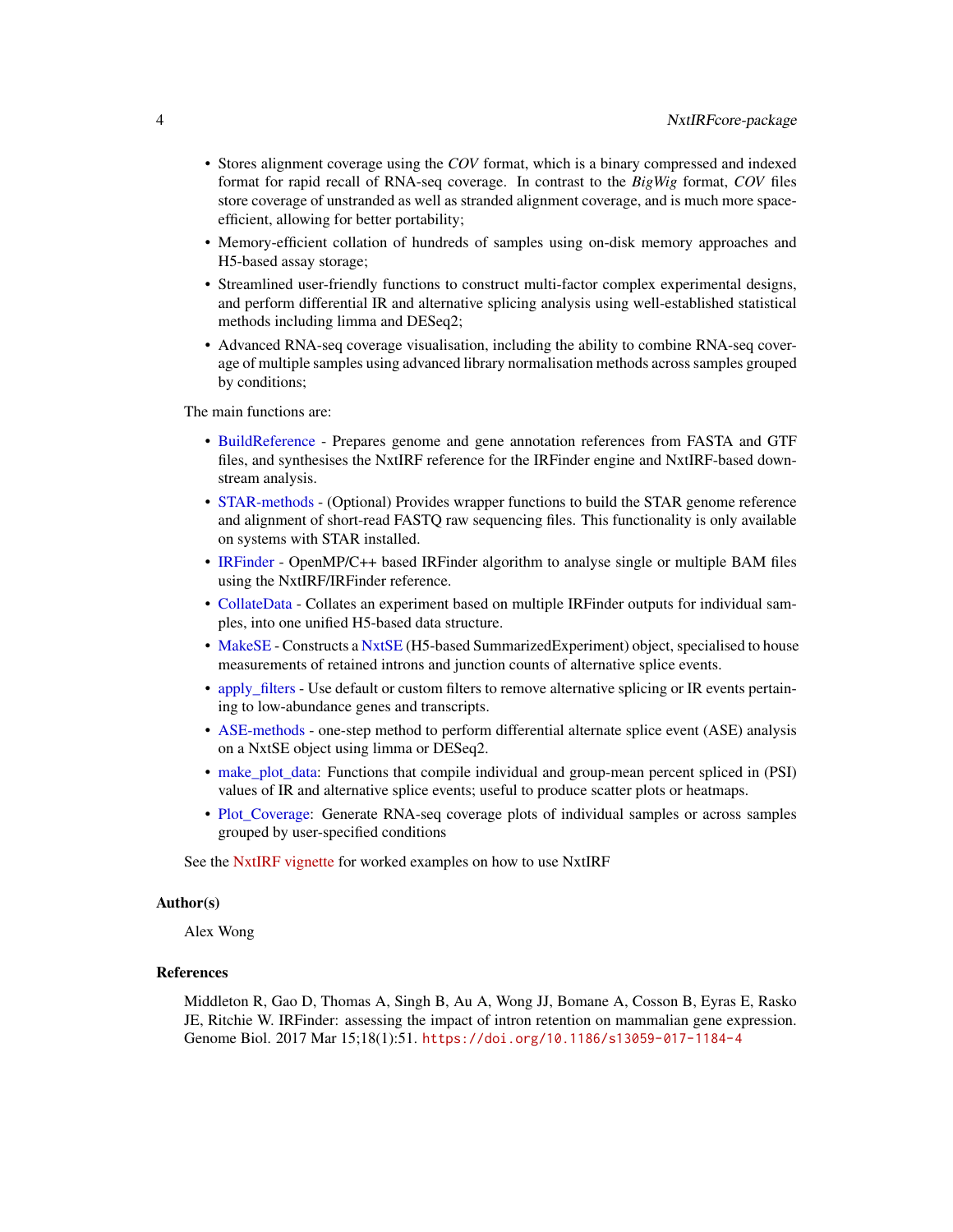- Stores alignment coverage using the *COV* format, which is a binary compressed and indexed format for rapid recall of RNA-seq coverage. In contrast to the *BigWig* format, *COV* files store coverage of unstranded as well as stranded alignment coverage, and is much more space-efficient, allowing for better portability;
- Memory-efficient collation of hundreds of samples using on-disk memory approaches and H5-based assay storage;
- Streamlined user-friendly functions to construct multi-factor complex experimental designs, and perform differential IR and alternative splicing analysis using well-established statistical methods including limma and DESeq2;
- Advanced RNA-seq coverage visualisation, including the ability to combine RNA-seq coverage of multiple samples using advanced library normalisation methods across samples grouped by conditions;

The main functions are:

- BuildReference - Prepares genome and gene annotation references from FASTA and GTF files, and synthesises the NxtIRF reference for the IRFinder engine and NxtIRF-based downstream analysis.
- STAR-methods - (Optional) Provides wrapper functions to build the STAR genome reference and alignment of short-read FASTQ raw sequencing files. This functionality is only available on systems with STAR installed.
- IRFinder - OpenMP/C++ based IRFinder algorithm to analyse single or multiple BAM files using the NxtIRF/IRFinder reference.
- CollateData - Collates an experiment based on multiple IRFinder outputs for individual samples, into one unified H5-based data structure.
- MakeSE - Constructs a NxtSE (H5-based SummarizedExperiment) object, specialised to house measurements of retained introns and junction counts of alternative splice events.
- apply_filters - Use default or custom filters to remove alternative splicing or IR events pertaining to low-abundance genes and transcripts.
- ASE-methods - one-step method to perform differential alternate splice event (ASE) analysis on a NxtSE object using limma or DESeq2.
- make_plot_data: Functions that compile individual and group-mean percent spliced in (PSI) values of IR and alternative splice events; useful to produce scatter plots or heatmaps.
- Plot_Coverage: Generate RNA-seq coverage plots of individual samples or across samples grouped by user-specified conditions

See the NxtIRF vignette for worked examples on how to use NxtIRF

### Author(s)

Alex Wong

### References

Middleton R, Gao D, Thomas A, Singh B, Au A, Wong JJ, Bomane A, Cosson B, Eyras E, Rasko JE, Ritchie W. IRFinder: assessing the impact of intron retention on mammalian gene expression. Genome Biol. 2017 Mar 15;18(1):51. https://doi.org/10.1186/s13059-017-1184-4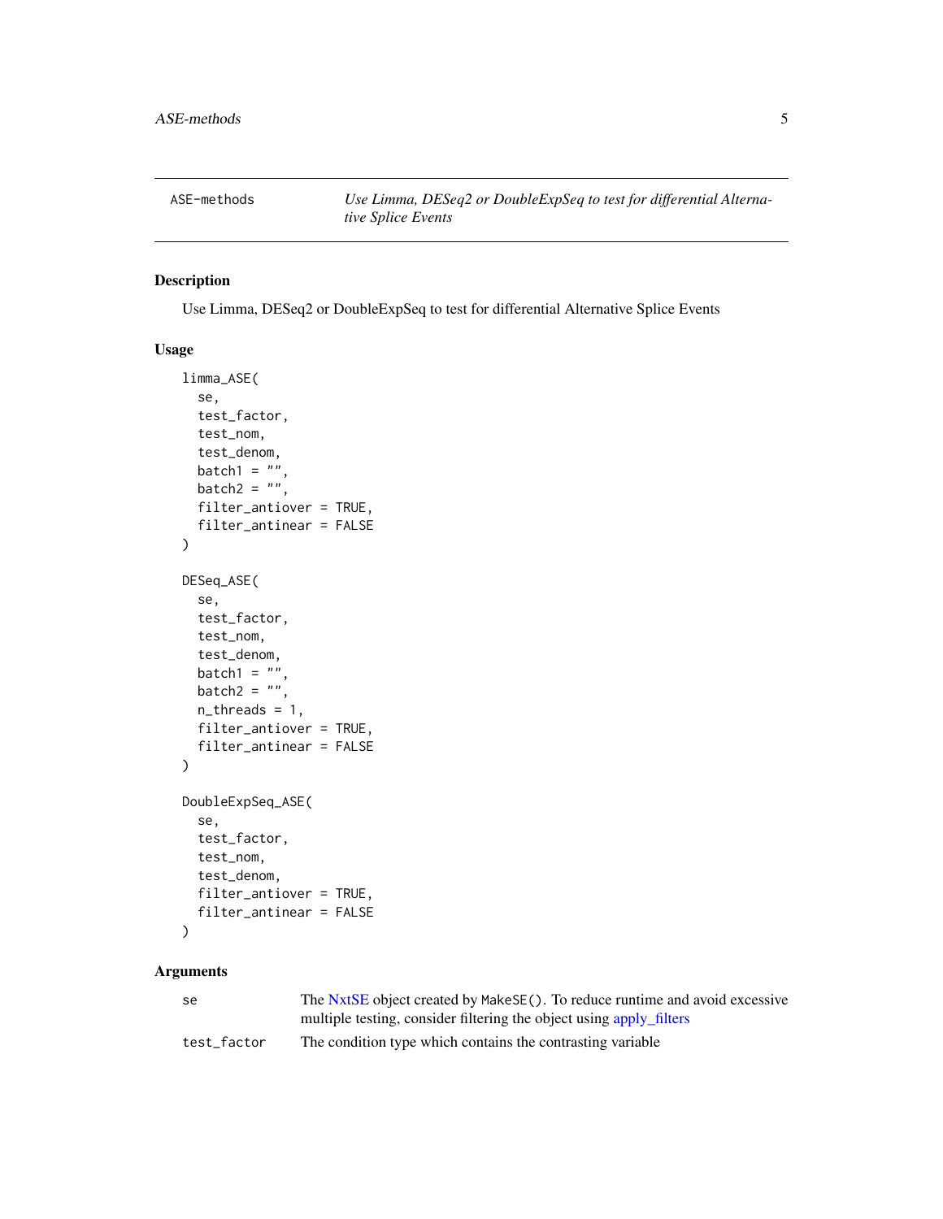ASE-methods *Use Limma, DESeq2 or DoubleExpSeq to test for differential Alternative Splice Events*

## Description

Use Limma, DESeq2 or DoubleExpSeq to test for differential Alternative Splice Events

## Usage

```
limma_ASE(
  se,
  test_factor,
  test_nom,
  test_denom,
  batch1 = "",
  batch2 = "",
  filter_antiover = TRUE,
  filter_antinear = FALSE
)

DESeq_ASE(
  se,
  test_factor,
  test_nom,
  test_denom,
  batch1 = "",
  batch2 = "",
  n_threads = 1,
  filter_antiover = TRUE,
  filter_antinear = FALSE
)

DoubleExpSeq_ASE(
  se,
  test_factor,
  test_nom,
  test_denom,
  filter_antiover = TRUE,
  filter_antinear = FALSE
)
```

## Arguments

| | |
|---|---|
| `se` | The NxtSE object created by `MakeSE()`. To reduce runtime and avoid excessive multiple testing, consider filtering the object using apply_filters |
| `test_factor` | The condition type which contains the contrasting variable |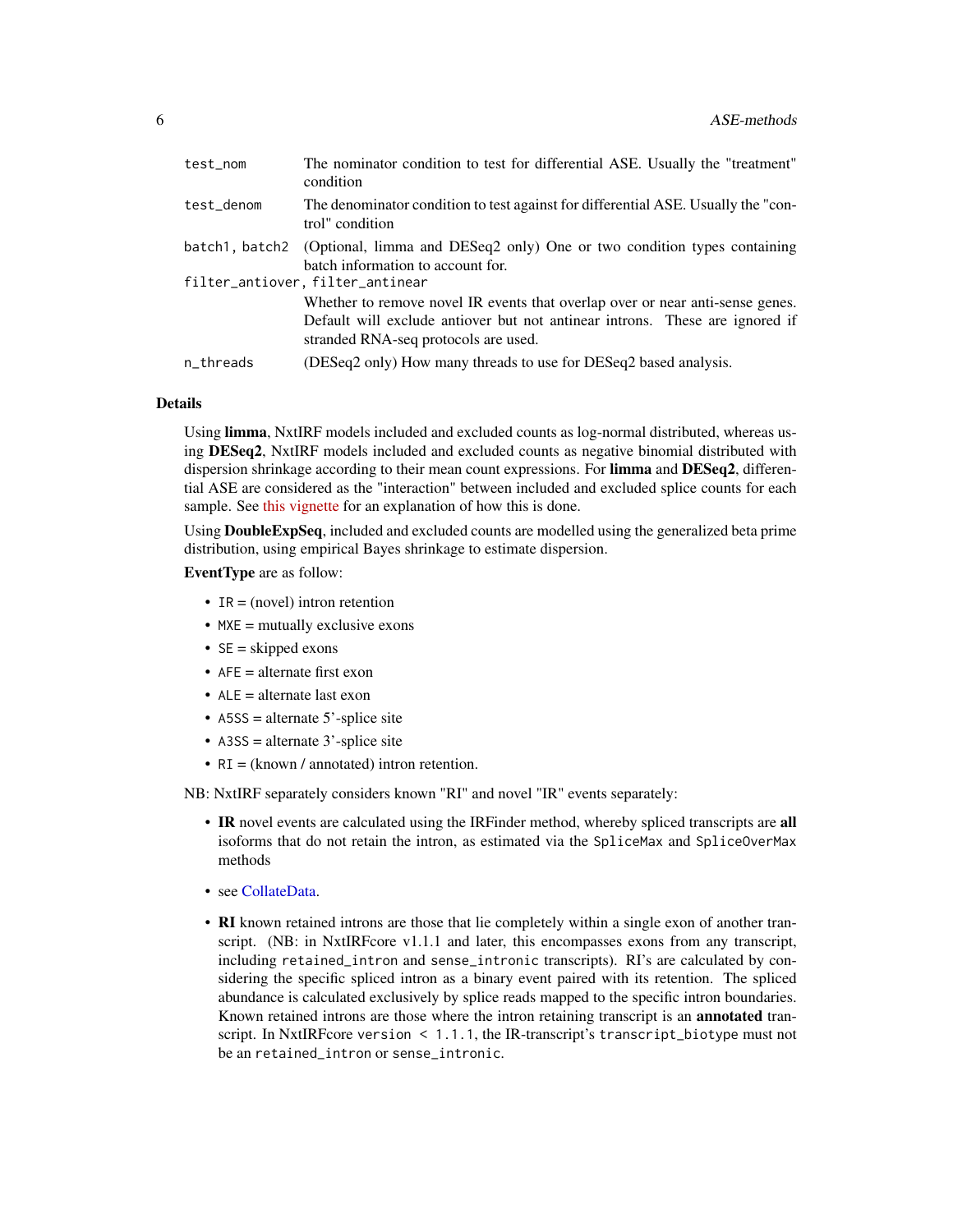| | |
|---|---|
| `test_nom` | The nominator condition to test for differential ASE. Usually the "treatment" condition |
| `test_denom` | The denominator condition to test against for differential ASE. Usually the "control" condition |
| `batch1, batch2` | (Optional, limma and DESeq2 only) One or two condition types containing batch information to account for. |
| `filter_antiover, filter_antinear` | Whether to remove novel IR events that overlap over or near anti-sense genes. Default will exclude antiover but not antinear introns. These are ignored if stranded RNA-seq protocols are used. |
| `n_threads` | (DESeq2 only) How many threads to use for DESeq2 based analysis. |

## Details

Using **limma**, NxtIRF models included and excluded counts as log-normal distributed, whereas using **DESeq2**, NxtIRF models included and excluded counts as negative binomial distributed with dispersion shrinkage according to their mean count expressions. For **limma** and **DESeq2**, differential ASE are considered as the "interaction" between included and excluded splice counts for each sample. See this vignette for an explanation of how this is done.

Using **DoubleExpSeq**, included and excluded counts are modelled using the generalized beta prime distribution, using empirical Bayes shrinkage to estimate dispersion.

**EventType** are as follow:

- `IR` = (novel) intron retention
- `MXE` = mutually exclusive exons
- `SE` = skipped exons
- `AFE` = alternate first exon
- `ALE` = alternate last exon
- `A5SS` = alternate 5'-splice site
- `A3SS` = alternate 3'-splice site
- `RI` = (known / annotated) intron retention.

NB: NxtIRF separately considers known "RI" and novel "IR" events separately:

- **IR** novel events are calculated using the IRFinder method, whereby spliced transcripts are **all** isoforms that do not retain the intron, as estimated via the `SpliceMax` and `SpliceOverMax` methods
- see CollateData.
- **RI** known retained introns are those that lie completely within a single exon of another transcript. (NB: in NxtIRFcore v1.1.1 and later, this encompasses exons from any transcript, including `retained_intron` and `sense_intronic` transcripts). RI's are calculated by considering the specific spliced intron as a binary event paired with its retention. The spliced abundance is calculated exclusively by splice reads mapped to the specific intron boundaries. Known retained introns are those where the intron retaining transcript is an **annotated** transcript. In NxtIRFcore `version < 1.1.1`, the IR-transcript's `transcript_biotype` must not be an `retained_intron` or `sense_intronic`.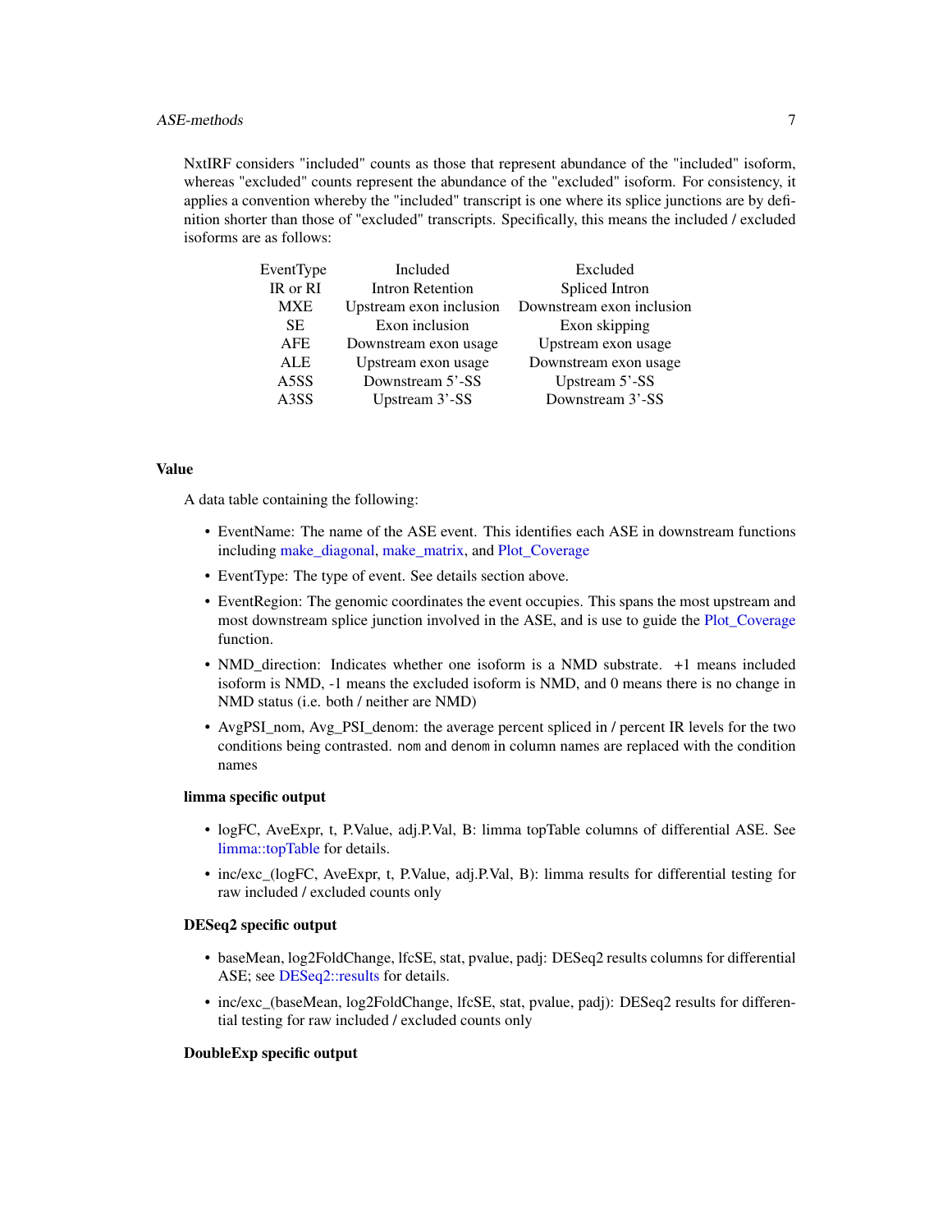NxtIRF considers "included" counts as those that represent abundance of the "included" isoform, whereas "excluded" counts represent the abundance of the "excluded" isoform. For consistency, it applies a convention whereby the "included" transcript is one where its splice junctions are by definition shorter than those of "excluded" transcripts. Specifically, this means the included / excluded isoforms are as follows:

| EventType | Included | Excluded |
|---|---|---|
| IR or RI | Intron Retention | Spliced Intron |
| MXE | Upstream exon inclusion | Downstream exon inclusion |
| SE | Exon inclusion | Exon skipping |
| AFE | Downstream exon usage | Upstream exon usage |
| ALE | Upstream exon usage | Downstream exon usage |
| A5SS | Downstream 5'-SS | Upstream 5'-SS |
| A3SS | Upstream 3'-SS | Downstream 3'-SS |

## Value

A data table containing the following:

- EventName: The name of the ASE event. This identifies each ASE in downstream functions including make_diagonal, make_matrix, and Plot_Coverage
- EventType: The type of event. See details section above.
- EventRegion: The genomic coordinates the event occupies. This spans the most upstream and most downstream splice junction involved in the ASE, and is use to guide the Plot_Coverage function.
- NMD_direction: Indicates whether one isoform is a NMD substrate. +1 means included isoform is NMD, -1 means the excluded isoform is NMD, and 0 means there is no change in NMD status (i.e. both / neither are NMD)
- AvgPSI_nom, Avg_PSI_denom: the average percent spliced in / percent IR levels for the two conditions being contrasted. `nom` and `denom` in column names are replaced with the condition names

### limma specific output

- logFC, AveExpr, t, P.Value, adj.P.Val, B: limma topTable columns of differential ASE. See limma::topTable for details.
- inc/exc_(logFC, AveExpr, t, P.Value, adj.P.Val, B): limma results for differential testing for raw included / excluded counts only

### DESeq2 specific output

- baseMean, log2FoldChange, lfcSE, stat, pvalue, padj: DESeq2 results columns for differential ASE; see DESeq2::results for details.
- inc/exc_(baseMean, log2FoldChange, lfcSE, stat, pvalue, padj): DESeq2 results for differential testing for raw included / excluded counts only

### DoubleExp specific output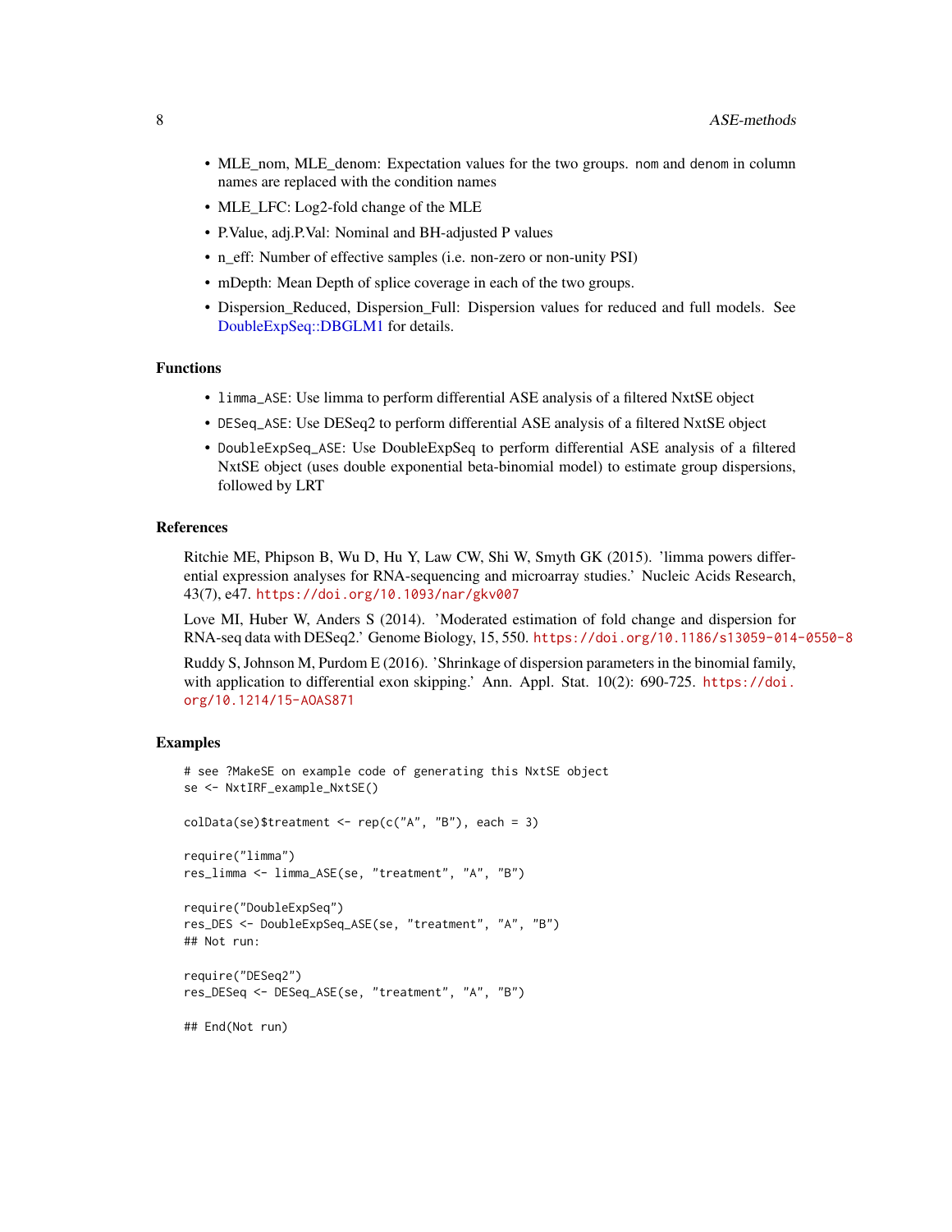- MLE_nom, MLE_denom: Expectation values for the two groups. `nom` and `denom` in column names are replaced with the condition names
- MLE_LFC: Log2-fold change of the MLE
- P.Value, adj.P.Val: Nominal and BH-adjusted P values
- n_eff: Number of effective samples (i.e. non-zero or non-unity PSI)
- mDepth: Mean Depth of splice coverage in each of the two groups.
- Dispersion_Reduced, Dispersion_Full: Dispersion values for reduced and full models. See DoubleExpSeq::DBGLM1 for details.

## Functions

- `limma_ASE`: Use limma to perform differential ASE analysis of a filtered NxtSE object
- `DESeq_ASE`: Use DESeq2 to perform differential ASE analysis of a filtered NxtSE object
- `DoubleExpSeq_ASE`: Use DoubleExpSeq to perform differential ASE analysis of a filtered NxtSE object (uses double exponential beta-binomial model) to estimate group dispersions, followed by LRT

## References

Ritchie ME, Phipson B, Wu D, Hu Y, Law CW, Shi W, Smyth GK (2015). 'limma powers differential expression analyses for RNA-sequencing and microarray studies.' Nucleic Acids Research, 43(7), e47. https://doi.org/10.1093/nar/gkv007

Love MI, Huber W, Anders S (2014). 'Moderated estimation of fold change and dispersion for RNA-seq data with DESeq2.' Genome Biology, 15, 550. https://doi.org/10.1186/s13059-014-0550-8

Ruddy S, Johnson M, Purdom E (2016). 'Shrinkage of dispersion parameters in the binomial family, with application to differential exon skipping.' Ann. Appl. Stat. 10(2): 690-725. https://doi.org/10.1214/15-AOAS871

## Examples

```
# see ?MakeSE on example code of generating this NxtSE object
se <- NxtIRF_example_NxtSE()

colData(se)$treatment <- rep(c("A", "B"), each = 3)

require("limma")
res_limma <- limma_ASE(se, "treatment", "A", "B")

require("DoubleExpSeq")
res_DES <- DoubleExpSeq_ASE(se, "treatment", "A", "B")
## Not run:

require("DESeq2")
res_DESeq <- DESeq_ASE(se, "treatment", "A", "B")

## End(Not run)
```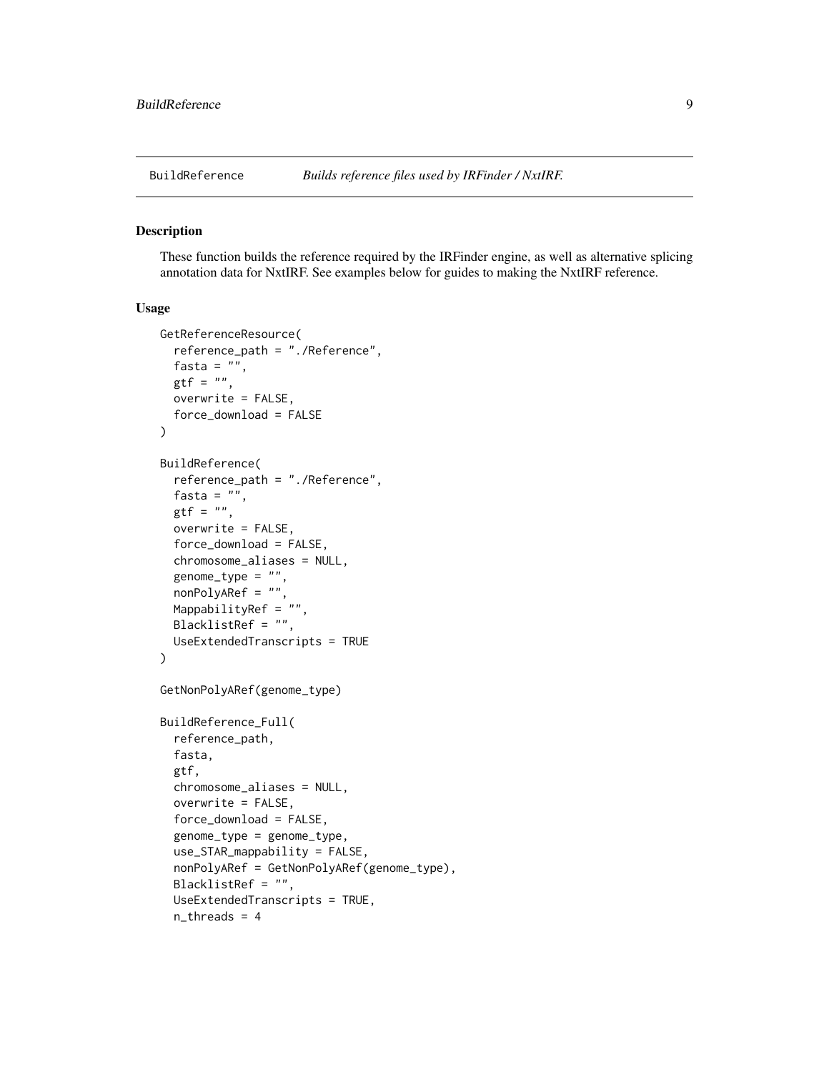# BuildReference *Builds reference files used by IRFinder / NxtIRF.*

## Description

These function builds the reference required by the IRFinder engine, as well as alternative splicing annotation data for NxtIRF. See examples below for guides to making the NxtIRF reference.

## Usage

```
GetReferenceResource(
  reference_path = "./Reference",
  fasta = "",
  gtf = "",
  overwrite = FALSE,
  force_download = FALSE
)

BuildReference(
  reference_path = "./Reference",
  fasta = "",
  gtf = "",
  overwrite = FALSE,
  force_download = FALSE,
  chromosome_aliases = NULL,
  genome_type = "",
  nonPolyARef = "",
  MappabilityRef = "",
  BlacklistRef = "",
  UseExtendedTranscripts = TRUE
)

GetNonPolyARef(genome_type)

BuildReference_Full(
  reference_path,
  fasta,
  gtf,
  chromosome_aliases = NULL,
  overwrite = FALSE,
  force_download = FALSE,
  genome_type = genome_type,
  use_STAR_mappability = FALSE,
  nonPolyARef = GetNonPolyARef(genome_type),
  BlacklistRef = "",
  UseExtendedTranscripts = TRUE,
  n_threads = 4
```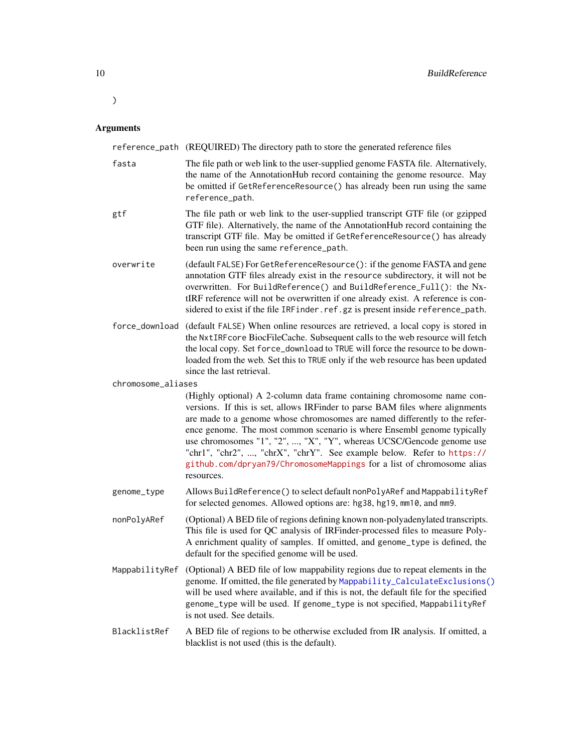```
)
```

## Arguments

| | |
|---|---|
| `reference_path` | (REQUIRED) The directory path to store the generated reference files |
| `fasta` | The file path or web link to the user-supplied genome FASTA file. Alternatively, the name of the AnnotationHub record containing the genome resource. May be omitted if `GetReferenceResource()` has already been run using the same `reference_path`. |
| `gtf` | The file path or web link to the user-supplied transcript GTF file (or gzipped GTF file). Alternatively, the name of the AnnotationHub record containing the transcript GTF file. May be omitted if `GetReferenceResource()` has already been run using the same `reference_path`. |
| `overwrite` | (default `FALSE`) For `GetReferenceResource()`: if the genome FASTA and gene annotation GTF files already exist in the `resource` subdirectory, it will not be overwritten. For `BuildReference()` and `BuildReference_Full()`: the NxtIRF reference will not be overwritten if one already exist. A reference is considered to exist if the file `IRFinder.ref.gz` is present inside `reference_path`. |
| `force_download` | (default `FALSE`) When online resources are retrieved, a local copy is stored in the `NxtIRFcore` BiocFileCache. Subsequent calls to the web resource will fetch the local copy. Set `force_download` to `TRUE` will force the resource to be downloaded from the web. Set this to `TRUE` only if the web resource has been updated since the last retrieval. |
| `chromosome_aliases` | (Highly optional) A 2-column data frame containing chromosome name conversions. If this is set, allows IRFinder to parse BAM files where alignments are made to a genome whose chromosomes are named differently to the reference genome. The most common scenario is where Ensembl genome typically use chromosomes "1", "2", ..., "X", "Y", whereas UCSC/Gencode genome use "chr1", "chr2", ..., "chrX", "chrY". See example below. Refer to https://github.com/dpryan79/ChromosomeMappings for a list of chromosome alias resources. |
| `genome_type` | Allows `BuildReference()` to select default `nonPolyARef` and `MappabilityRef` for selected genomes. Allowed options are: `hg38`, `hg19`, `mm10`, and `mm9`. |
| `nonPolyARef` | (Optional) A BED file of regions defining known non-polyadenylated transcripts. This file is used for QC analysis of IRFinder-processed files to measure Poly-A enrichment quality of samples. If omitted, and `genome_type` is defined, the default for the specified genome will be used. |
| `MappabilityRef` | (Optional) A BED file of low mappability regions due to repeat elements in the genome. If omitted, the file generated by `Mappability_CalculateExclusions()` will be used where available, and if this is not, the default file for the specified `genome_type` will be used. If `genome_type` is not specified, `MappabilityRef` is not used. See details. |
| `BlacklistRef` | A BED file of regions to be otherwise excluded from IR analysis. If omitted, a blacklist is not used (this is the default). |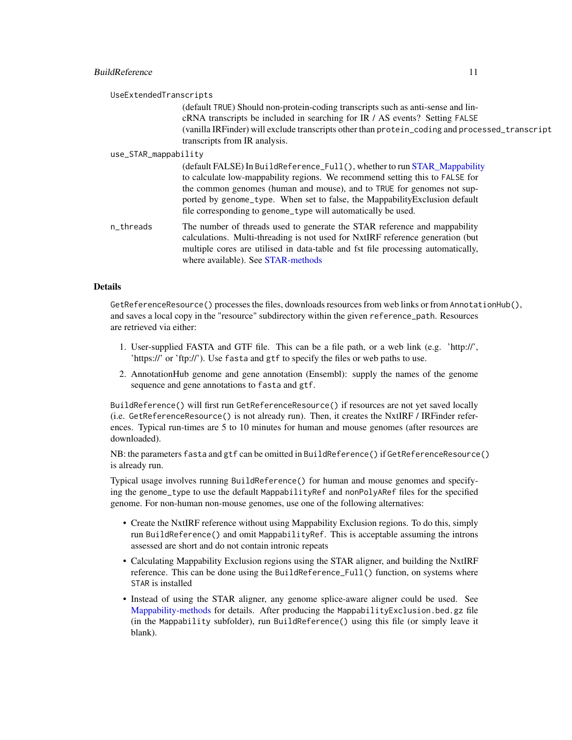`UseExtendedTranscripts`
: (default `TRUE`) Should non-protein-coding transcripts such as anti-sense and lincRNA transcripts be included in searching for IR / AS events? Setting `FALSE` (vanilla IRFinder) will exclude transcripts other than `protein_coding` and `processed_transcript` transcripts from IR analysis.

`use_STAR_mappability`
: (default FALSE) In `BuildReference_Full()`, whether to run STAR_Mappability to calculate low-mappability regions. We recommend setting this to `FALSE` for the common genomes (human and mouse), and to `TRUE` for genomes not supported by `genome_type`. When set to false, the MappabilityExclusion default file corresponding to `genome_type` will automatically be used.

`n_threads`
: The number of threads used to generate the STAR reference and mappability calculations. Multi-threading is not used for NxtIRF reference generation (but multiple cores are utilised in data-table and fst file processing automatically, where available). See STAR-methods

### Details

`GetReferenceResource()` processes the files, downloads resources from web links or from `AnnotationHub()`, and saves a local copy in the "resource" subdirectory within the given `reference_path`. Resources are retrieved via either:

1. User-supplied FASTA and GTF file. This can be a file path, or a web link (e.g. 'http://', 'https://' or 'ftp://'). Use `fasta` and `gtf` to specify the files or web paths to use.
2. AnnotationHub genome and gene annotation (Ensembl): supply the names of the genome sequence and gene annotations to `fasta` and `gtf`.

`BuildReference()` will first run `GetReferenceResource()` if resources are not yet saved locally (i.e. `GetReferenceResource()` is not already run). Then, it creates the NxtIRF / IRFinder references. Typical run-times are 5 to 10 minutes for human and mouse genomes (after resources are downloaded).

NB: the parameters `fasta` and `gtf` can be omitted in `BuildReference()` if `GetReferenceResource()` is already run.

Typical usage involves running `BuildReference()` for human and mouse genomes and specifying the `genome_type` to use the default `MappabilityRef` and `nonPolyARef` files for the specified genome. For non-human non-mouse genomes, use one of the following alternatives:

- Create the NxtIRF reference without using Mappability Exclusion regions. To do this, simply run `BuildReference()` and omit `MappabilityRef`. This is acceptable assuming the introns assessed are short and do not contain intronic repeats
- Calculating Mappability Exclusion regions using the STAR aligner, and building the NxtIRF reference. This can be done using the `BuildReference_Full()` function, on systems where `STAR` is installed
- Instead of using the STAR aligner, any genome splice-aware aligner could be used. See Mappability-methods for details. After producing the `MappabilityExclusion.bed.gz` file (in the `Mappability` subfolder), run `BuildReference()` using this file (or simply leave it blank).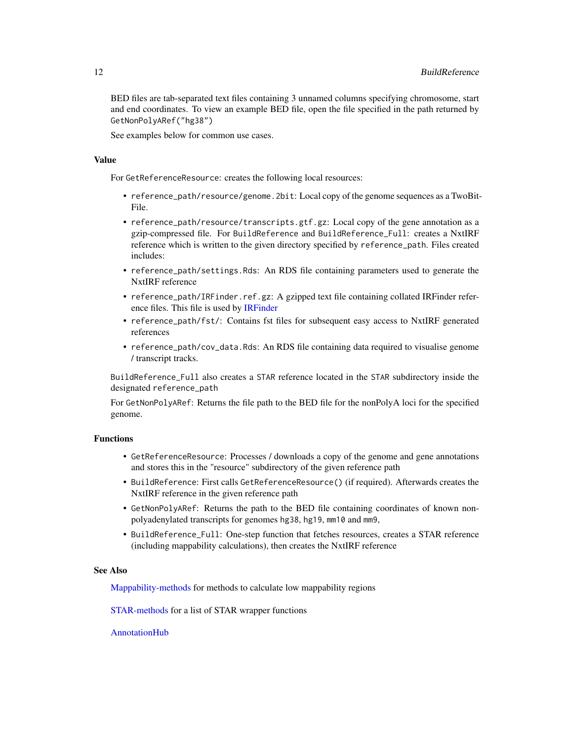BED files are tab-separated text files containing 3 unnamed columns specifying chromosome, start and end coordinates. To view an example BED file, open the file specified in the path returned by `GetNonPolyARef("hg38")`

See examples below for common use cases.

## Value

For `GetReferenceResource`: creates the following local resources:

- `reference_path/resource/genome.2bit`: Local copy of the genome sequences as a TwoBitFile.
- `reference_path/resource/transcripts.gtf.gz`: Local copy of the gene annotation as a gzip-compressed file. For `BuildReference` and `BuildReference_Full`: creates a NxtIRF reference which is written to the given directory specified by `reference_path`. Files created includes:
- `reference_path/settings.Rds`: An RDS file containing parameters used to generate the NxtIRF reference
- `reference_path/IRFinder.ref.gz`: A gzipped text file containing collated IRFinder reference files. This file is used by IRFinder
- `reference_path/fst/`: Contains fst files for subsequent easy access to NxtIRF generated references
- `reference_path/cov_data.Rds`: An RDS file containing data required to visualise genome / transcript tracks.

`BuildReference_Full` also creates a `STAR` reference located in the `STAR` subdirectory inside the designated `reference_path`

For `GetNonPolyARef`: Returns the file path to the BED file for the nonPolyA loci for the specified genome.

## Functions

- `GetReferenceResource`: Processes / downloads a copy of the genome and gene annotations and stores this in the "resource" subdirectory of the given reference path
- `BuildReference`: First calls `GetReferenceResource()` (if required). Afterwards creates the NxtIRF reference in the given reference path
- `GetNonPolyARef`: Returns the path to the BED file containing coordinates of known non-polyadenylated transcripts for genomes `hg38`, `hg19`, `mm10` and `mm9`,
- `BuildReference_Full`: One-step function that fetches resources, creates a STAR reference (including mappability calculations), then creates the NxtIRF reference

## See Also

Mappability-methods for methods to calculate low mappability regions

STAR-methods for a list of STAR wrapper functions

AnnotationHub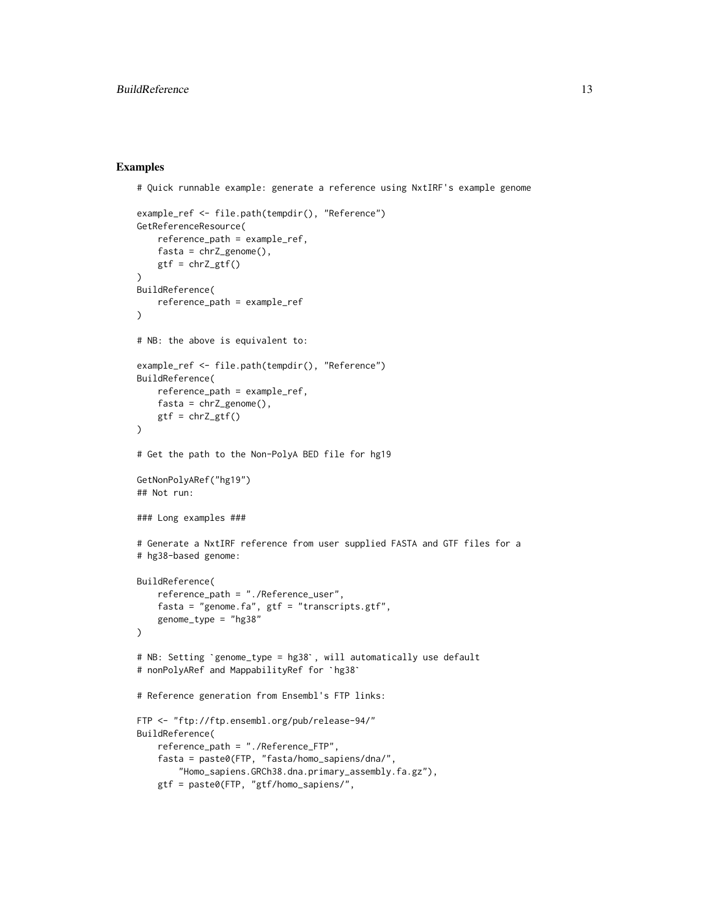## Examples

```
# Quick runnable example: generate a reference using NxtIRF's example genome

example_ref <- file.path(tempdir(), "Reference")
GetReferenceResource(
    reference_path = example_ref,
    fasta = chrZ_genome(),
    gtf = chrZ_gtf()
)
BuildReference(
    reference_path = example_ref
)

# NB: the above is equivalent to:

example_ref <- file.path(tempdir(), "Reference")
BuildReference(
    reference_path = example_ref,
    fasta = chrZ_genome(),
    gtf = chrZ_gtf()
)

# Get the path to the Non-PolyA BED file for hg19

GetNonPolyARef("hg19")
## Not run:

### Long examples ###

# Generate a NxtIRF reference from user supplied FASTA and GTF files for a
# hg38-based genome:

BuildReference(
    reference_path = "./Reference_user",
    fasta = "genome.fa", gtf = "transcripts.gtf",
    genome_type = "hg38"
)

# NB: Setting `genome_type = hg38`, will automatically use default
# nonPolyARef and MappabilityRef for `hg38`

# Reference generation from Ensembl's FTP links:

FTP <- "ftp://ftp.ensembl.org/pub/release-94/"
BuildReference(
    reference_path = "./Reference_FTP",
    fasta = paste0(FTP, "fasta/homo_sapiens/dna/",
        "Homo_sapiens.GRCh38.dna.primary_assembly.fa.gz"),
    gtf = paste0(FTP, "gtf/homo_sapiens/",
```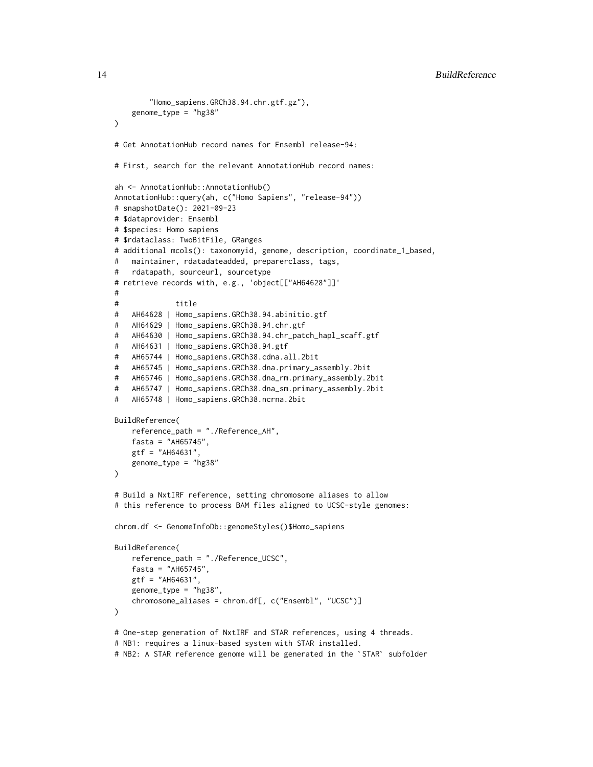```
        "Homo_sapiens.GRCh38.94.chr.gtf.gz"),
    genome_type = "hg38"
)

# Get AnnotationHub record names for Ensembl release-94:

# First, search for the relevant AnnotationHub record names:

ah <- AnnotationHub::AnnotationHub()
AnnotationHub::query(ah, c("Homo Sapiens", "release-94"))
# snapshotDate(): 2021-09-23
# $dataprovider: Ensembl
# $species: Homo sapiens
# $rdataclass: TwoBitFile, GRanges
# additional mcols(): taxonomyid, genome, description, coordinate_1_based,
#   maintainer, rdatadateadded, preparerclass, tags,
#   rdatapath, sourceurl, sourcetype
# retrieve records with, e.g., 'object[["AH64628"]]'
#
#             title
#   AH64628 | Homo_sapiens.GRCh38.94.abinitio.gtf
#   AH64629 | Homo_sapiens.GRCh38.94.chr.gtf
#   AH64630 | Homo_sapiens.GRCh38.94.chr_patch_hapl_scaff.gtf
#   AH64631 | Homo_sapiens.GRCh38.94.gtf
#   AH65744 | Homo_sapiens.GRCh38.cdna.all.2bit
#   AH65745 | Homo_sapiens.GRCh38.dna.primary_assembly.2bit
#   AH65746 | Homo_sapiens.GRCh38.dna_rm.primary_assembly.2bit
#   AH65747 | Homo_sapiens.GRCh38.dna_sm.primary_assembly.2bit
#   AH65748 | Homo_sapiens.GRCh38.ncrna.2bit

BuildReference(
    reference_path = "./Reference_AH",
    fasta = "AH65745",
    gtf = "AH64631",
    genome_type = "hg38"
)

# Build a NxtIRF reference, setting chromosome aliases to allow
# this reference to process BAM files aligned to UCSC-style genomes:

chrom.df <- GenomeInfoDb::genomeStyles()$Homo_sapiens

BuildReference(
    reference_path = "./Reference_UCSC",
    fasta = "AH65745",
    gtf = "AH64631",
    genome_type = "hg38",
    chromosome_aliases = chrom.df[, c("Ensembl", "UCSC")]
)

# One-step generation of NxtIRF and STAR references, using 4 threads.
# NB1: requires a linux-based system with STAR installed.
# NB2: A STAR reference genome will be generated in the `STAR` subfolder
```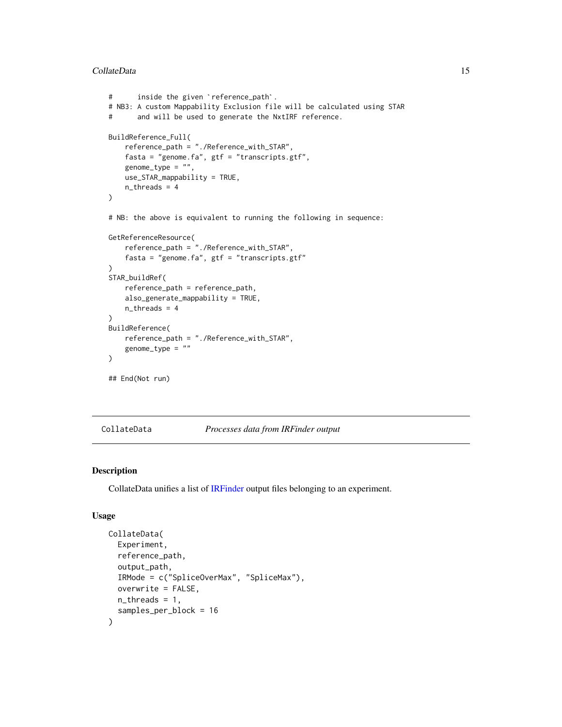```
#       inside the given `reference_path`.
# NB3: A custom Mappability Exclusion file will be calculated using STAR
#       and will be used to generate the NxtIRF reference.

BuildReference_Full(
    reference_path = "./Reference_with_STAR",
    fasta = "genome.fa", gtf = "transcripts.gtf",
    genome_type = "",
    use_STAR_mappability = TRUE,
    n_threads = 4
)

# NB: the above is equivalent to running the following in sequence:

GetReferenceResource(
    reference_path = "./Reference_with_STAR",
    fasta = "genome.fa", gtf = "transcripts.gtf"
)
STAR_buildRef(
    reference_path = reference_path,
    also_generate_mappability = TRUE,
    n_threads = 4
)
BuildReference(
    reference_path = "./Reference_with_STAR",
    genome_type = ""
)

## End(Not run)
```

---

CollateData *Processes data from IRFinder output*

---

## Description

CollateData unifies a list of IRFinder output files belonging to an experiment.

## Usage

```
CollateData(
  Experiment,
  reference_path,
  output_path,
  IRMode = c("SpliceOverMax", "SpliceMax"),
  overwrite = FALSE,
  n_threads = 1,
  samples_per_block = 16
)
```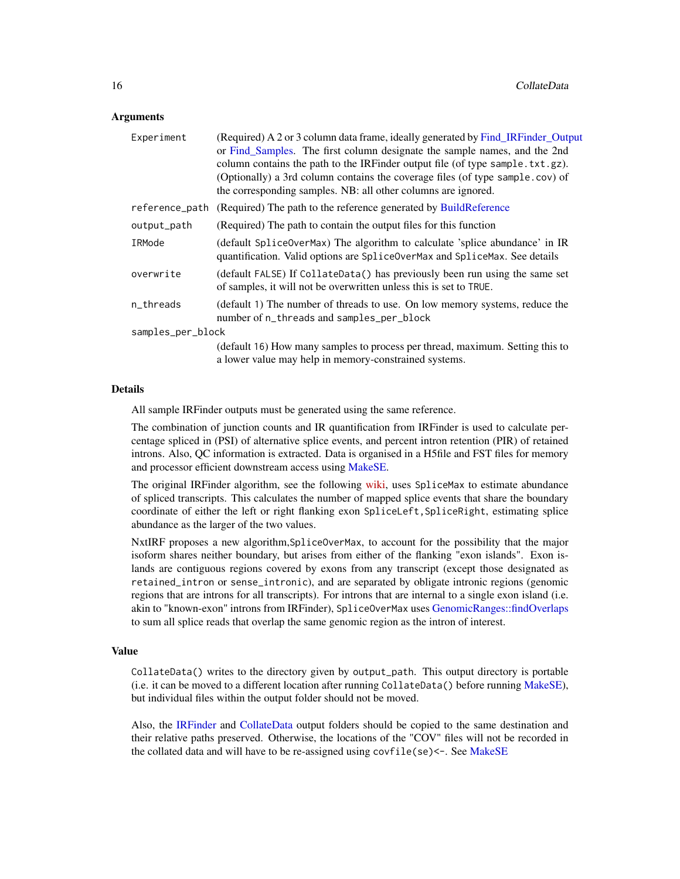## Arguments

| | |
|---|---|
| `Experiment` | (Required) A 2 or 3 column data frame, ideally generated by Find_IRFinder_Output or Find_Samples. The first column designate the sample names, and the 2nd column contains the path to the IRFinder output file (of type `sample.txt.gz`). (Optionally) a 3rd column contains the coverage files (of type `sample.cov`) of the corresponding samples. NB: all other columns are ignored. |
| `reference_path` | (Required) The path to the reference generated by BuildReference |
| `output_path` | (Required) The path to contain the output files for this function |
| `IRMode` | (default `SpliceOverMax`) The algorithm to calculate 'splice abundance' in IR quantification. Valid options are `SpliceOverMax` and `SpliceMax`. See details |
| `overwrite` | (default `FALSE`) If `CollateData()` has previously been run using the same set of samples, it will not be overwritten unless this is set to `TRUE`. |
| `n_threads` | (default 1) The number of threads to use. On low memory systems, reduce the number of `n_threads` and `samples_per_block` |
| `samples_per_block` | (default 16) How many samples to process per thread, maximum. Setting this to a lower value may help in memory-constrained systems. |

## Details

All sample IRFinder outputs must be generated using the same reference.

The combination of junction counts and IR quantification from IRFinder is used to calculate percentage spliced in (PSI) of alternative splice events, and percent intron retention (PIR) of retained introns. Also, QC information is extracted. Data is organised in a H5file and FST files for memory and processor efficient downstream access using MakeSE.

The original IRFinder algorithm, see the following wiki, uses `SpliceMax` to estimate abundance of spliced transcripts. This calculates the number of mapped splice events that share the boundary coordinate of either the left or right flanking exon `SpliceLeft,SpliceRight`, estimating splice abundance as the larger of the two values.

NxtIRF proposes a new algorithm,`SpliceOverMax`, to account for the possibility that the major isoform shares neither boundary, but arises from either of the flanking "exon islands". Exon islands are contiguous regions covered by exons from any transcript (except those designated as `retained_intron` or `sense_intronic`), and are separated by obligate intronic regions (genomic regions that are introns for all transcripts). For introns that are internal to a single exon island (i.e. akin to "known-exon" introns from IRFinder), `SpliceOverMax` uses GenomicRanges::findOverlaps to sum all splice reads that overlap the same genomic region as the intron of interest.

## Value

`CollateData()` writes to the directory given by `output_path`. This output directory is portable (i.e. it can be moved to a different location after running `CollateData()` before running MakeSE), but individual files within the output folder should not be moved.

Also, the IRFinder and CollateData output folders should be copied to the same destination and their relative paths preserved. Otherwise, the locations of the "COV" files will not be recorded in the collated data and will have to be re-assigned using `covfile(se)<-`. See MakeSE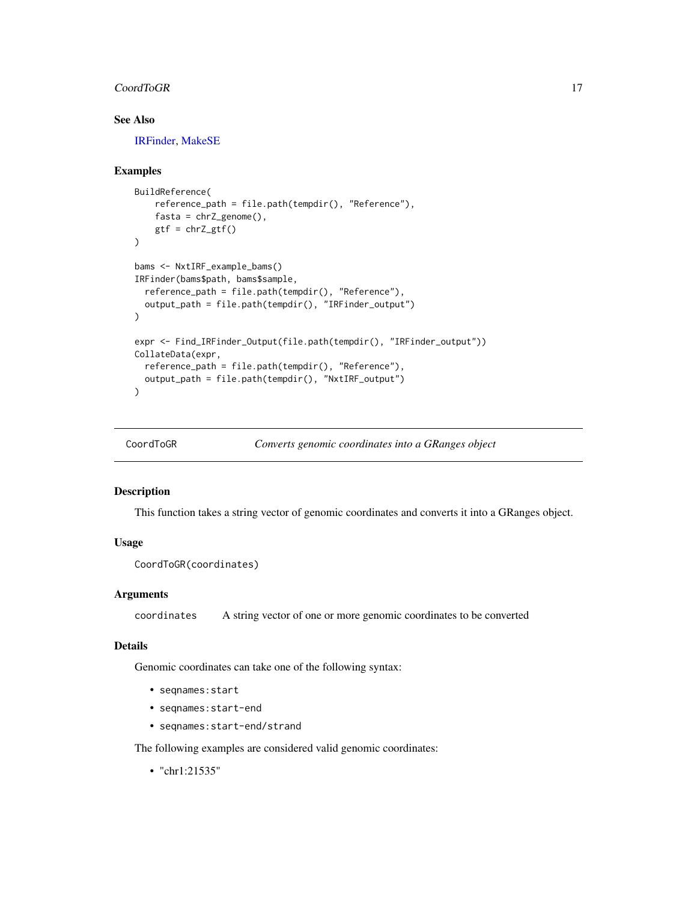## See Also

IRFinder, MakeSE

## Examples

```
BuildReference(
    reference_path = file.path(tempdir(), "Reference"),
    fasta = chrZ_genome(),
    gtf = chrZ_gtf()
)

bams <- NxtIRF_example_bams()
IRFinder(bams$path, bams$sample,
  reference_path = file.path(tempdir(), "Reference"),
  output_path = file.path(tempdir(), "IRFinder_output")
)

expr <- Find_IRFinder_Output(file.path(tempdir(), "IRFinder_output"))
CollateData(expr,
  reference_path = file.path(tempdir(), "Reference"),
  output_path = file.path(tempdir(), "NxtIRF_output")
)
```

# CoordToGR — *Converts genomic coordinates into a GRanges object*

## Description

This function takes a string vector of genomic coordinates and converts it into a GRanges object.

## Usage

```
CoordToGR(coordinates)
```

## Arguments

| | |
|---|---|
| coordinates | A string vector of one or more genomic coordinates to be converted |

## Details

Genomic coordinates can take one of the following syntax:

- `seqnames:start`
- `seqnames:start-end`
- `seqnames:start-end/strand`

The following examples are considered valid genomic coordinates:

- "chr1:21535"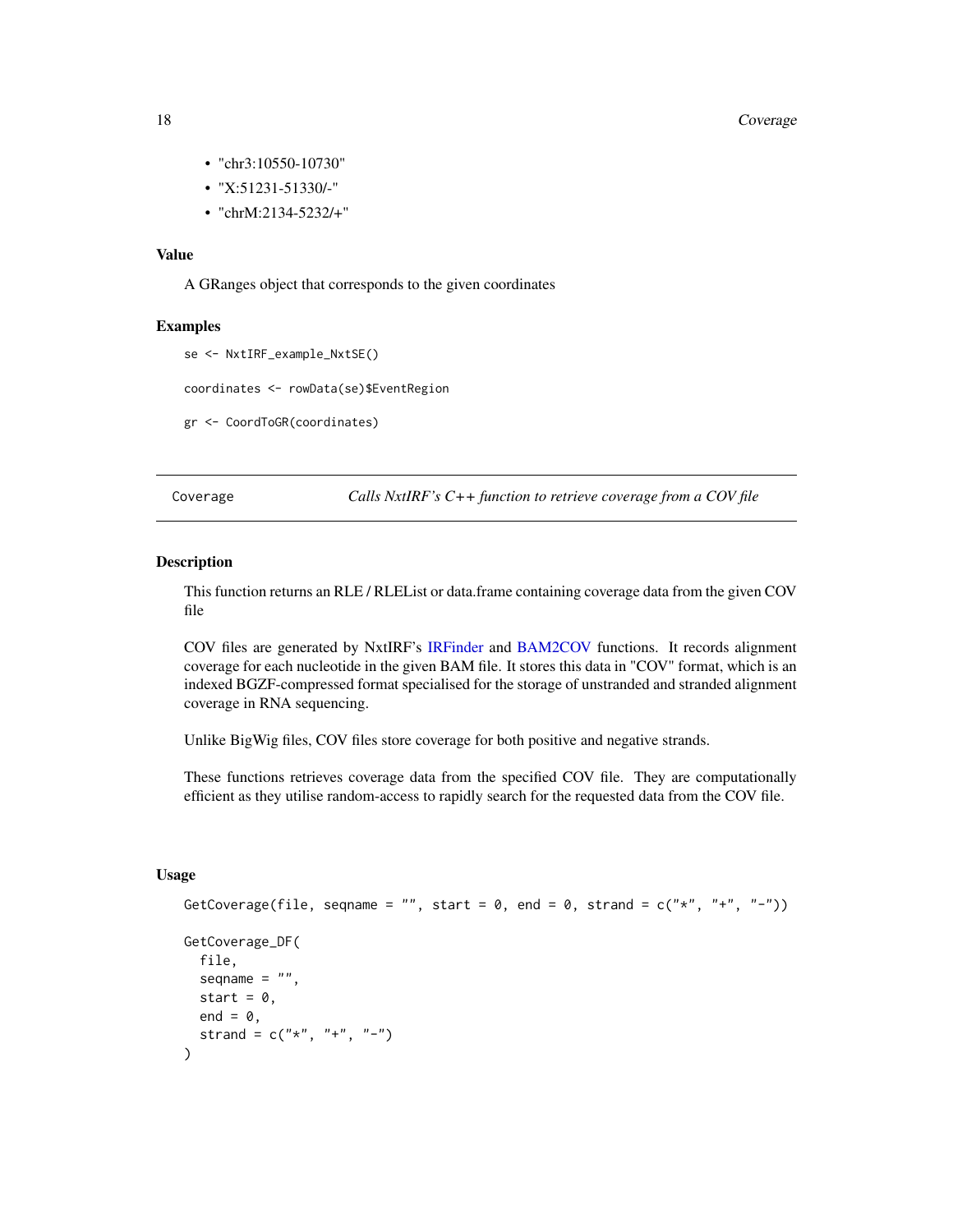- "chr3:10550-10730"
- "X:51231-51330/-"
- "chrM:2134-5232/+"

### Value

A GRanges object that corresponds to the given coordinates

### Examples

```
se <- NxtIRF_example_NxtSE()

coordinates <- rowData(se)$EventRegion

gr <- CoordToGR(coordinates)
```

---

## Coverage — *Calls NxtIRF's C++ function to retrieve coverage from a COV file*

---

### Description

This function returns an RLE / RLEList or data.frame containing coverage data from the given COV file

COV files are generated by NxtIRF's IRFinder and BAM2COV functions. It records alignment coverage for each nucleotide in the given BAM file. It stores this data in "COV" format, which is an indexed BGZF-compressed format specialised for the storage of unstranded and stranded alignment coverage in RNA sequencing.

Unlike BigWig files, COV files store coverage for both positive and negative strands.

These functions retrieves coverage data from the specified COV file. They are computationally efficient as they utilise random-access to rapidly search for the requested data from the COV file.

### Usage

```
GetCoverage(file, seqname = "", start = 0, end = 0, strand = c("*", "+", "-"))

GetCoverage_DF(
  file,
  seqname = "",
  start = 0,
  end = 0,
  strand = c("*", "+", "-")
)
```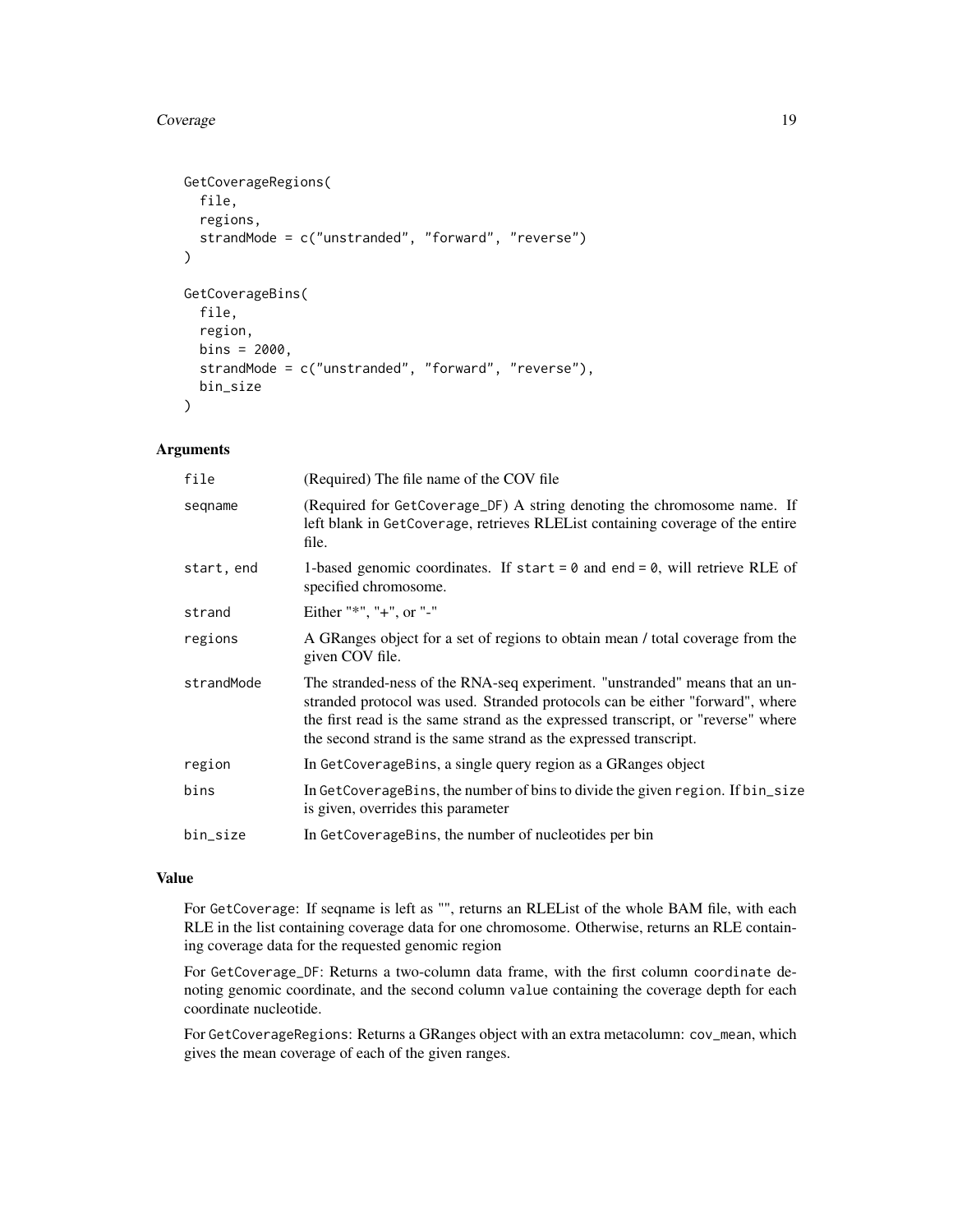```
GetCoverageRegions(
  file,
  regions,
  strandMode = c("unstranded", "forward", "reverse")
)

GetCoverageBins(
  file,
  region,
  bins = 2000,
  strandMode = c("unstranded", "forward", "reverse"),
  bin_size
)
```

### Arguments

| Argument | Description |
|---|---|
| file | (Required) The file name of the COV file |
| seqname | (Required for `GetCoverage_DF`) A string denoting the chromosome name. If left blank in `GetCoverage`, retrieves RLEList containing coverage of the entire file. |
| start, end | 1-based genomic coordinates. If `start = 0` and `end = 0`, will retrieve RLE of specified chromosome. |
| strand | Either "*", "+", or "-" |
| regions | A GRanges object for a set of regions to obtain mean / total coverage from the given COV file. |
| strandMode | The stranded-ness of the RNA-seq experiment. "unstranded" means that an unstranded protocol was used. Stranded protocols can be either "forward", where the first read is the same strand as the expressed transcript, or "reverse" where the second strand is the same strand as the expressed transcript. |
| region | In `GetCoverageBins`, a single query region as a GRanges object |
| bins | In `GetCoverageBins`, the number of bins to divide the given `region`. If `bin_size` is given, overrides this parameter |
| bin_size | In `GetCoverageBins`, the number of nucleotides per bin |

### Value

For `GetCoverage`: If seqname is left as "", returns an RLEList of the whole BAM file, with each RLE in the list containing coverage data for one chromosome. Otherwise, returns an RLE containing coverage data for the requested genomic region

For `GetCoverage_DF`: Returns a two-column data frame, with the first column `coordinate` denoting genomic coordinate, and the second column `value` containing the coverage depth for each coordinate nucleotide.

For `GetCoverageRegions`: Returns a GRanges object with an extra metacolumn: `cov_mean`, which gives the mean coverage of each of the given ranges.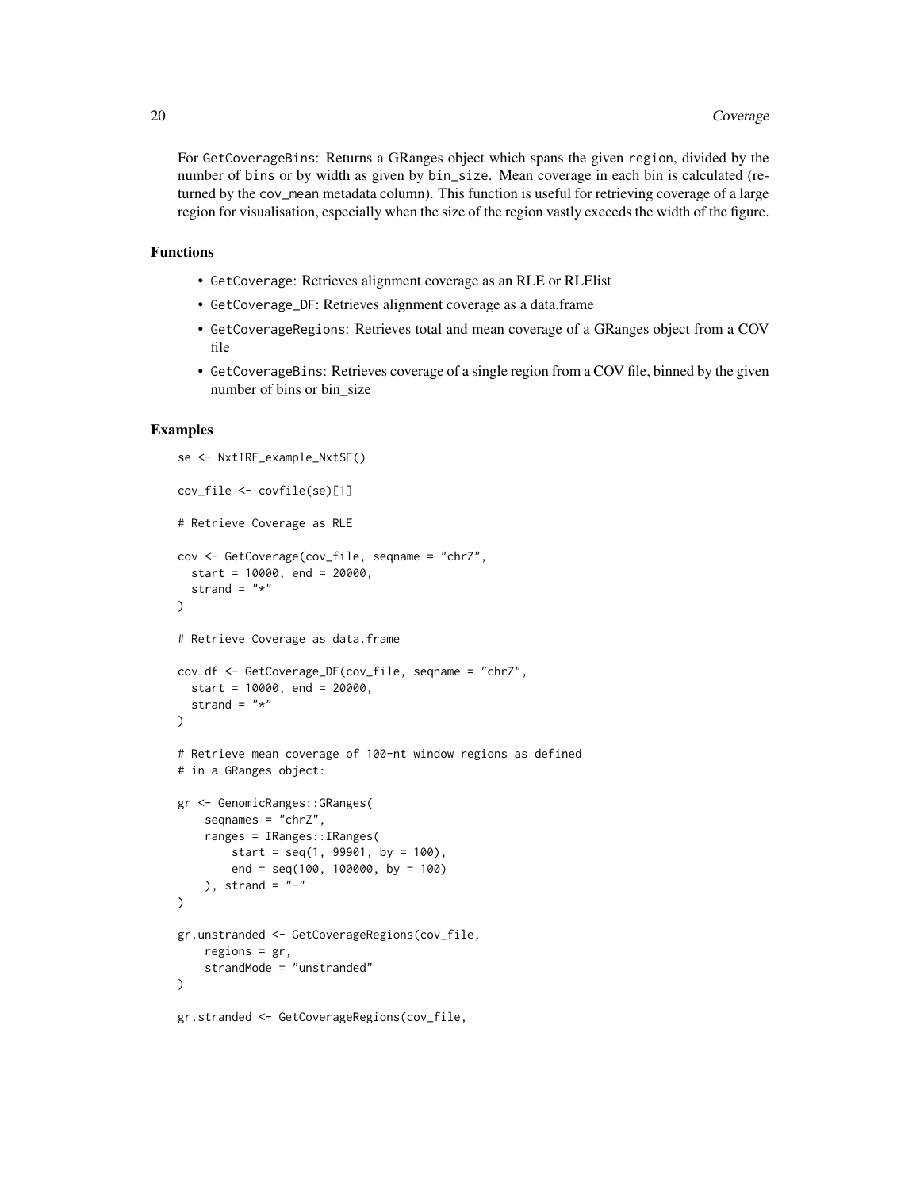For GetCoverageBins: Returns a GRanges object which spans the given region, divided by the number of bins or by width as given by bin_size. Mean coverage in each bin is calculated (returned by the cov_mean metadata column). This function is useful for retrieving coverage of a large region for visualisation, especially when the size of the region vastly exceeds the width of the figure.

## Functions

- GetCoverage: Retrieves alignment coverage as an RLE or RLElist
- GetCoverage_DF: Retrieves alignment coverage as a data.frame
- GetCoverageRegions: Retrieves total and mean coverage of a GRanges object from a COV file
- GetCoverageBins: Retrieves coverage of a single region from a COV file, binned by the given number of bins or bin_size

## Examples

```
se <- NxtIRF_example_NxtSE()

cov_file <- covfile(se)[1]

# Retrieve Coverage as RLE

cov <- GetCoverage(cov_file, seqname = "chrZ",
  start = 10000, end = 20000,
  strand = "*"
)

# Retrieve Coverage as data.frame

cov.df <- GetCoverage_DF(cov_file, seqname = "chrZ",
  start = 10000, end = 20000,
  strand = "*"
)

# Retrieve mean coverage of 100-nt window regions as defined
# in a GRanges object:

gr <- GenomicRanges::GRanges(
    seqnames = "chrZ",
    ranges = IRanges::IRanges(
        start = seq(1, 99901, by = 100),
        end = seq(100, 100000, by = 100)
    ), strand = "-"
)

gr.unstranded <- GetCoverageRegions(cov_file,
    regions = gr,
    strandMode = "unstranded"
)

gr.stranded <- GetCoverageRegions(cov_file,
```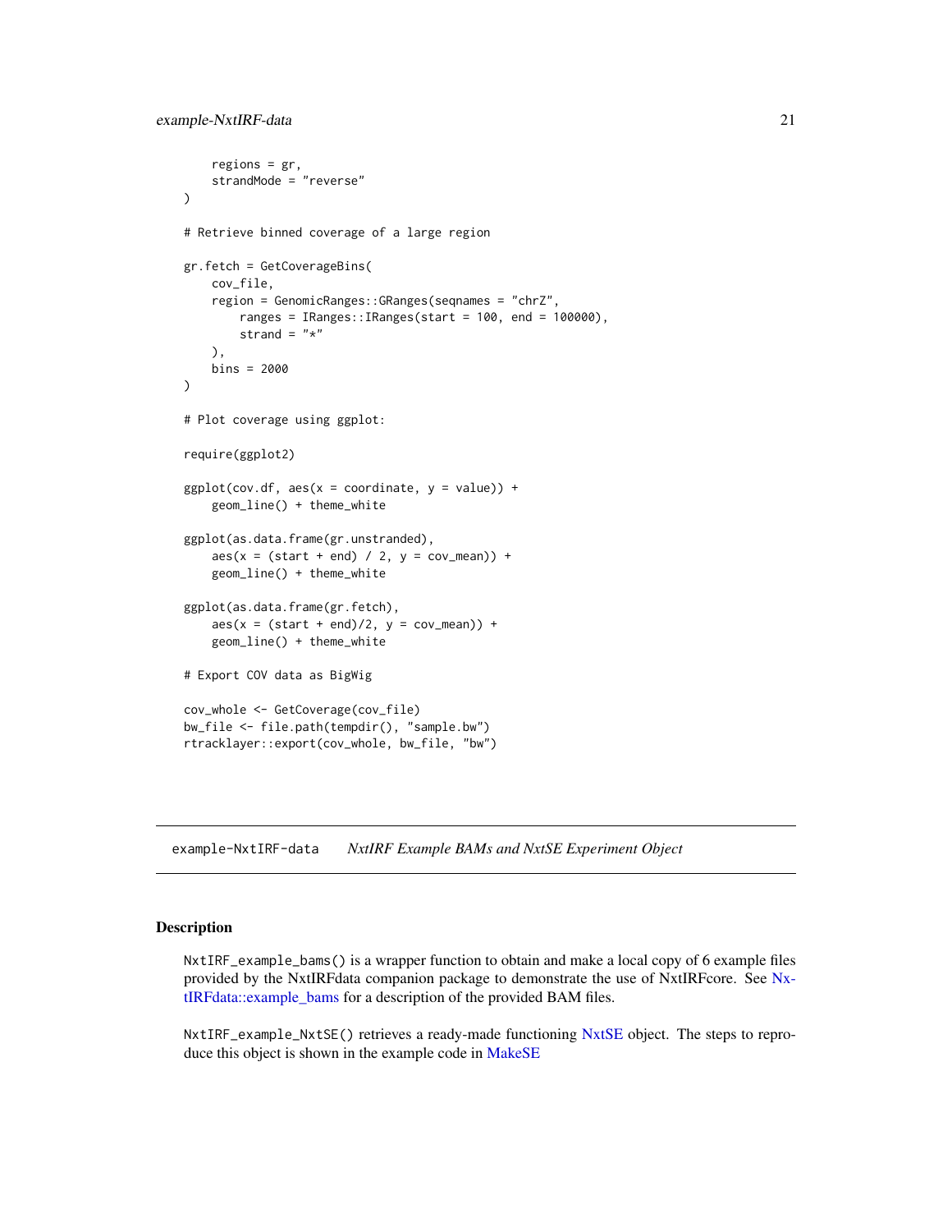```
    regions = gr,
    strandMode = "reverse"
)

# Retrieve binned coverage of a large region

gr.fetch = GetCoverageBins(
    cov_file,
    region = GenomicRanges::GRanges(seqnames = "chrZ",
        ranges = IRanges::IRanges(start = 100, end = 100000),
        strand = "*"
    ),
    bins = 2000
)

# Plot coverage using ggplot:

require(ggplot2)

ggplot(cov.df, aes(x = coordinate, y = value)) +
    geom_line() + theme_white

ggplot(as.data.frame(gr.unstranded),
    aes(x = (start + end) / 2, y = cov_mean)) +
    geom_line() + theme_white

ggplot(as.data.frame(gr.fetch),
    aes(x = (start + end)/2, y = cov_mean)) +
    geom_line() + theme_white

# Export COV data as BigWig

cov_whole <- GetCoverage(cov_file)
bw_file <- file.path(tempdir(), "sample.bw")
rtracklayer::export(cov_whole, bw_file, "bw")
```

---

## example-NxtIRF-data    *NxtIRF Example BAMs and NxtSE Experiment Object*

---

### Description

`NxtIRF_example_bams()` is a wrapper function to obtain and make a local copy of 6 example files provided by the NxtIRFdata companion package to demonstrate the use of NxtIRFcore. See NxtIRFdata::example_bams for a description of the provided BAM files.

`NxtIRF_example_NxtSE()` retrieves a ready-made functioning NxtSE object. The steps to reproduce this object is shown in the example code in MakeSE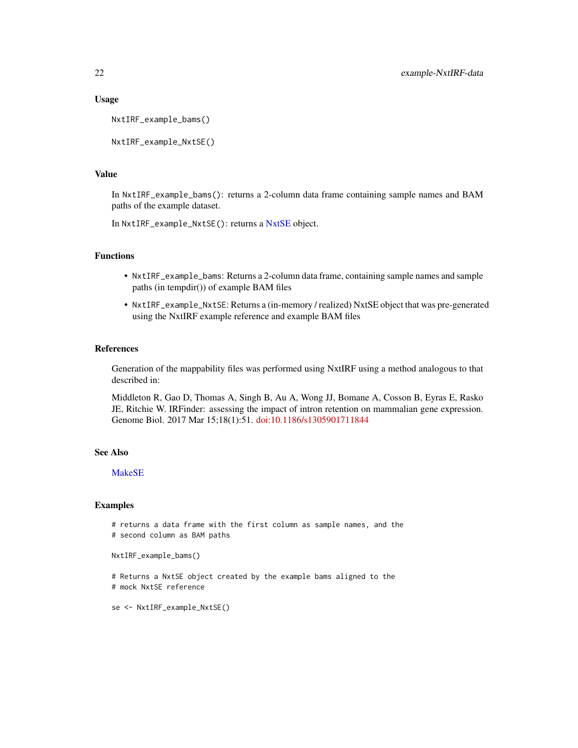## Usage

```
NxtIRF_example_bams()

NxtIRF_example_NxtSE()
```

## Value

In `NxtIRF_example_bams()`: returns a 2-column data frame containing sample names and BAM paths of the example dataset.

In `NxtIRF_example_NxtSE()`: returns a NxtSE object.

## Functions

- `NxtIRF_example_bams`: Returns a 2-column data frame, containing sample names and sample paths (in tempdir()) of example BAM files
- `NxtIRF_example_NxtSE`: Returns a (in-memory / realized) NxtSE object that was pre-generated using the NxtIRF example reference and example BAM files

## References

Generation of the mappability files was performed using NxtIRF using a method analogous to that described in:

Middleton R, Gao D, Thomas A, Singh B, Au A, Wong JJ, Bomane A, Cosson B, Eyras E, Rasko JE, Ritchie W. IRFinder: assessing the impact of intron retention on mammalian gene expression. Genome Biol. 2017 Mar 15;18(1):51. doi:10.1186/s1305901711844

## See Also

MakeSE

## Examples

```
# returns a data frame with the first column as sample names, and the
# second column as BAM paths

NxtIRF_example_bams()

# Returns a NxtSE object created by the example bams aligned to the
# mock NxtSE reference

se <- NxtIRF_example_NxtSE()
```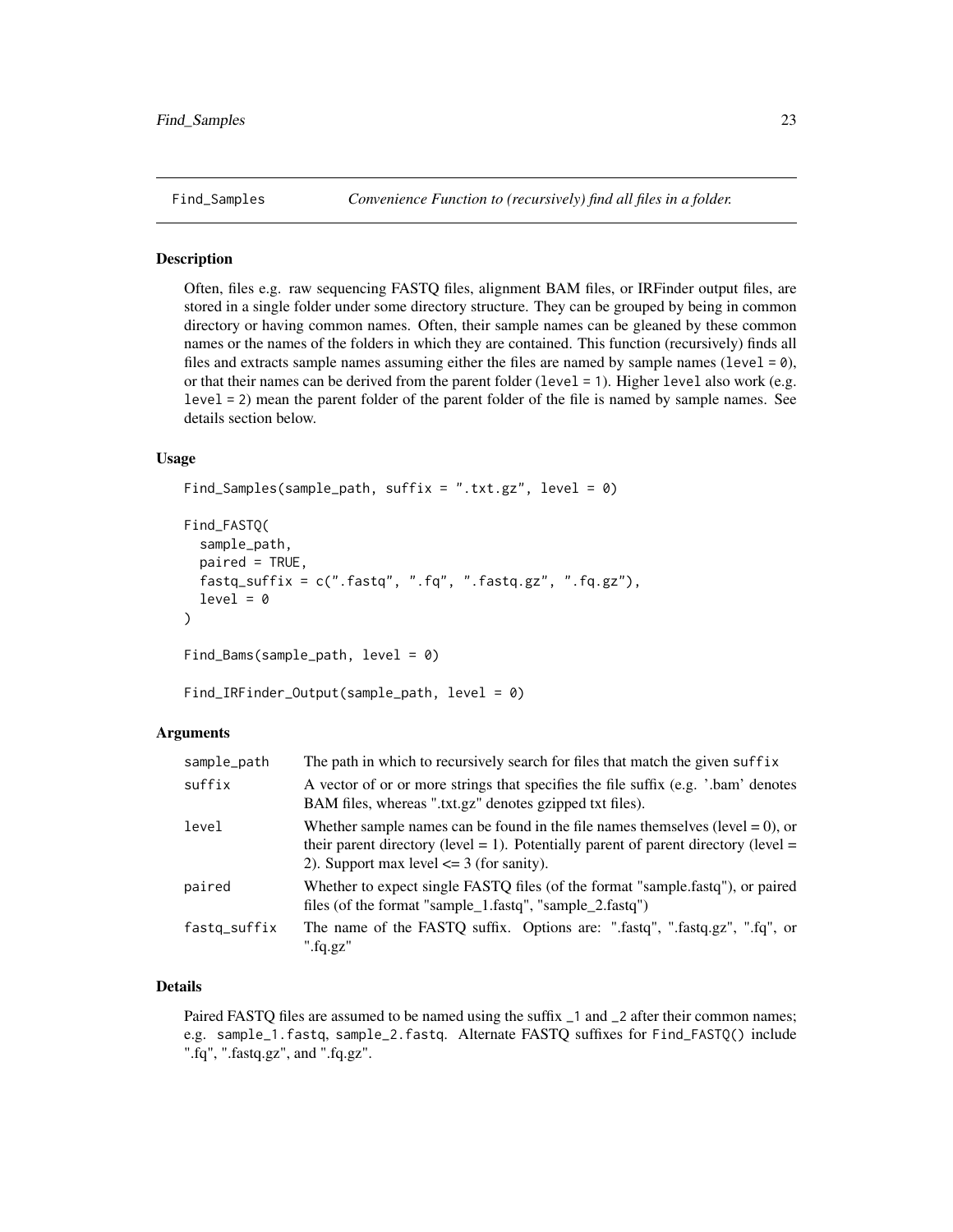Find_Samples *Convenience Function to (recursively) find all files in a folder.*

### Description

Often, files e.g. raw sequencing FASTQ files, alignment BAM files, or IRFinder output files, are stored in a single folder under some directory structure. They can be grouped by being in common directory or having common names. Often, their sample names can be gleaned by these common names or the names of the folders in which they are contained. This function (recursively) finds all files and extracts sample names assuming either the files are named by sample names (`level = 0`), or that their names can be derived from the parent folder (`level = 1`). Higher `level` also work (e.g. `level = 2`) mean the parent folder of the parent folder of the file is named by sample names. See details section below.

### Usage

```
Find_Samples(sample_path, suffix = ".txt.gz", level = 0)

Find_FASTQ(
  sample_path,
  paired = TRUE,
  fastq_suffix = c(".fastq", ".fq", ".fastq.gz", ".fq.gz"),
  level = 0
)

Find_Bams(sample_path, level = 0)

Find_IRFinder_Output(sample_path, level = 0)
```

### Arguments

| | |
|---|---|
| sample_path | The path in which to recursively search for files that match the given `suffix` |
| suffix | A vector of or or more strings that specifies the file suffix (e.g. '.bam' denotes BAM files, whereas ".txt.gz" denotes gzipped txt files). |
| level | Whether sample names can be found in the file names themselves (level = 0), or their parent directory (level = 1). Potentially parent of parent directory (level = 2). Support max level <= 3 (for sanity). |
| paired | Whether to expect single FASTQ files (of the format "sample.fastq"), or paired files (of the format "sample_1.fastq", "sample_2.fastq") |
| fastq_suffix | The name of the FASTQ suffix. Options are: ".fastq", ".fastq.gz", ".fq", or ".fq.gz" |

### Details

Paired FASTQ files are assumed to be named using the suffix `_1` and `_2` after their common names; e.g. `sample_1.fastq`, `sample_2.fastq`. Alternate FASTQ suffixes for `Find_FASTQ()` include ".fq", ".fastq.gz", and ".fq.gz".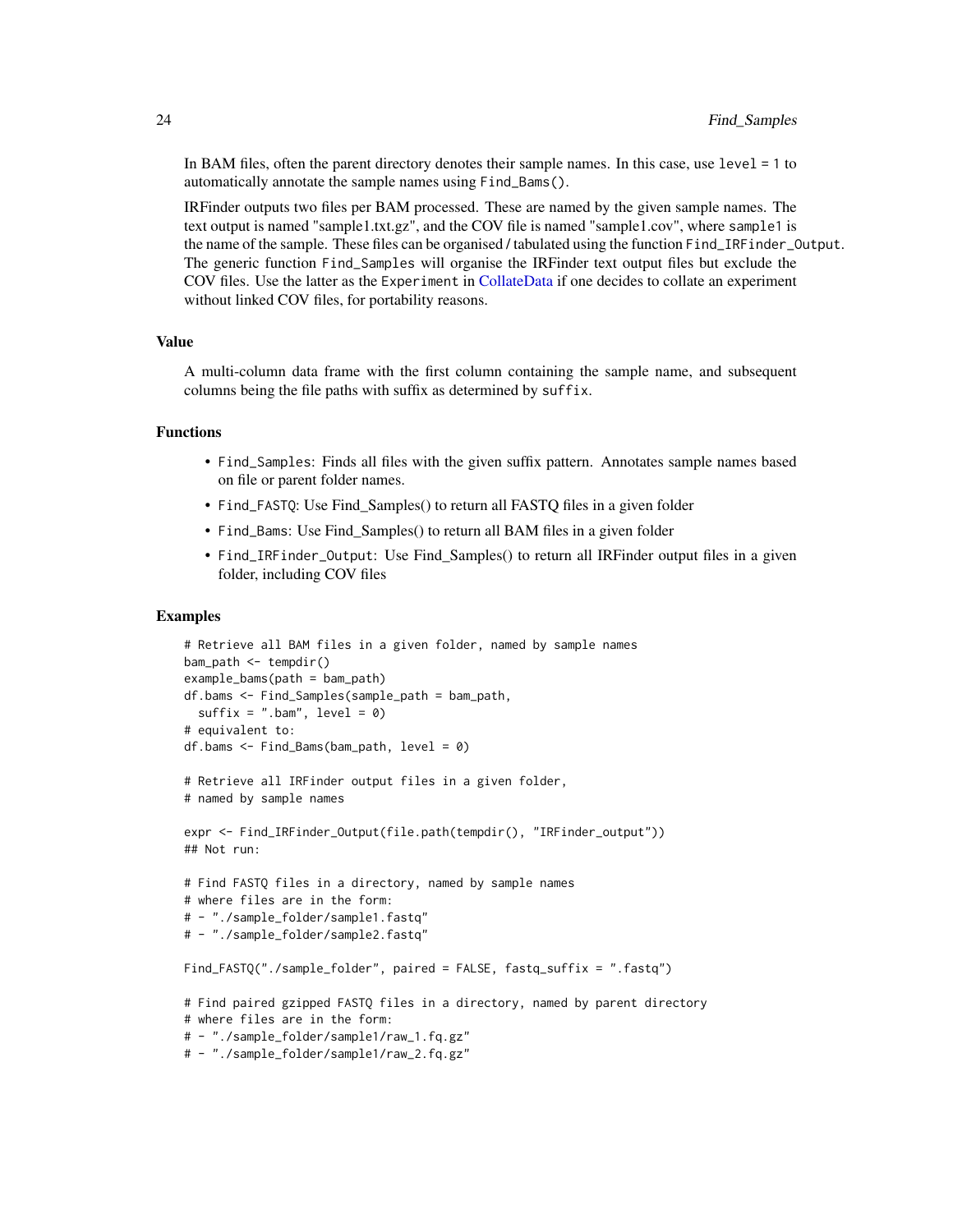In BAM files, often the parent directory denotes their sample names. In this case, use `level = 1` to automatically annotate the sample names using `Find_Bams()`.

IRFinder outputs two files per BAM processed. These are named by the given sample names. The text output is named "sample1.txt.gz", and the COV file is named "sample1.cov", where `sample1` is the name of the sample. These files can be organised / tabulated using the function `Find_IRFinder_Output`. The generic function `Find_Samples` will organise the IRFinder text output files but exclude the COV files. Use the latter as the `Experiment` in CollateData if one decides to collate an experiment without linked COV files, for portability reasons.

### Value

A multi-column data frame with the first column containing the sample name, and subsequent columns being the file paths with suffix as determined by `suffix`.

### Functions

- `Find_Samples`: Finds all files with the given suffix pattern. Annotates sample names based on file or parent folder names.
- `Find_FASTQ`: Use Find_Samples() to return all FASTQ files in a given folder
- `Find_Bams`: Use Find_Samples() to return all BAM files in a given folder
- `Find_IRFinder_Output`: Use Find_Samples() to return all IRFinder output files in a given folder, including COV files

### Examples

```
# Retrieve all BAM files in a given folder, named by sample names
bam_path <- tempdir()
example_bams(path = bam_path)
df.bams <- Find_Samples(sample_path = bam_path,
  suffix = ".bam", level = 0)
# equivalent to:
df.bams <- Find_Bams(bam_path, level = 0)

# Retrieve all IRFinder output files in a given folder,
# named by sample names

expr <- Find_IRFinder_Output(file.path(tempdir(), "IRFinder_output"))
## Not run:

# Find FASTQ files in a directory, named by sample names
# where files are in the form:
# - "./sample_folder/sample1.fastq"
# - "./sample_folder/sample2.fastq"

Find_FASTQ("./sample_folder", paired = FALSE, fastq_suffix = ".fastq")

# Find paired gzipped FASTQ files in a directory, named by parent directory
# where files are in the form:
# - "./sample_folder/sample1/raw_1.fq.gz"
# - "./sample_folder/sample1/raw_2.fq.gz"
```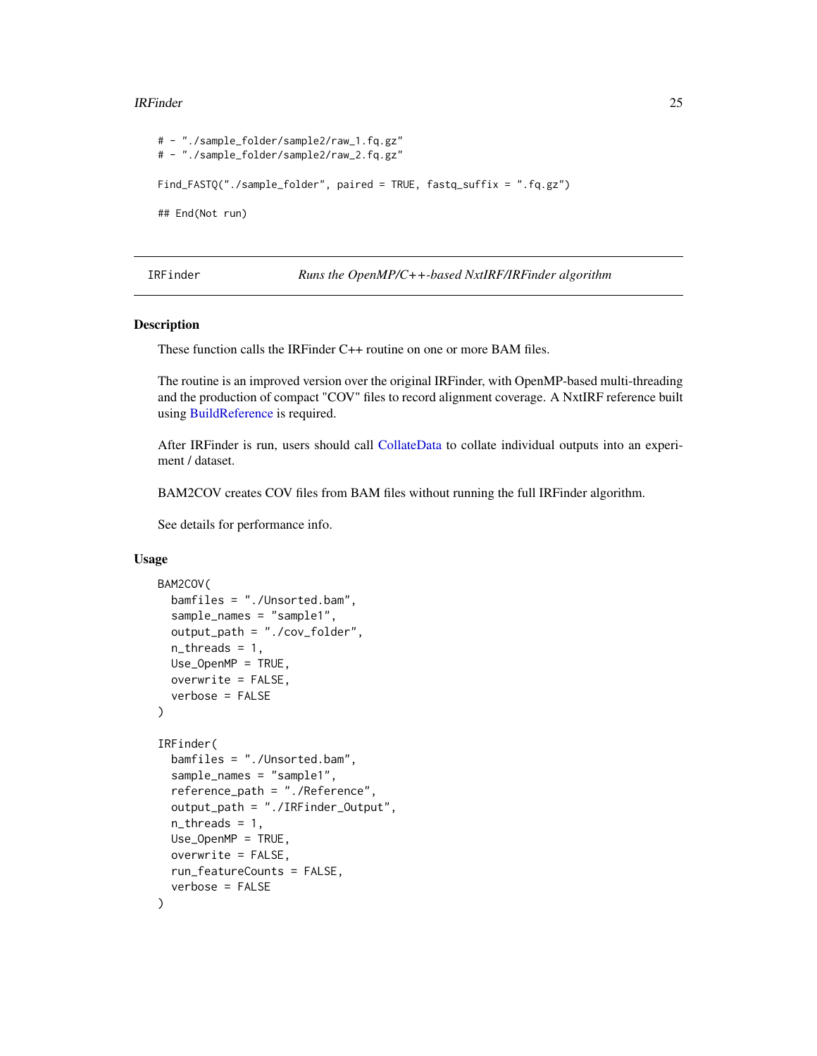```
# - "./sample_folder/sample2/raw_1.fq.gz"
# - "./sample_folder/sample2/raw_2.fq.gz"

Find_FASTQ("./sample_folder", paired = TRUE, fastq_suffix = ".fq.gz")

## End(Not run)
```

## IRFinder *Runs the OpenMP/C++-based NxtIRF/IRFinder algorithm*

### Description

These function calls the IRFinder C++ routine on one or more BAM files.

The routine is an improved version over the original IRFinder, with OpenMP-based multi-threading and the production of compact "COV" files to record alignment coverage. A NxtIRF reference built using BuildReference is required.

After IRFinder is run, users should call CollateData to collate individual outputs into an experiment / dataset.

BAM2COV creates COV files from BAM files without running the full IRFinder algorithm.

See details for performance info.

### Usage

```
BAM2COV(
  bamfiles = "./Unsorted.bam",
  sample_names = "sample1",
  output_path = "./cov_folder",
  n_threads = 1,
  Use_OpenMP = TRUE,
  overwrite = FALSE,
  verbose = FALSE
)

IRFinder(
  bamfiles = "./Unsorted.bam",
  sample_names = "sample1",
  reference_path = "./Reference",
  output_path = "./IRFinder_Output",
  n_threads = 1,
  Use_OpenMP = TRUE,
  overwrite = FALSE,
  run_featureCounts = FALSE,
  verbose = FALSE
)
```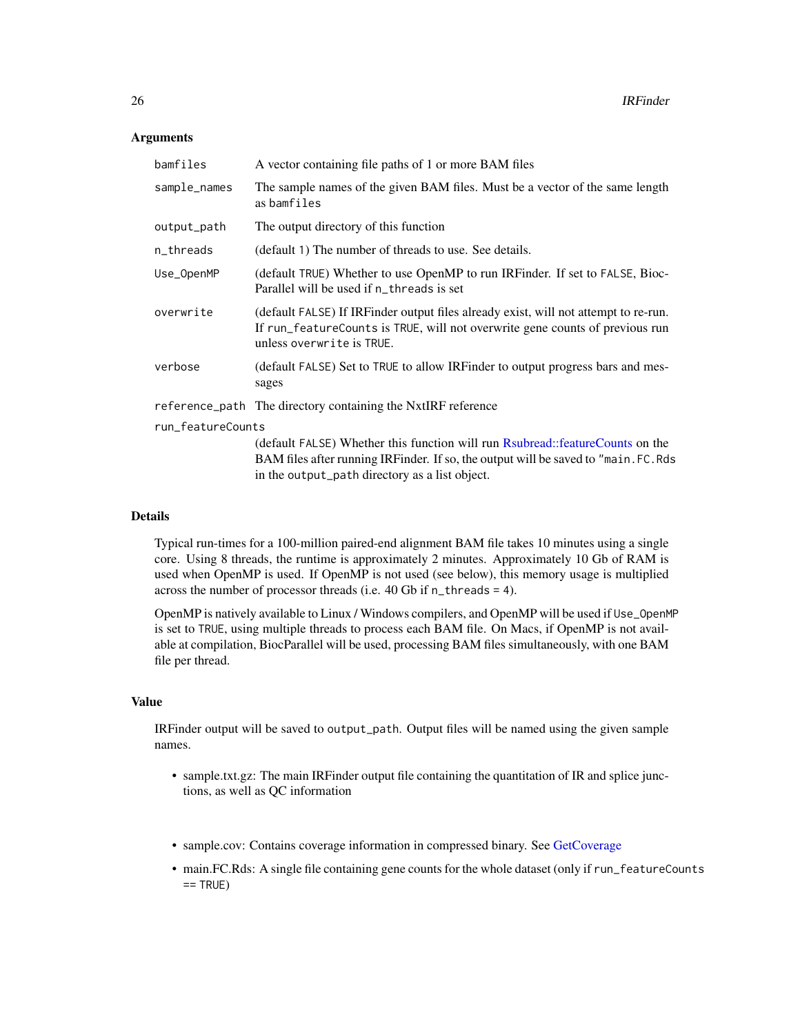### Arguments

| | |
|---|---|
| `bamfiles` | A vector containing file paths of 1 or more BAM files |
| `sample_names` | The sample names of the given BAM files. Must be a vector of the same length as `bamfiles` |
| `output_path` | The output directory of this function |
| `n_threads` | (default `1`) The number of threads to use. See details. |
| `Use_OpenMP` | (default `TRUE`) Whether to use OpenMP to run IRFinder. If set to `FALSE`, BiocParallel will be used if `n_threads` is set |
| `overwrite` | (default `FALSE`) If IRFinder output files already exist, will not attempt to re-run. If `run_featureCounts` is `TRUE`, will not overwrite gene counts of previous run unless `overwrite` is `TRUE`. |
| `verbose` | (default `FALSE`) Set to `TRUE` to allow IRFinder to output progress bars and messages |
| `reference_path` | The directory containing the NxtIRF reference |
| `run_featureCounts` | (default `FALSE`) Whether this function will run Rsubread::featureCounts on the BAM files after running IRFinder. If so, the output will be saved to `"main.FC.Rds` in the `output_path` directory as a list object. |

### Details

Typical run-times for a 100-million paired-end alignment BAM file takes 10 minutes using a single core. Using 8 threads, the runtime is approximately 2 minutes. Approximately 10 Gb of RAM is used when OpenMP is used. If OpenMP is not used (see below), this memory usage is multiplied across the number of processor threads (i.e. 40 Gb if `n_threads = 4`).

OpenMP is natively available to Linux / Windows compilers, and OpenMP will be used if `Use_OpenMP` is set to `TRUE`, using multiple threads to process each BAM file. On Macs, if OpenMP is not available at compilation, BiocParallel will be used, processing BAM files simultaneously, with one BAM file per thread.

### Value

IRFinder output will be saved to `output_path`. Output files will be named using the given sample names.

- sample.txt.gz: The main IRFinder output file containing the quantitation of IR and splice junctions, as well as QC information
- sample.cov: Contains coverage information in compressed binary. See GetCoverage
- main.FC.Rds: A single file containing gene counts for the whole dataset (only if `run_featureCounts == TRUE`)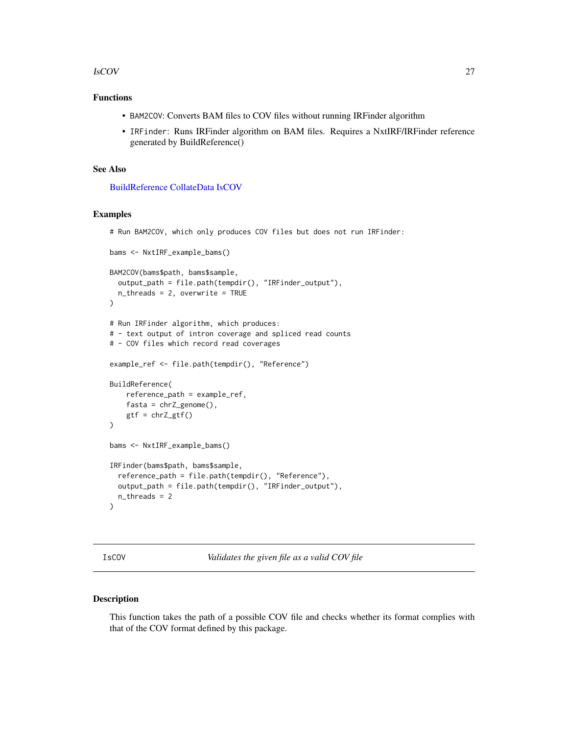## Functions

- BAM2COV: Converts BAM files to COV files without running IRFinder algorithm
- IRFinder: Runs IRFinder algorithm on BAM files. Requires a NxtIRF/IRFinder reference generated by BuildReference()

## See Also

BuildReference CollateData IsCOV

## Examples

```
# Run BAM2COV, which only produces COV files but does not run IRFinder:

bams <- NxtIRF_example_bams()

BAM2COV(bams$path, bams$sample,
  output_path = file.path(tempdir(), "IRFinder_output"),
  n_threads = 2, overwrite = TRUE
)

# Run IRFinder algorithm, which produces:
# - text output of intron coverage and spliced read counts
# - COV files which record read coverages

example_ref <- file.path(tempdir(), "Reference")

BuildReference(
    reference_path = example_ref,
    fasta = chrZ_genome(),
    gtf = chrZ_gtf()
)

bams <- NxtIRF_example_bams()

IRFinder(bams$path, bams$sample,
  reference_path = file.path(tempdir(), "Reference"),
  output_path = file.path(tempdir(), "IRFinder_output"),
  n_threads = 2
)
```

---

# IsCOV — *Validates the given file as a valid COV file*

## Description

This function takes the path of a possible COV file and checks whether its format complies with that of the COV format defined by this package.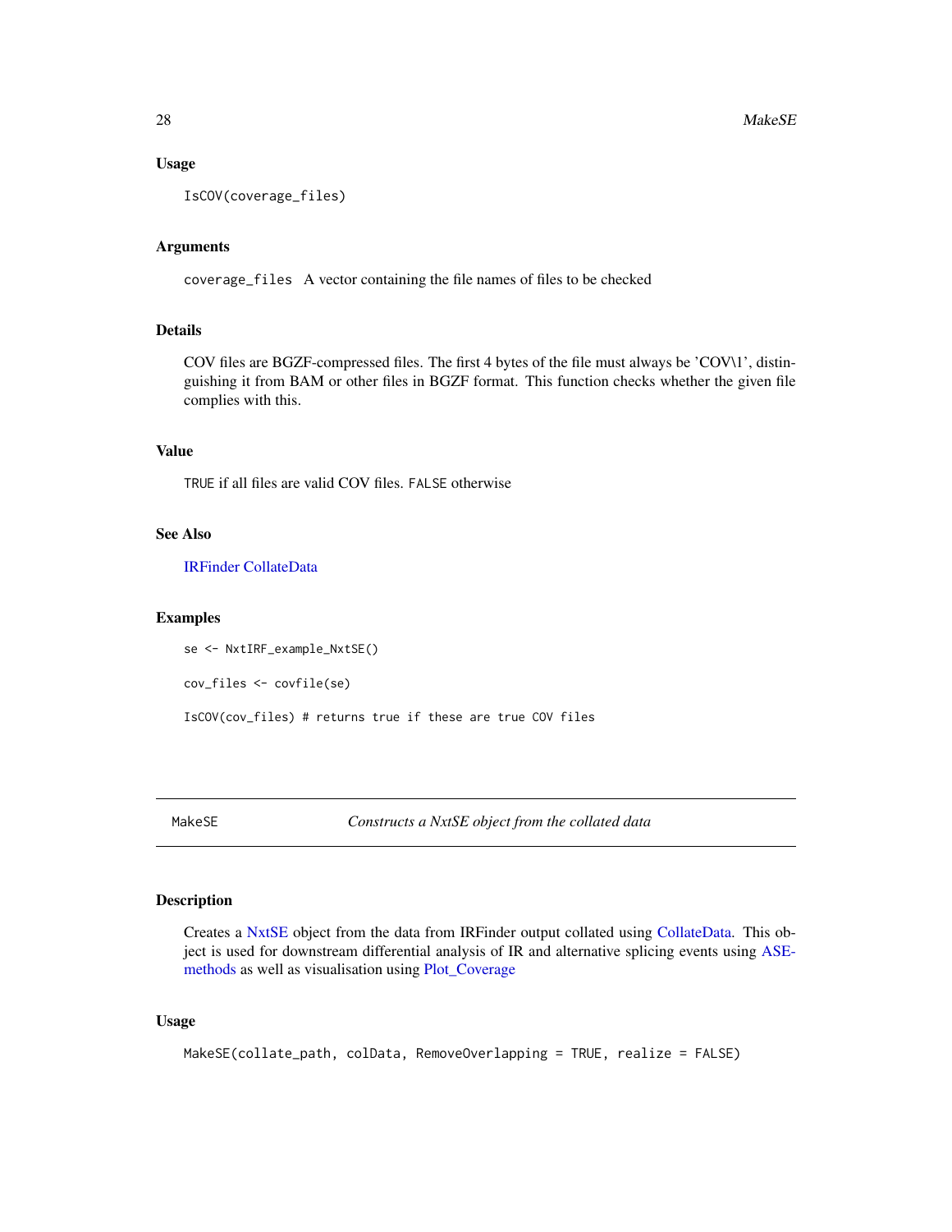### Usage

```
IsCOV(coverage_files)
```

### Arguments

coverage_files A vector containing the file names of files to be checked

### Details

COV files are BGZF-compressed files. The first 4 bytes of the file must always be 'COV\1', distinguishing it from BAM or other files in BGZF format. This function checks whether the given file complies with this.

### Value

TRUE if all files are valid COV files. FALSE otherwise

### See Also

IRFinder CollateData

### Examples

```
se <- NxtIRF_example_NxtSE()

cov_files <- covfile(se)

IsCOV(cov_files) # returns true if these are true COV files
```

---

## MakeSE — *Constructs a NxtSE object from the collated data*

### Description

Creates a NxtSE object from the data from IRFinder output collated using CollateData. This object is used for downstream differential analysis of IR and alternative splicing events using ASE-methods as well as visualisation using Plot_Coverage

### Usage

```
MakeSE(collate_path, colData, RemoveOverlapping = TRUE, realize = FALSE)
```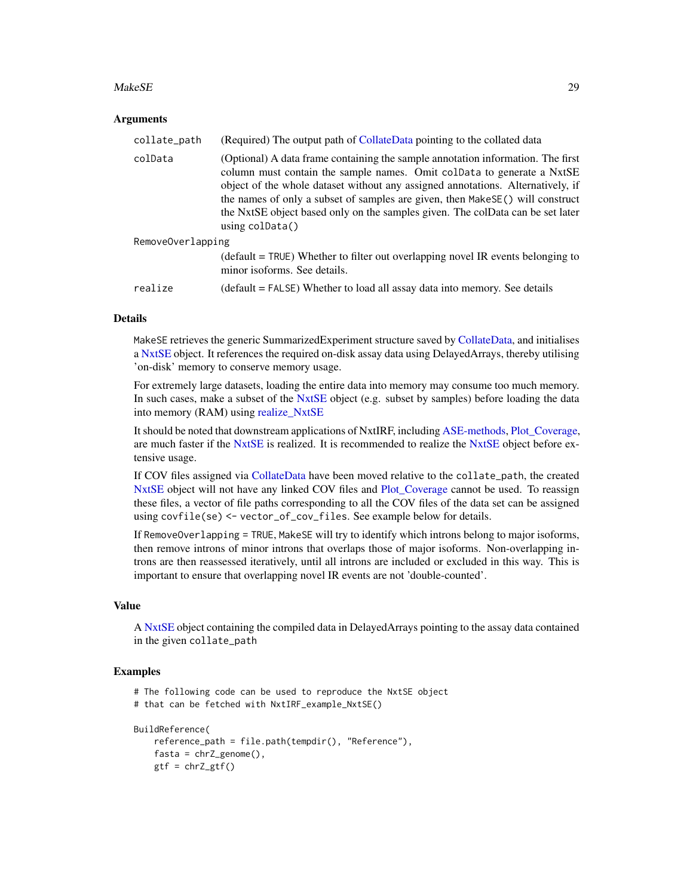### Arguments

| | |
|---|---|
| `collate_path` | (Required) The output path of CollateData pointing to the collated data |
| `colData` | (Optional) A data frame containing the sample annotation information. The first column must contain the sample names. Omit `colData` to generate a NxtSE object of the whole dataset without any assigned annotations. Alternatively, if the names of only a subset of samples are given, then `MakeSE()` will construct the NxtSE object based only on the samples given. The colData can be set later using `colData()` |
| `RemoveOverlapping` | (default = `TRUE`) Whether to filter out overlapping novel IR events belonging to minor isoforms. See details. |
| `realize` | (default = `FALSE`) Whether to load all assay data into memory. See details |

### Details

`MakeSE` retrieves the generic SummarizedExperiment structure saved by CollateData, and initialises a NxtSE object. It references the required on-disk assay data using DelayedArrays, thereby utilising 'on-disk' memory to conserve memory usage.

For extremely large datasets, loading the entire data into memory may consume too much memory. In such cases, make a subset of the NxtSE object (e.g. subset by samples) before loading the data into memory (RAM) using realize_NxtSE

It should be noted that downstream applications of NxtIRF, including ASE-methods, Plot_Coverage, are much faster if the NxtSE is realized. It is recommended to realize the NxtSE object before extensive usage.

If COV files assigned via CollateData have been moved relative to the `collate_path`, the created NxtSE object will not have any linked COV files and Plot_Coverage cannot be used. To reassign these files, a vector of file paths corresponding to all the COV files of the data set can be assigned using `covfile(se) <- vector_of_cov_files`. See example below for details.

If `RemoveOverlapping = TRUE`, `MakeSE` will try to identify which introns belong to major isoforms, then remove introns of minor introns that overlaps those of major isoforms. Non-overlapping introns are then reassessed iteratively, until all introns are included or excluded in this way. This is important to ensure that overlapping novel IR events are not 'double-counted'.

### Value

A NxtSE object containing the compiled data in DelayedArrays pointing to the assay data contained in the given `collate_path`

### Examples

```
# The following code can be used to reproduce the NxtSE object
# that can be fetched with NxtIRF_example_NxtSE()

BuildReference(
    reference_path = file.path(tempdir(), "Reference"),
    fasta = chrZ_genome(),
    gtf = chrZ_gtf()
```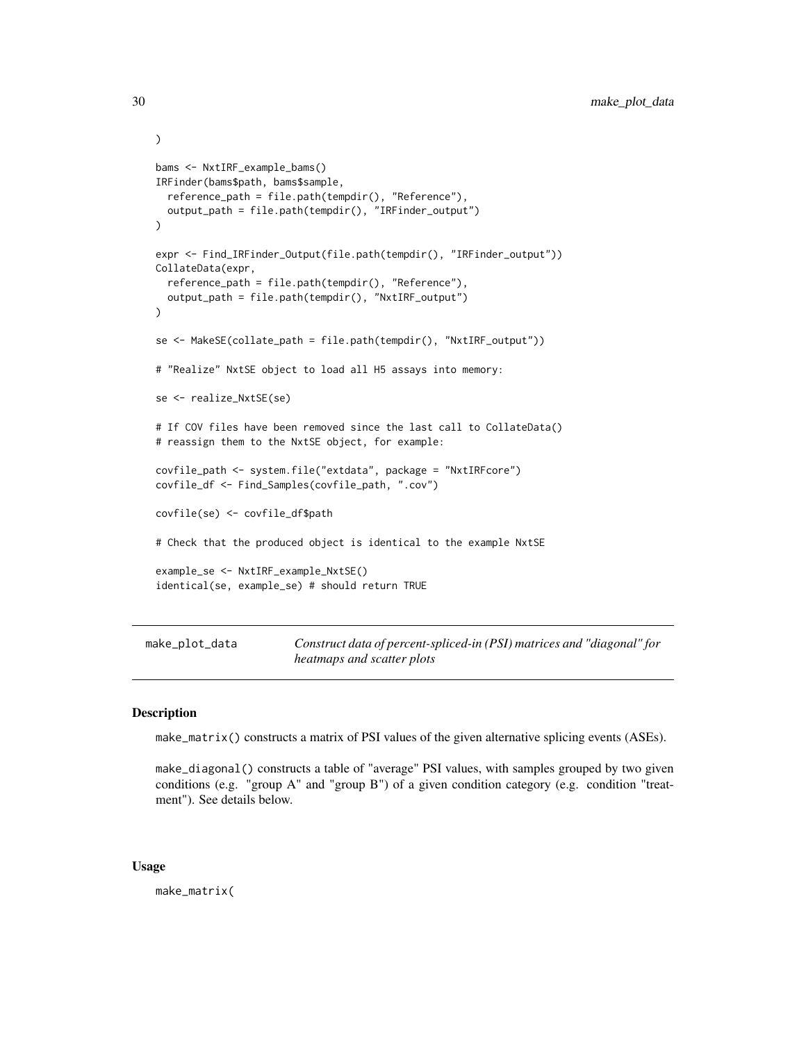```
)

bams <- NxtIRF_example_bams()
IRFinder(bams$path, bams$sample,
  reference_path = file.path(tempdir(), "Reference"),
  output_path = file.path(tempdir(), "IRFinder_output")
)

expr <- Find_IRFinder_Output(file.path(tempdir(), "IRFinder_output"))
CollateData(expr,
  reference_path = file.path(tempdir(), "Reference"),
  output_path = file.path(tempdir(), "NxtIRF_output")
)

se <- MakeSE(collate_path = file.path(tempdir(), "NxtIRF_output"))

# "Realize" NxtSE object to load all H5 assays into memory:

se <- realize_NxtSE(se)

# If COV files have been removed since the last call to CollateData()
# reassign them to the NxtSE object, for example:

covfile_path <- system.file("extdata", package = "NxtIRFcore")
covfile_df <- Find_Samples(covfile_path, ".cov")

covfile(se) <- covfile_df$path

# Check that the produced object is identical to the example NxtSE

example_se <- NxtIRF_example_NxtSE()
identical(se, example_se) # should return TRUE
```

## make_plot_data — *Construct data of percent-spliced-in (PSI) matrices and "diagonal" for heatmaps and scatter plots*

### Description

make_matrix() constructs a matrix of PSI values of the given alternative splicing events (ASEs).

make_diagonal() constructs a table of "average" PSI values, with samples grouped by two given conditions (e.g. "group A" and "group B") of a given condition category (e.g. condition "treatment"). See details below.

### Usage

```
make_matrix(
```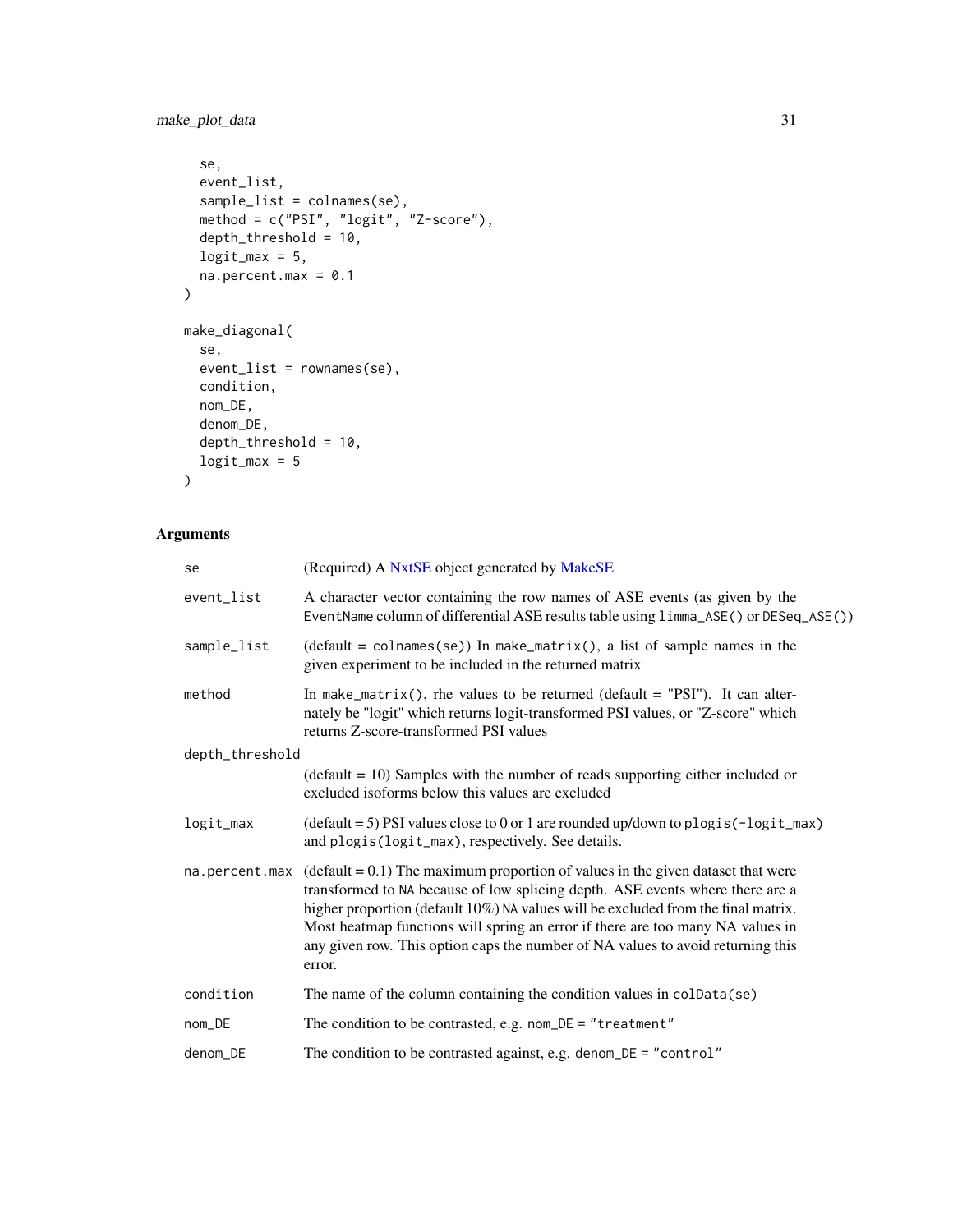```
  se,
  event_list,
  sample_list = colnames(se),
  method = c("PSI", "logit", "Z-score"),
  depth_threshold = 10,
  logit_max = 5,
  na.percent.max = 0.1
)

make_diagonal(
  se,
  event_list = rownames(se),
  condition,
  nom_DE,
  denom_DE,
  depth_threshold = 10,
  logit_max = 5
)
```

## Arguments

| Argument | Description |
|---|---|
| se | (Required) A NxtSE object generated by MakeSE |
| event_list | A character vector containing the row names of ASE events (as given by the EventName column of differential ASE results table using `limma_ASE()` or `DESeq_ASE()`) |
| sample_list | (default = `colnames(se)`) In `make_matrix()`, a list of sample names in the given experiment to be included in the returned matrix |
| method | In `make_matrix()`, rhe values to be returned (default = "PSI"). It can alternately be "logit" which returns logit-transformed PSI values, or "Z-score" which returns Z-score-transformed PSI values |
| depth_threshold | (default = 10) Samples with the number of reads supporting either included or excluded isoforms below this values are excluded |
| logit_max | (default = 5) PSI values close to 0 or 1 are rounded up/down to `plogis(-logit_max)` and `plogis(logit_max)`, respectively. See details. |
| na.percent.max | (default = 0.1) The maximum proportion of values in the given dataset that were transformed to `NA` because of low splicing depth. ASE events where there are a higher proportion (default 10%) `NA` values will be excluded from the final matrix. Most heatmap functions will spring an error if there are too many NA values in any given row. This option caps the number of NA values to avoid returning this error. |
| condition | The name of the column containing the condition values in `colData(se)` |
| nom_DE | The condition to be contrasted, e.g. `nom_DE = "treatment"` |
| denom_DE | The condition to be contrasted against, e.g. `denom_DE = "control"` |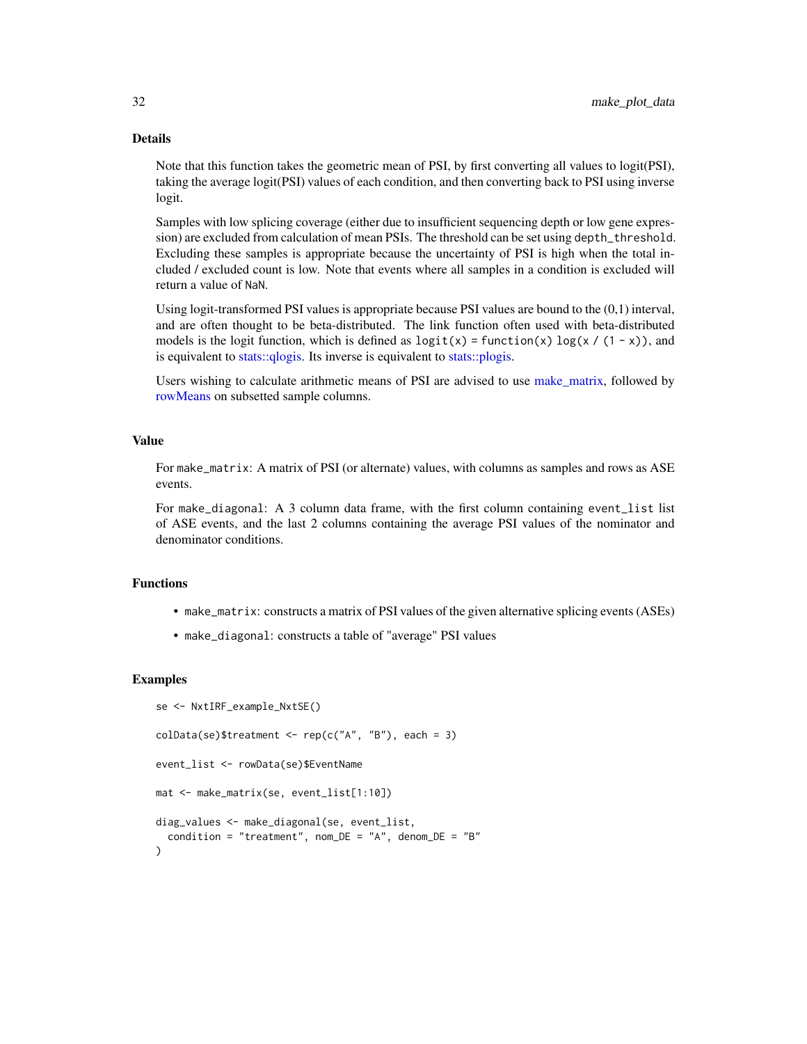## Details

Note that this function takes the geometric mean of PSI, by first converting all values to logit(PSI), taking the average logit(PSI) values of each condition, and then converting back to PSI using inverse logit.

Samples with low splicing coverage (either due to insufficient sequencing depth or low gene expression) are excluded from calculation of mean PSIs. The threshold can be set using `depth_threshold`. Excluding these samples is appropriate because the uncertainty of PSI is high when the total included / excluded count is low. Note that events where all samples in a condition is excluded will return a value of `NaN`.

Using logit-transformed PSI values is appropriate because PSI values are bound to the (0,1) interval, and are often thought to be beta-distributed. The link function often used with beta-distributed models is the logit function, which is defined as `logit(x) = function(x) log(x / (1 - x))`, and is equivalent to stats::qlogis. Its inverse is equivalent to stats::plogis.

Users wishing to calculate arithmetic means of PSI are advised to use make_matrix, followed by rowMeans on subsetted sample columns.

## Value

For `make_matrix`: A matrix of PSI (or alternate) values, with columns as samples and rows as ASE events.

For `make_diagonal`: A 3 column data frame, with the first column containing `event_list` list of ASE events, and the last 2 columns containing the average PSI values of the nominator and denominator conditions.

## Functions

- `make_matrix`: constructs a matrix of PSI values of the given alternative splicing events (ASEs)
- `make_diagonal`: constructs a table of "average" PSI values

## Examples

```
se <- NxtIRF_example_NxtSE()

colData(se)$treatment <- rep(c("A", "B"), each = 3)

event_list <- rowData(se)$EventName

mat <- make_matrix(se, event_list[1:10])

diag_values <- make_diagonal(se, event_list,
  condition = "treatment", nom_DE = "A", denom_DE = "B"
)
```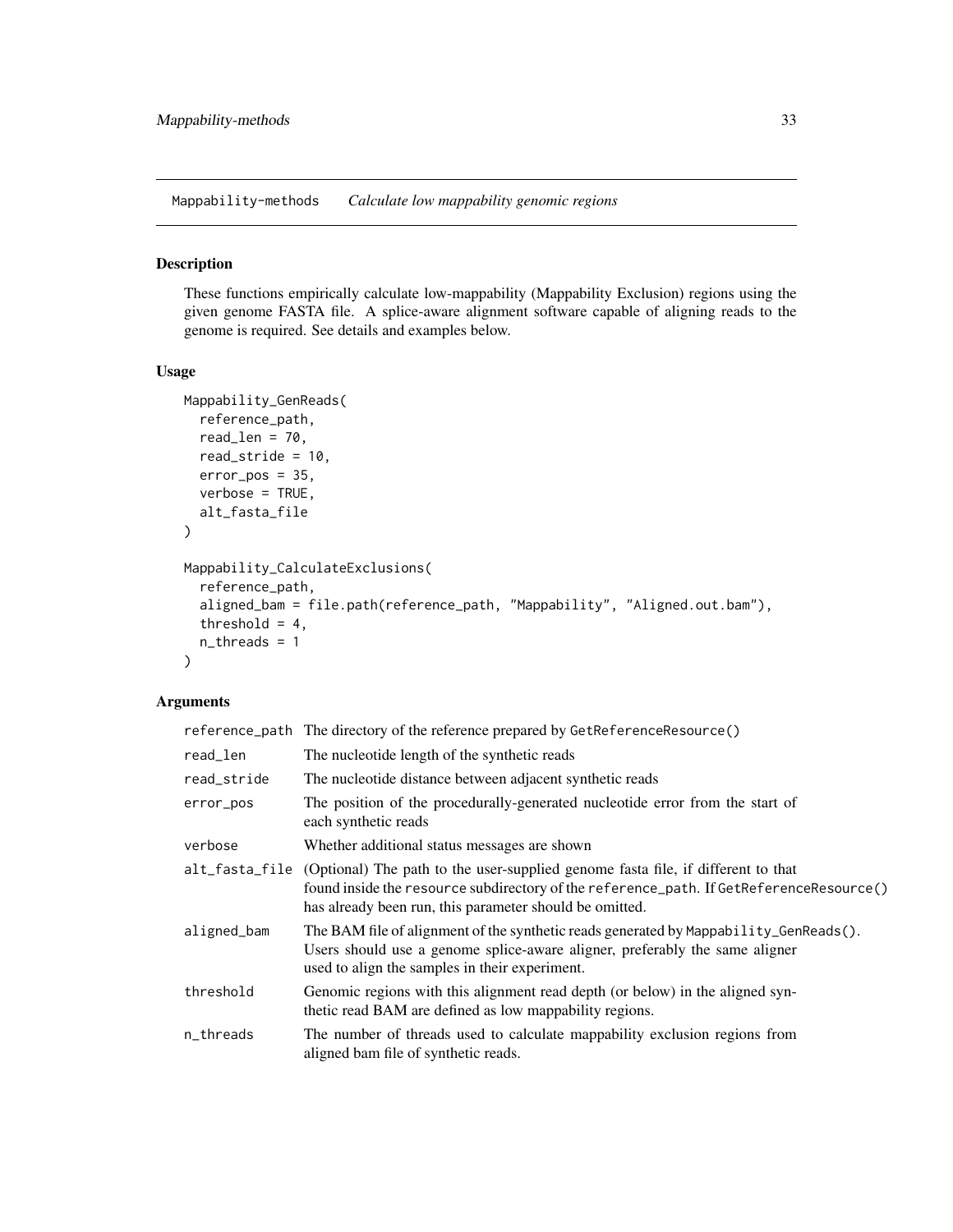Mappability-methods    *Calculate low mappability genomic regions*

## Description

These functions empirically calculate low-mappability (Mappability Exclusion) regions using the given genome FASTA file. A splice-aware alignment software capable of aligning reads to the genome is required. See details and examples below.

## Usage

```
Mappability_GenReads(
  reference_path,
  read_len = 70,
  read_stride = 10,
  error_pos = 35,
  verbose = TRUE,
  alt_fasta_file
)

Mappability_CalculateExclusions(
  reference_path,
  aligned_bam = file.path(reference_path, "Mappability", "Aligned.out.bam"),
  threshold = 4,
  n_threads = 1
)
```

## Arguments

| | |
|---|---|
| reference_path | The directory of the reference prepared by GetReferenceResource() |
| read_len | The nucleotide length of the synthetic reads |
| read_stride | The nucleotide distance between adjacent synthetic reads |
| error_pos | The position of the procedurally-generated nucleotide error from the start of each synthetic reads |
| verbose | Whether additional status messages are shown |
| alt_fasta_file | (Optional) The path to the user-supplied genome fasta file, if different to that found inside the resource subdirectory of the reference_path. If GetReferenceResource() has already been run, this parameter should be omitted. |
| aligned_bam | The BAM file of alignment of the synthetic reads generated by Mappability_GenReads(). Users should use a genome splice-aware aligner, preferably the same aligner used to align the samples in their experiment. |
| threshold | Genomic regions with this alignment read depth (or below) in the aligned synthetic read BAM are defined as low mappability regions. |
| n_threads | The number of threads used to calculate mappability exclusion regions from aligned bam file of synthetic reads. |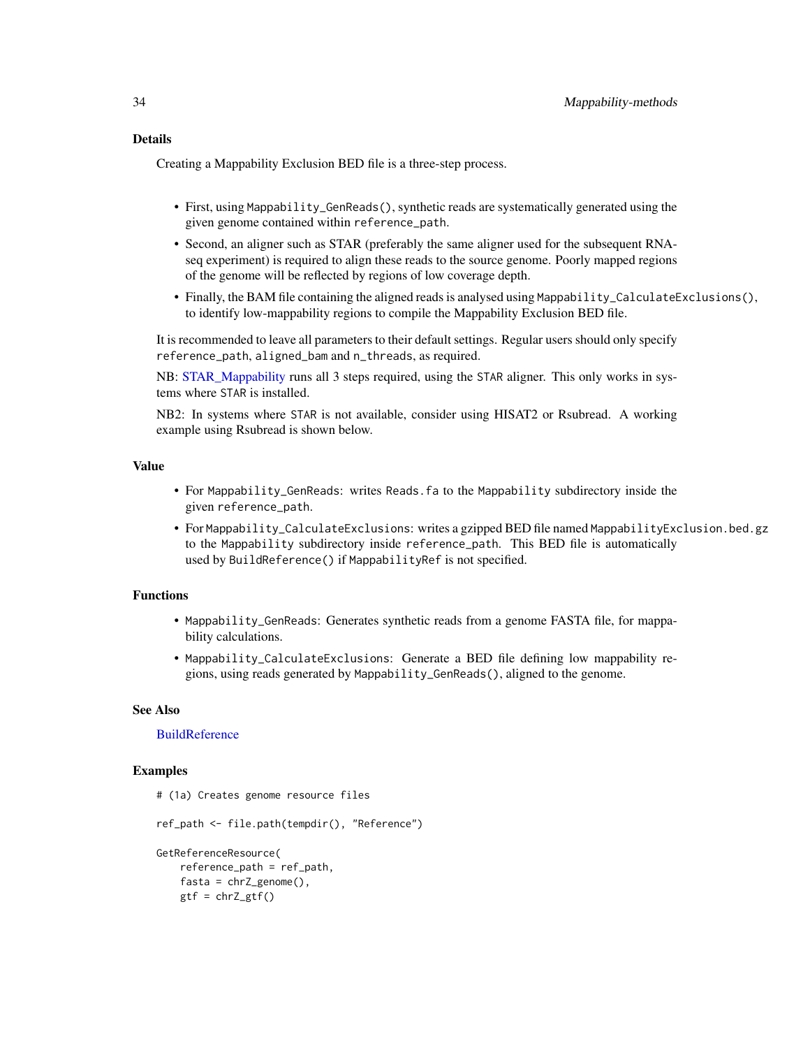## Details

Creating a Mappability Exclusion BED file is a three-step process.

- First, using `Mappability_GenReads()`, synthetic reads are systematically generated using the given genome contained within `reference_path`.
- Second, an aligner such as STAR (preferably the same aligner used for the subsequent RNA-seq experiment) is required to align these reads to the source genome. Poorly mapped regions of the genome will be reflected by regions of low coverage depth.
- Finally, the BAM file containing the aligned reads is analysed using `Mappability_CalculateExclusions()`, to identify low-mappability regions to compile the Mappability Exclusion BED file.

It is recommended to leave all parameters to their default settings. Regular users should only specify `reference_path`, `aligned_bam` and `n_threads`, as required.

NB: STAR_Mappability runs all 3 steps required, using the `STAR` aligner. This only works in systems where `STAR` is installed.

NB2: In systems where `STAR` is not available, consider using HISAT2 or Rsubread. A working example using Rsubread is shown below.

## Value

- For `Mappability_GenReads`: writes `Reads.fa` to the `Mappability` subdirectory inside the given `reference_path`.
- For `Mappability_CalculateExclusions`: writes a gzipped BED file named `MappabilityExclusion.bed.gz` to the `Mappability` subdirectory inside `reference_path`. This BED file is automatically used by `BuildReference()` if `MappabilityRef` is not specified.

## Functions

- `Mappability_GenReads`: Generates synthetic reads from a genome FASTA file, for mappability calculations.
- `Mappability_CalculateExclusions`: Generate a BED file defining low mappability regions, using reads generated by `Mappability_GenReads()`, aligned to the genome.

## See Also

BuildReference

## Examples

```
# (1a) Creates genome resource files

ref_path <- file.path(tempdir(), "Reference")

GetReferenceResource(
    reference_path = ref_path,
    fasta = chrZ_genome(),
    gtf = chrZ_gtf()
```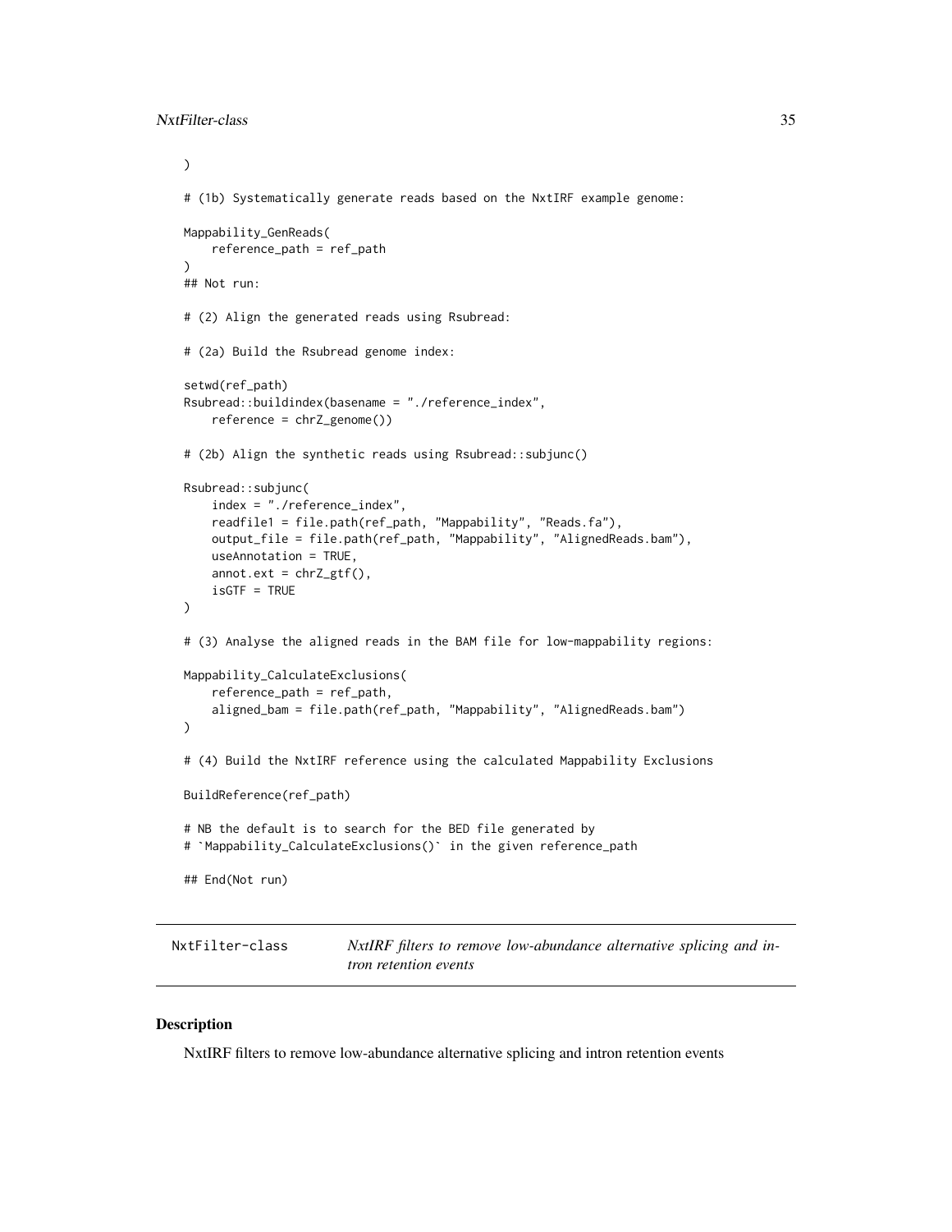```
)

# (1b) Systematically generate reads based on the NxtIRF example genome:

Mappability_GenReads(
    reference_path = ref_path
)
## Not run:

# (2) Align the generated reads using Rsubread:

# (2a) Build the Rsubread genome index:

setwd(ref_path)
Rsubread::buildindex(basename = "./reference_index",
    reference = chrZ_genome())

# (2b) Align the synthetic reads using Rsubread::subjunc()

Rsubread::subjunc(
    index = "./reference_index",
    readfile1 = file.path(ref_path, "Mappability", "Reads.fa"),
    output_file = file.path(ref_path, "Mappability", "AlignedReads.bam"),
    useAnnotation = TRUE,
    annot.ext = chrZ_gtf(),
    isGTF = TRUE
)

# (3) Analyse the aligned reads in the BAM file for low-mappability regions:

Mappability_CalculateExclusions(
    reference_path = ref_path,
    aligned_bam = file.path(ref_path, "Mappability", "AlignedReads.bam")
)

# (4) Build the NxtIRF reference using the calculated Mappability Exclusions

BuildReference(ref_path)

# NB the default is to search for the BED file generated by
# `Mappability_CalculateExclusions()` in the given reference_path

## End(Not run)
```

---

NxtFilter-class — *NxtIRF filters to remove low-abundance alternative splicing and intron retention events*

---

## Description

NxtIRF filters to remove low-abundance alternative splicing and intron retention events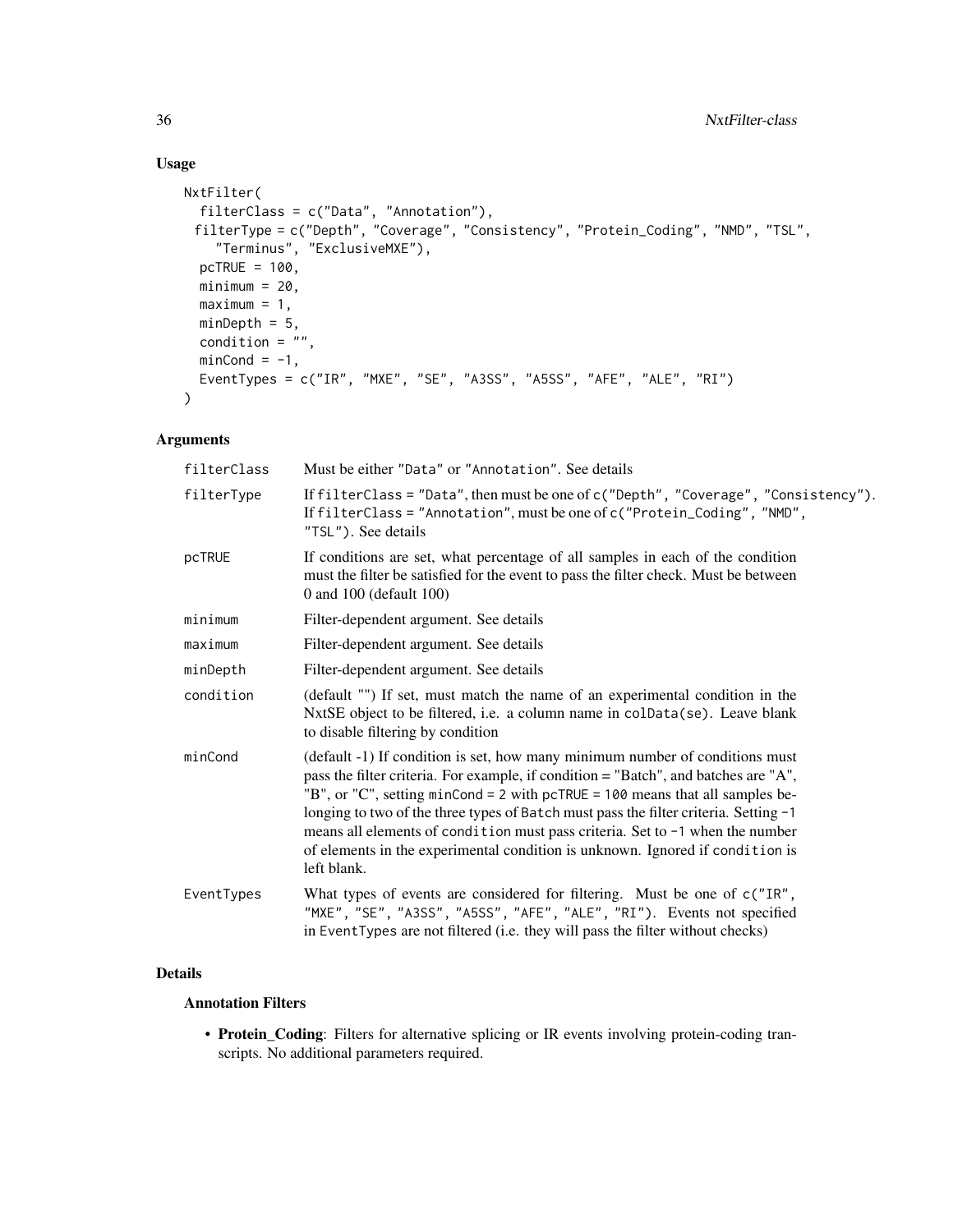## Usage

```
NxtFilter(
  filterClass = c("Data", "Annotation"),
  filterType = c("Depth", "Coverage", "Consistency", "Protein_Coding", "NMD", "TSL",
    "Terminus", "ExclusiveMXE"),
  pcTRUE = 100,
  minimum = 20,
  maximum = 1,
  minDepth = 5,
  condition = "",
  minCond = -1,
  EventTypes = c("IR", "MXE", "SE", "A3SS", "A5SS", "AFE", "ALE", "RI")
)
```

## Arguments

| | |
|---|---|
| filterClass | Must be either "Data" or "Annotation". See details |
| filterType | If filterClass = "Data", then must be one of c("Depth", "Coverage", "Consistency"). If filterClass = "Annotation", must be one of c("Protein_Coding", "NMD", "TSL"). See details |
| pcTRUE | If conditions are set, what percentage of all samples in each of the condition must the filter be satisfied for the event to pass the filter check. Must be between 0 and 100 (default 100) |
| minimum | Filter-dependent argument. See details |
| maximum | Filter-dependent argument. See details |
| minDepth | Filter-dependent argument. See details |
| condition | (default "") If set, must match the name of an experimental condition in the NxtSE object to be filtered, i.e. a column name in colData(se). Leave blank to disable filtering by condition |
| minCond | (default -1) If condition is set, how many minimum number of conditions must pass the filter criteria. For example, if condition = "Batch", and batches are "A", "B", or "C", setting minCond = 2 with pcTRUE = 100 means that all samples belonging to two of the three types of Batch must pass the filter criteria. Setting -1 means all elements of condition must pass criteria. Set to -1 when the number of elements in the experimental condition is unknown. Ignored if condition is left blank. |
| EventTypes | What types of events are considered for filtering. Must be one of c("IR", "MXE", "SE", "A3SS", "A5SS", "AFE", "ALE", "RI"). Events not specified in EventTypes are not filtered (i.e. they will pass the filter without checks) |

## Details

### Annotation Filters

- **Protein_Coding**: Filters for alternative splicing or IR events involving protein-coding transcripts. No additional parameters required.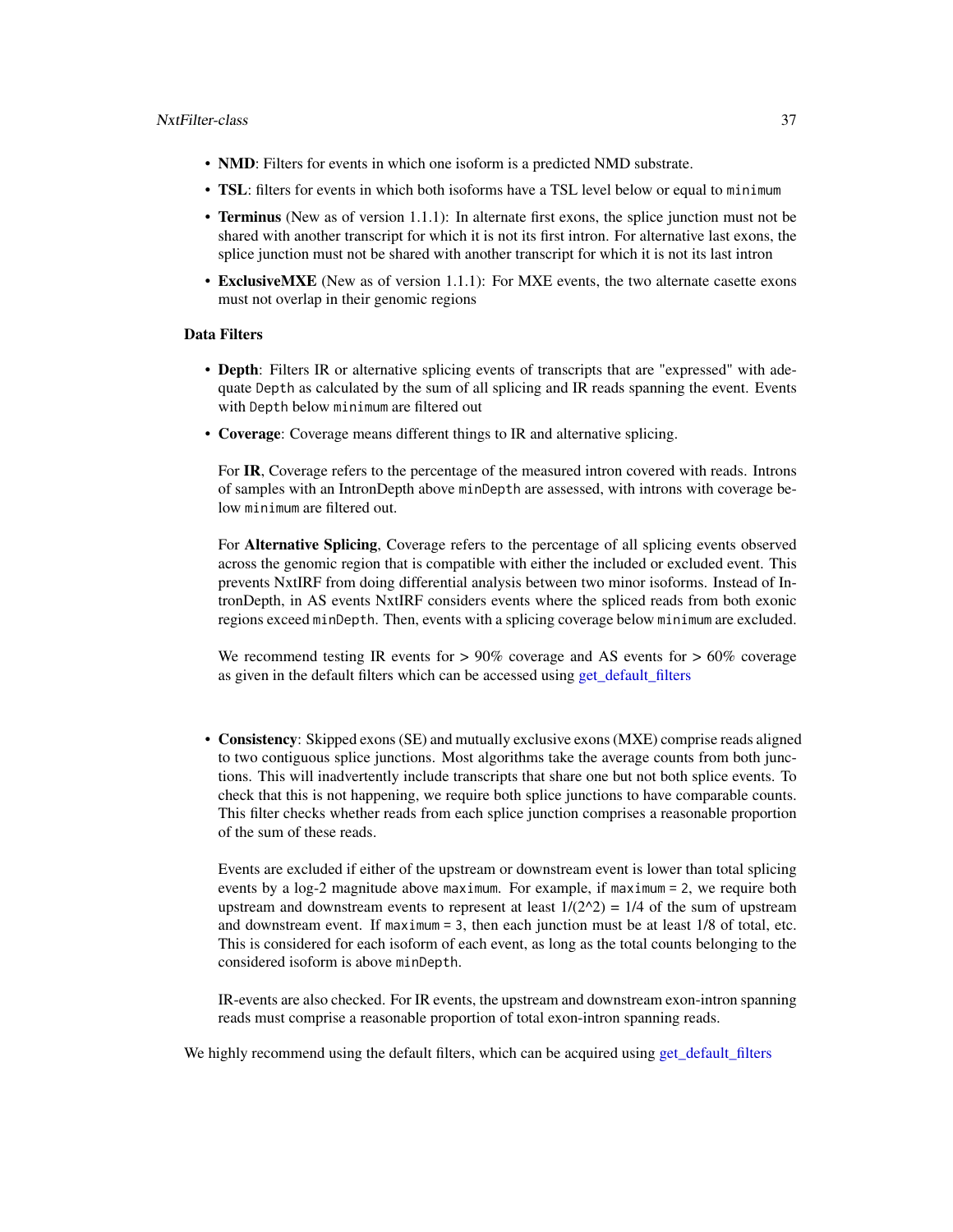- **NMD**: Filters for events in which one isoform is a predicted NMD substrate.
- **TSL**: filters for events in which both isoforms have a TSL level below or equal to `minimum`
- **Terminus** (New as of version 1.1.1): In alternate first exons, the splice junction must not be shared with another transcript for which it is not its first intron. For alternative last exons, the splice junction must not be shared with another transcript for which it is not its last intron
- **ExclusiveMXE** (New as of version 1.1.1): For MXE events, the two alternate casette exons must not overlap in their genomic regions

**Data Filters**

- **Depth**: Filters IR or alternative splicing events of transcripts that are "expressed" with adequate `Depth` as calculated by the sum of all splicing and IR reads spanning the event. Events with `Depth` below `minimum` are filtered out
- **Coverage**: Coverage means different things to IR and alternative splicing.

  For **IR**, Coverage refers to the percentage of the measured intron covered with reads. Introns of samples with an IntronDepth above `minDepth` are assessed, with introns with coverage below `minimum` are filtered out.

  For **Alternative Splicing**, Coverage refers to the percentage of all splicing events observed across the genomic region that is compatible with either the included or excluded event. This prevents NxtIRF from doing differential analysis between two minor isoforms. Instead of IntronDepth, in AS events NxtIRF considers events where the spliced reads from both exonic regions exceed `minDepth`. Then, events with a splicing coverage below `minimum` are excluded.

  We recommend testing IR events for > 90% coverage and AS events for > 60% coverage as given in the default filters which can be accessed using get_default_filters

- **Consistency**: Skipped exons (SE) and mutually exclusive exons (MXE) comprise reads aligned to two contiguous splice junctions. Most algorithms take the average counts from both junctions. This will inadvertently include transcripts that share one but not both splice events. To check that this is not happening, we require both splice junctions to have comparable counts. This filter checks whether reads from each splice junction comprises a reasonable proportion of the sum of these reads.

  Events are excluded if either of the upstream or downstream event is lower than total splicing events by a log-2 magnitude above `maximum`. For example, if `maximum = 2`, we require both upstream and downstream events to represent at least 1/(2^2) = 1/4 of the sum of upstream and downstream event. If `maximum = 3`, then each junction must be at least 1/8 of total, etc. This is considered for each isoform of each event, as long as the total counts belonging to the considered isoform is above `minDepth`.

  IR-events are also checked. For IR events, the upstream and downstream exon-intron spanning reads must comprise a reasonable proportion of total exon-intron spanning reads.

We highly recommend using the default filters, which can be acquired using get_default_filters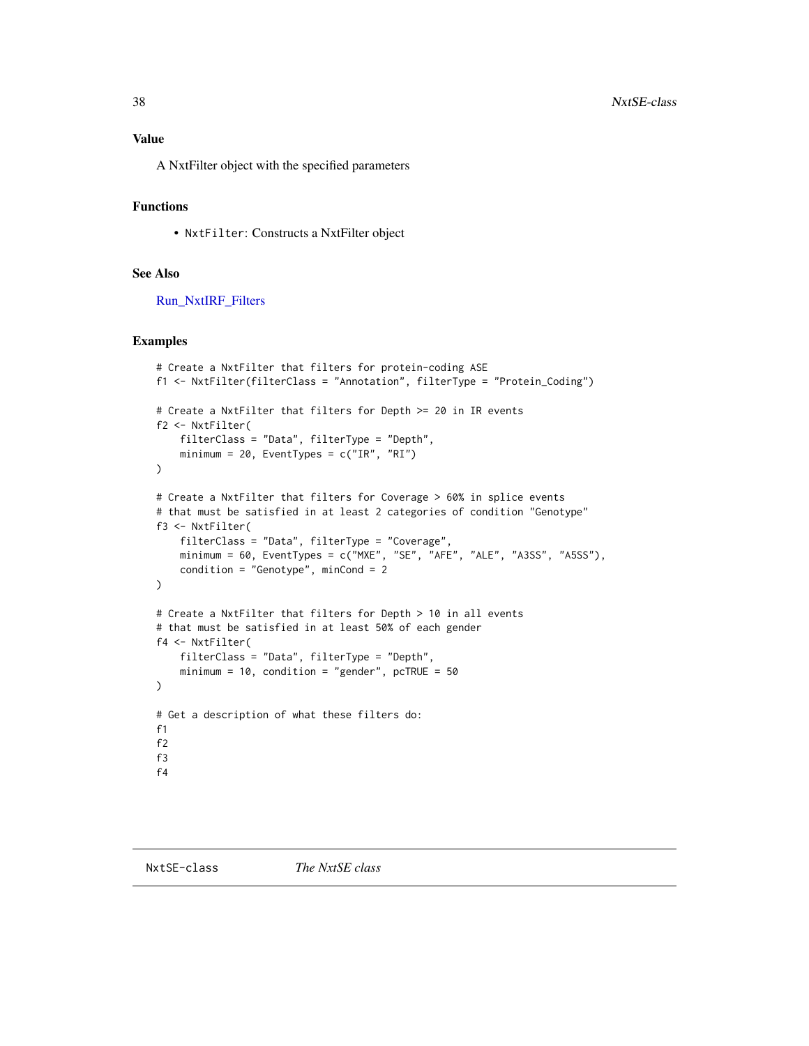### Value

A NxtFilter object with the specified parameters

### Functions

- `NxtFilter`: Constructs a NxtFilter object

### See Also

Run_NxtIRF_Filters

### Examples

```
# Create a NxtFilter that filters for protein-coding ASE
f1 <- NxtFilter(filterClass = "Annotation", filterType = "Protein_Coding")

# Create a NxtFilter that filters for Depth >= 20 in IR events
f2 <- NxtFilter(
    filterClass = "Data", filterType = "Depth",
    minimum = 20, EventTypes = c("IR", "RI")
)

# Create a NxtFilter that filters for Coverage > 60% in splice events
# that must be satisfied in at least 2 categories of condition "Genotype"
f3 <- NxtFilter(
    filterClass = "Data", filterType = "Coverage",
    minimum = 60, EventTypes = c("MXE", "SE", "AFE", "ALE", "A3SS", "A5SS"),
    condition = "Genotype", minCond = 2
)

# Create a NxtFilter that filters for Depth > 10 in all events
# that must be satisfied in at least 50% of each gender
f4 <- NxtFilter(
    filterClass = "Data", filterType = "Depth",
    minimum = 10, condition = "gender", pcTRUE = 50
)

# Get a description of what these filters do:
f1
f2
f3
f4
```

---

## NxtSE-class — *The NxtSE class*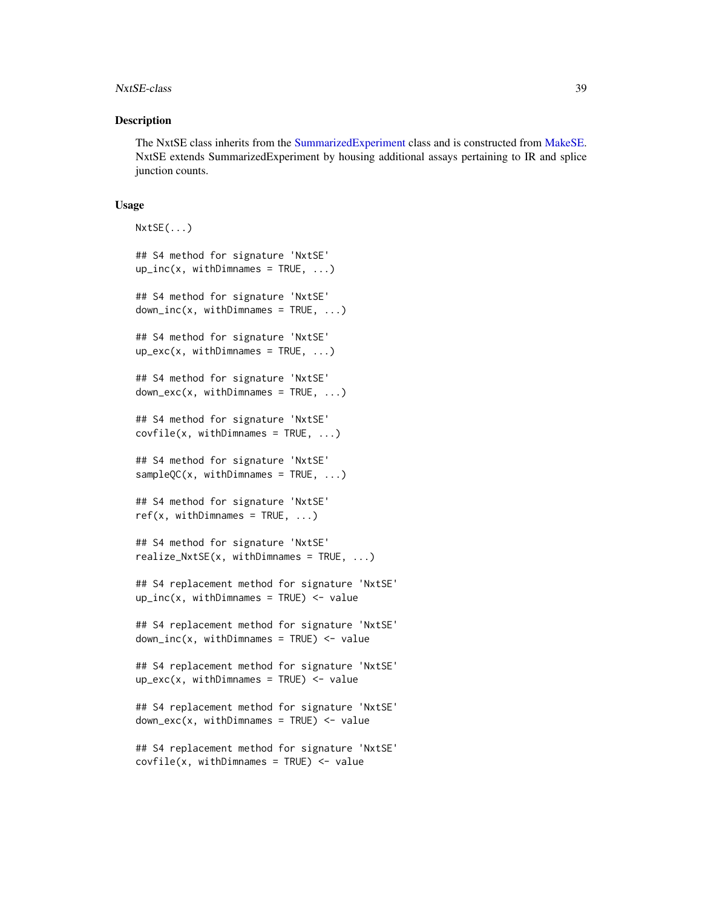### Description

The NxtSE class inherits from the SummarizedExperiment class and is constructed from MakeSE. NxtSE extends SummarizedExperiment by housing additional assays pertaining to IR and splice junction counts.

### Usage

```
NxtSE(...)

## S4 method for signature 'NxtSE'
up_inc(x, withDimnames = TRUE, ...)

## S4 method for signature 'NxtSE'
down_inc(x, withDimnames = TRUE, ...)

## S4 method for signature 'NxtSE'
up_exc(x, withDimnames = TRUE, ...)

## S4 method for signature 'NxtSE'
down_exc(x, withDimnames = TRUE, ...)

## S4 method for signature 'NxtSE'
covfile(x, withDimnames = TRUE, ...)

## S4 method for signature 'NxtSE'
sampleQC(x, withDimnames = TRUE, ...)

## S4 method for signature 'NxtSE'
ref(x, withDimnames = TRUE, ...)

## S4 method for signature 'NxtSE'
realize_NxtSE(x, withDimnames = TRUE, ...)

## S4 replacement method for signature 'NxtSE'
up_inc(x, withDimnames = TRUE) <- value

## S4 replacement method for signature 'NxtSE'
down_inc(x, withDimnames = TRUE) <- value

## S4 replacement method for signature 'NxtSE'
up_exc(x, withDimnames = TRUE) <- value

## S4 replacement method for signature 'NxtSE'
down_exc(x, withDimnames = TRUE) <- value

## S4 replacement method for signature 'NxtSE'
covfile(x, withDimnames = TRUE) <- value
```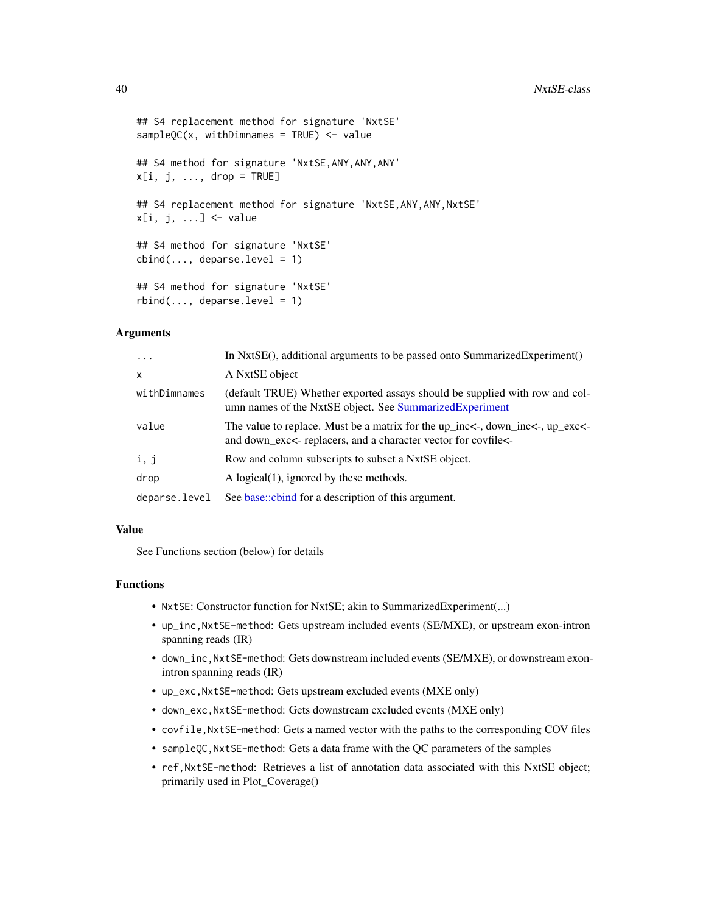```
## S4 replacement method for signature 'NxtSE'
sampleQC(x, withDimnames = TRUE) <- value

## S4 method for signature 'NxtSE,ANY,ANY,ANY'
x[i, j, ..., drop = TRUE]

## S4 replacement method for signature 'NxtSE,ANY,ANY,NxtSE'
x[i, j, ...] <- value

## S4 method for signature 'NxtSE'
cbind(..., deparse.level = 1)

## S4 method for signature 'NxtSE'
rbind(..., deparse.level = 1)
```

## Arguments

| | |
|---|---|
| `...` | In NxtSE(), additional arguments to be passed onto SummarizedExperiment() |
| `x` | A NxtSE object |
| `withDimnames` | (default TRUE) Whether exported assays should be supplied with row and column names of the NxtSE object. See SummarizedExperiment |
| `value` | The value to replace. Must be a matrix for the up_inc<-, down_inc<-, up_exc<- and down_exc<- replacers, and a character vector for covfile<- |
| `i, j` | Row and column subscripts to subset a NxtSE object. |
| `drop` | A logical(1), ignored by these methods. |
| `deparse.level` | See base::cbind for a description of this argument. |

## Value

See Functions section (below) for details

## Functions

- `NxtSE`: Constructor function for NxtSE; akin to SummarizedExperiment(...)
- `up_inc,NxtSE-method`: Gets upstream included events (SE/MXE), or upstream exon-intron spanning reads (IR)
- `down_inc,NxtSE-method`: Gets downstream included events (SE/MXE), or downstream exon-intron spanning reads (IR)
- `up_exc,NxtSE-method`: Gets upstream excluded events (MXE only)
- `down_exc,NxtSE-method`: Gets downstream excluded events (MXE only)
- `covfile,NxtSE-method`: Gets a named vector with the paths to the corresponding COV files
- `sampleQC,NxtSE-method`: Gets a data frame with the QC parameters of the samples
- `ref,NxtSE-method`: Retrieves a list of annotation data associated with this NxtSE object; primarily used in Plot_Coverage()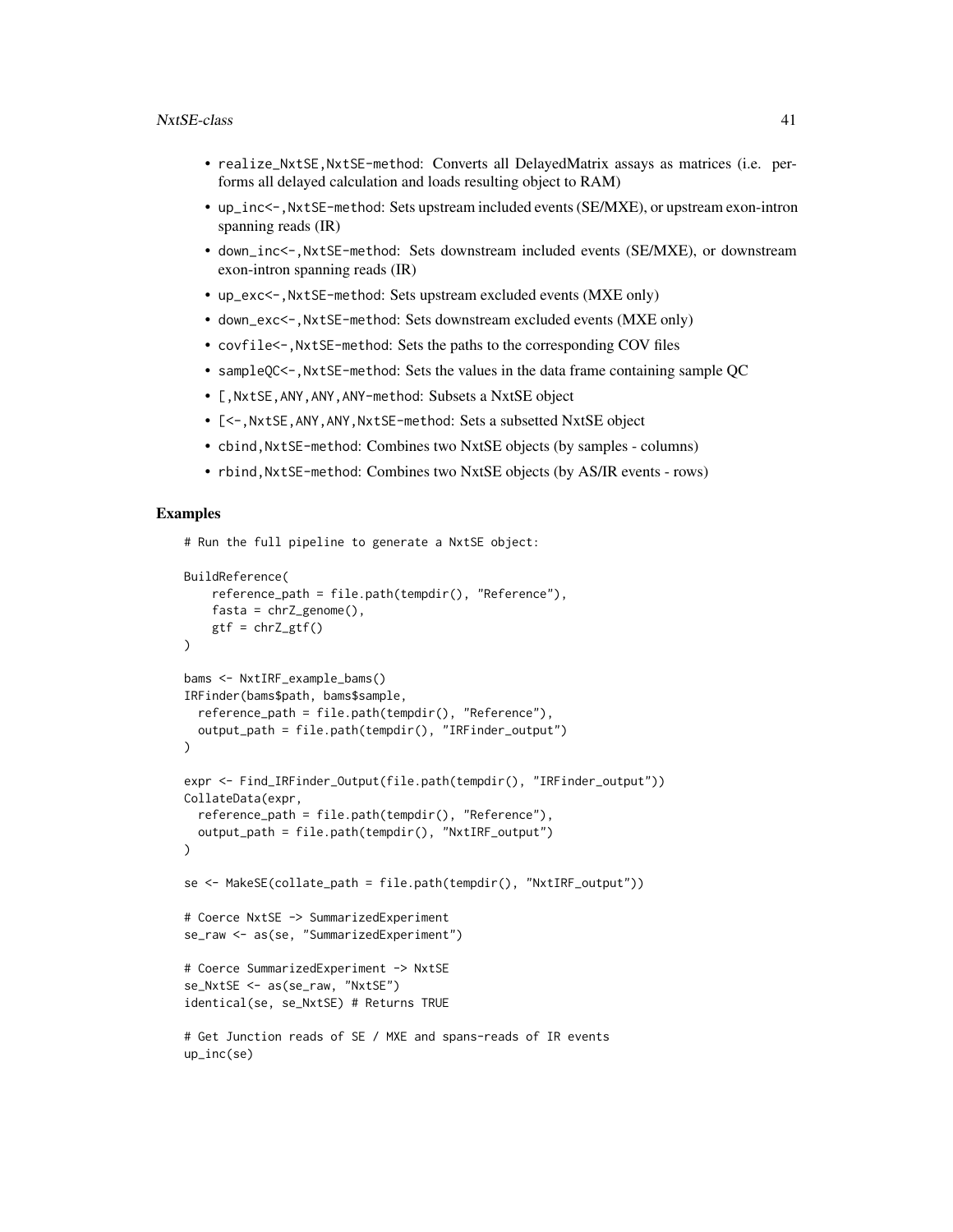- realize_NxtSE,NxtSE-method: Converts all DelayedMatrix assays as matrices (i.e. performs all delayed calculation and loads resulting object to RAM)
- up_inc<-,NxtSE-method: Sets upstream included events (SE/MXE), or upstream exon-intron spanning reads (IR)
- down_inc<-,NxtSE-method: Sets downstream included events (SE/MXE), or downstream exon-intron spanning reads (IR)
- up_exc<-,NxtSE-method: Sets upstream excluded events (MXE only)
- down_exc<-,NxtSE-method: Sets downstream excluded events (MXE only)
- covfile<-,NxtSE-method: Sets the paths to the corresponding COV files
- sampleQC<-,NxtSE-method: Sets the values in the data frame containing sample QC
- [,NxtSE,ANY,ANY,ANY-method: Subsets a NxtSE object
- [<-,NxtSE,ANY,ANY,NxtSE-method: Sets a subsetted NxtSE object
- cbind,NxtSE-method: Combines two NxtSE objects (by samples - columns)
- rbind,NxtSE-method: Combines two NxtSE objects (by AS/IR events - rows)

## Examples

```
# Run the full pipeline to generate a NxtSE object:

BuildReference(
    reference_path = file.path(tempdir(), "Reference"),
    fasta = chrZ_genome(),
    gtf = chrZ_gtf()
)

bams <- NxtIRF_example_bams()
IRFinder(bams$path, bams$sample,
  reference_path = file.path(tempdir(), "Reference"),
  output_path = file.path(tempdir(), "IRFinder_output")
)

expr <- Find_IRFinder_Output(file.path(tempdir(), "IRFinder_output"))
CollateData(expr,
  reference_path = file.path(tempdir(), "Reference"),
  output_path = file.path(tempdir(), "NxtIRF_output")
)

se <- MakeSE(collate_path = file.path(tempdir(), "NxtIRF_output"))

# Coerce NxtSE -> SummarizedExperiment
se_raw <- as(se, "SummarizedExperiment")

# Coerce SummarizedExperiment -> NxtSE
se_NxtSE <- as(se_raw, "NxtSE")
identical(se, se_NxtSE) # Returns TRUE

# Get Junction reads of SE / MXE and spans-reads of IR events
up_inc(se)
```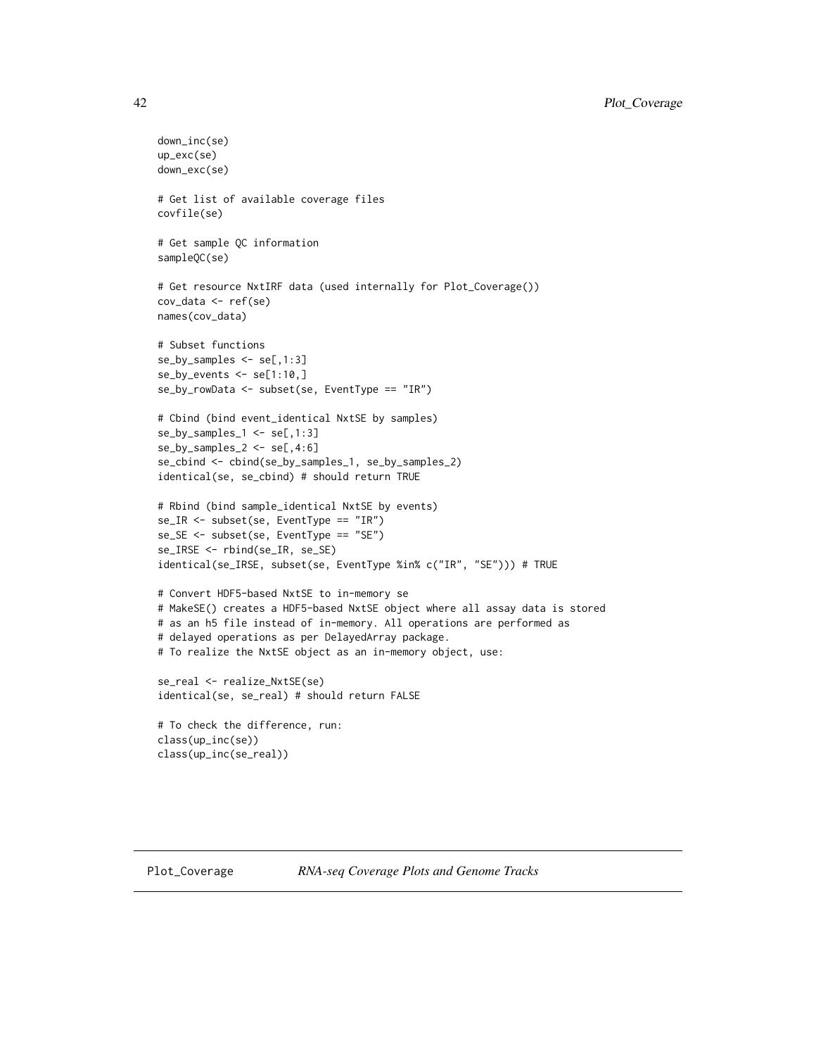```
down_inc(se)
up_exc(se)
down_exc(se)

# Get list of available coverage files
covfile(se)

# Get sample QC information
sampleQC(se)

# Get resource NxtIRF data (used internally for Plot_Coverage())
cov_data <- ref(se)
names(cov_data)

# Subset functions
se_by_samples <- se[,1:3]
se_by_events <- se[1:10,]
se_by_rowData <- subset(se, EventType == "IR")

# Cbind (bind event_identical NxtSE by samples)
se_by_samples_1 <- se[,1:3]
se_by_samples_2 <- se[,4:6]
se_cbind <- cbind(se_by_samples_1, se_by_samples_2)
identical(se, se_cbind) # should return TRUE

# Rbind (bind sample_identical NxtSE by events)
se_IR <- subset(se, EventType == "IR")
se_SE <- subset(se, EventType == "SE")
se_IRSE <- rbind(se_IR, se_SE)
identical(se_IRSE, subset(se, EventType %in% c("IR", "SE"))) # TRUE

# Convert HDF5-based NxtSE to in-memory se
# MakeSE() creates a HDF5-based NxtSE object where all assay data is stored
# as an h5 file instead of in-memory. All operations are performed as
# delayed operations as per DelayedArray package.
# To realize the NxtSE object as an in-memory object, use:

se_real <- realize_NxtSE(se)
identical(se, se_real) # should return FALSE

# To check the difference, run:
class(up_inc(se))
class(up_inc(se_real))
```

## Plot_Coverage *RNA-seq Coverage Plots and Genome Tracks*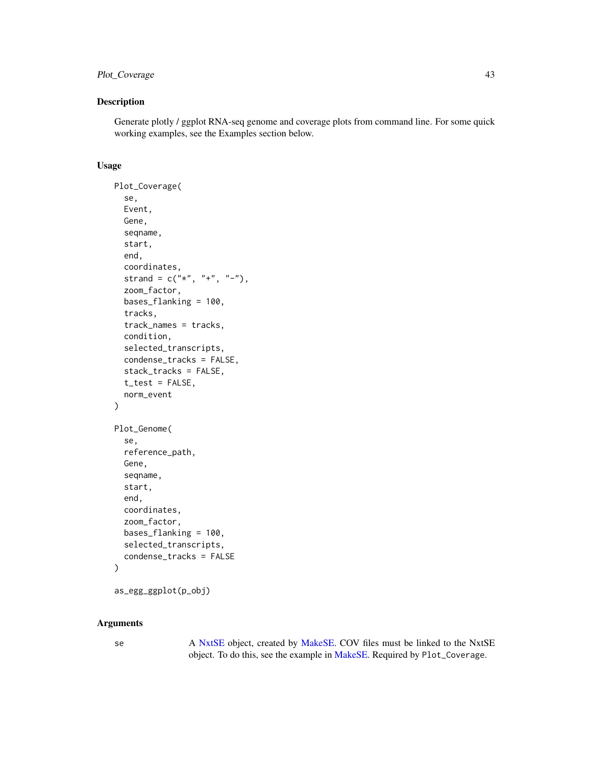## Description

Generate plotly / ggplot RNA-seq genome and coverage plots from command line. For some quick working examples, see the Examples section below.

## Usage

```
Plot_Coverage(
  se,
  Event,
  Gene,
  seqname,
  start,
  end,
  coordinates,
  strand = c("*", "+", "-"),
  zoom_factor,
  bases_flanking = 100,
  tracks,
  track_names = tracks,
  condition,
  selected_transcripts,
  condense_tracks = FALSE,
  stack_tracks = FALSE,
  t_test = FALSE,
  norm_event
)

Plot_Genome(
  se,
  reference_path,
  Gene,
  seqname,
  start,
  end,
  coordinates,
  zoom_factor,
  bases_flanking = 100,
  selected_transcripts,
  condense_tracks = FALSE
)

as_egg_ggplot(p_obj)
```

## Arguments

| | |
|---|---|
| se | A NxtSE object, created by MakeSE. COV files must be linked to the NxtSE object. To do this, see the example in MakeSE. Required by `Plot_Coverage`. |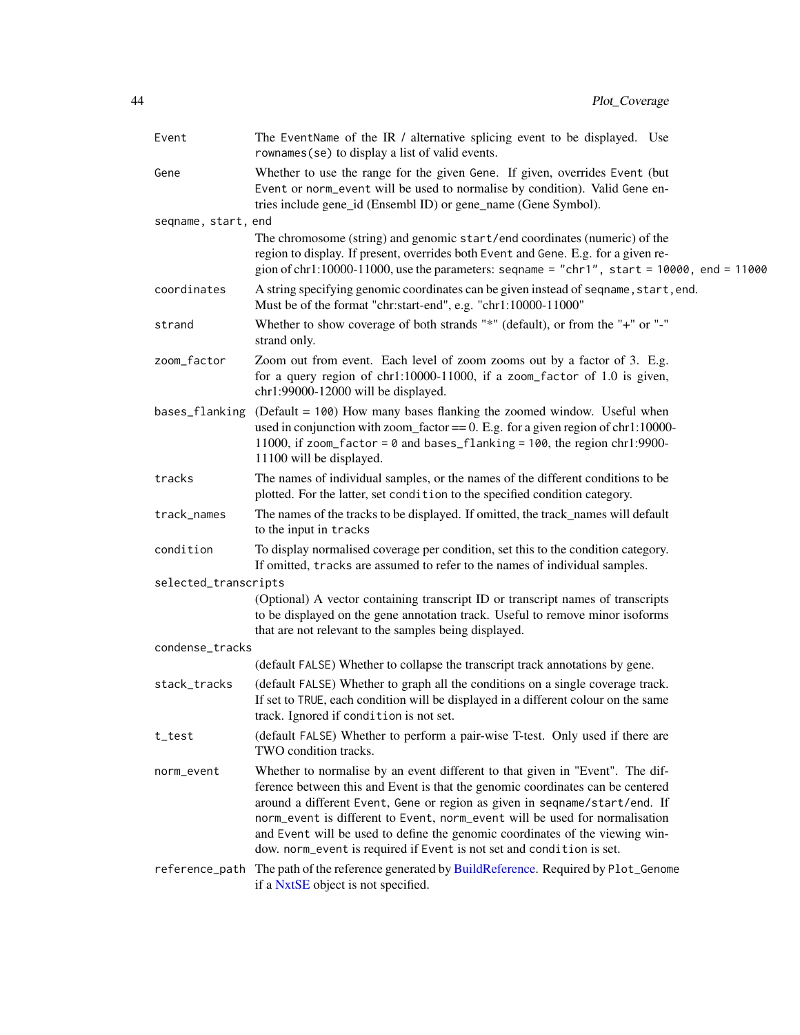| | |
|---|---|
| `Event` | The `EventName` of the IR / alternative splicing event to be displayed. Use `rownames(se)` to display a list of valid events. |
| `Gene` | Whether to use the range for the given `Gene`. If given, overrides `Event` (but `Event` or `norm_event` will be used to normalise by condition). Valid `Gene` entries include gene_id (Ensembl ID) or gene_name (Gene Symbol). |
| `seqname, start, end` | The chromosome (string) and genomic `start/end` coordinates (numeric) of the region to display. If present, overrides both `Event` and `Gene`. E.g. for a given region of chr1:10000-11000, use the parameters: `seqname = "chr1", start = 10000, end = 11000` |
| `coordinates` | A string specifying genomic coordinates can be given instead of `seqname,start,end`. Must be of the format "chr:start-end", e.g. "chr1:10000-11000" |
| `strand` | Whether to show coverage of both strands "*" (default), or from the "+" or "-" strand only. |
| `zoom_factor` | Zoom out from event. Each level of zoom zooms out by a factor of 3. E.g. for a query region of chr1:10000-11000, if a `zoom_factor` of 1.0 is given, chr1:99000-12000 will be displayed. |
| `bases_flanking` | (Default = `100`) How many bases flanking the zoomed window. Useful when used in conjunction with zoom_factor == 0. E.g. for a given region of chr1:10000-11000, if `zoom_factor = 0` and `bases_flanking = 100`, the region chr1:9900-11100 will be displayed. |
| `tracks` | The names of individual samples, or the names of the different conditions to be plotted. For the latter, set `condition` to the specified condition category. |
| `track_names` | The names of the tracks to be displayed. If omitted, the track_names will default to the input in `tracks` |
| `condition` | To display normalised coverage per condition, set this to the condition category. If omitted, `tracks` are assumed to refer to the names of individual samples. |
| `selected_transcripts` | (Optional) A vector containing transcript ID or transcript names of transcripts to be displayed on the gene annotation track. Useful to remove minor isoforms that are not relevant to the samples being displayed. |
| `condense_tracks` | (default `FALSE`) Whether to collapse the transcript track annotations by gene. |
| `stack_tracks` | (default `FALSE`) Whether to graph all the conditions on a single coverage track. If set to `TRUE`, each condition will be displayed in a different colour on the same track. Ignored if `condition` is not set. |
| `t_test` | (default `FALSE`) Whether to perform a pair-wise T-test. Only used if there are TWO condition tracks. |
| `norm_event` | Whether to normalise by an event different to that given in "Event". The difference between this and Event is that the genomic coordinates can be centered around a different `Event`, `Gene` or region as given in `seqname/start/end`. If `norm_event` is different to `Event`, `norm_event` will be used for normalisation and `Event` will be used to define the genomic coordinates of the viewing window. `norm_event` is required if `Event` is not set and `condition` is set. |
| `reference_path` | The path of the reference generated by BuildReference. Required by `Plot_Genome` if a NxtSE object is not specified. |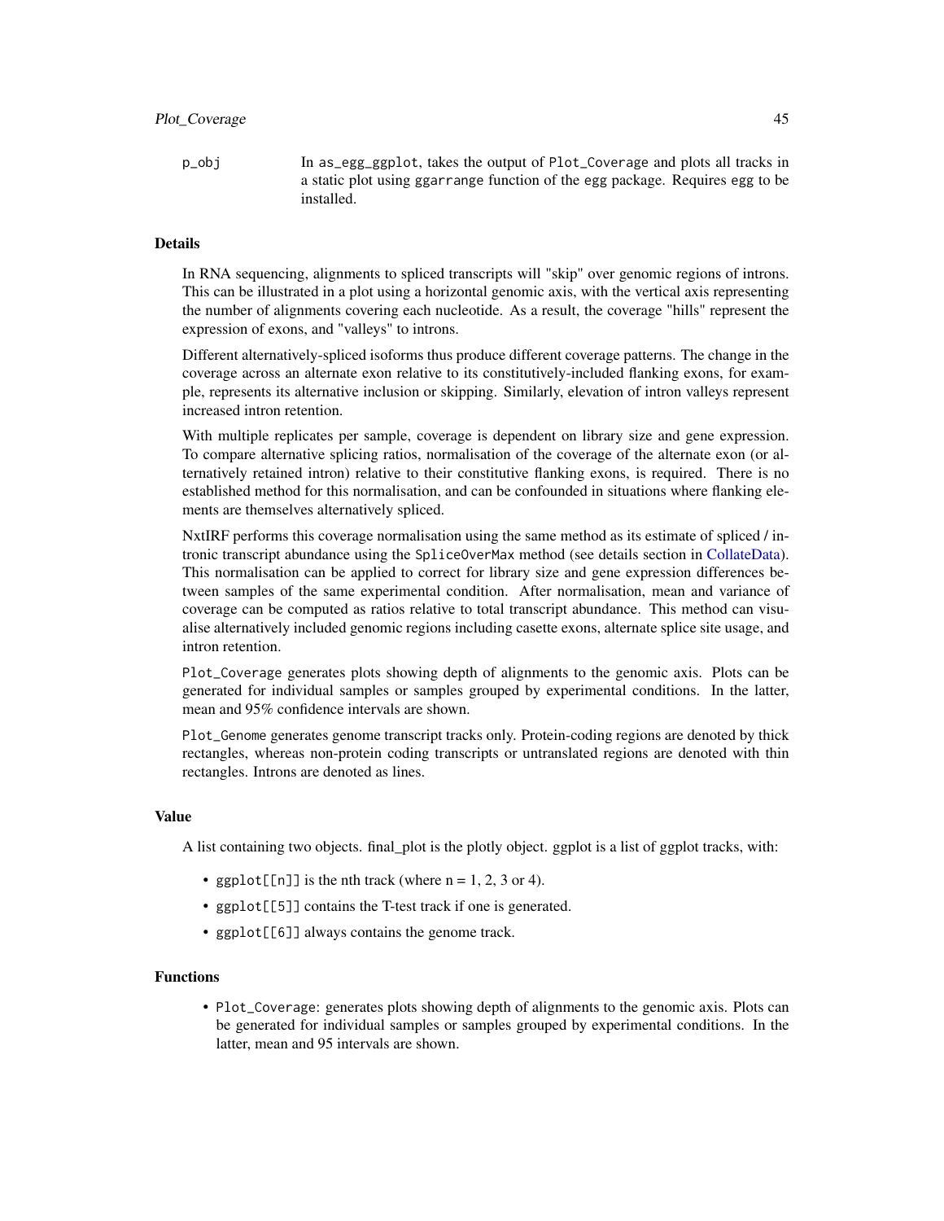p_obj — In as_egg_ggplot, takes the output of Plot_Coverage and plots all tracks in a static plot using ggarrange function of the egg package. Requires egg to be installed.

### Details

In RNA sequencing, alignments to spliced transcripts will "skip" over genomic regions of introns. This can be illustrated in a plot using a horizontal genomic axis, with the vertical axis representing the number of alignments covering each nucleotide. As a result, the coverage "hills" represent the expression of exons, and "valleys" to introns.

Different alternatively-spliced isoforms thus produce different coverage patterns. The change in the coverage across an alternate exon relative to its constitutively-included flanking exons, for example, represents its alternative inclusion or skipping. Similarly, elevation of intron valleys represent increased intron retention.

With multiple replicates per sample, coverage is dependent on library size and gene expression. To compare alternative splicing ratios, normalisation of the coverage of the alternate exon (or alternatively retained intron) relative to their constitutive flanking exons, is required. There is no established method for this normalisation, and can be confounded in situations where flanking elements are themselves alternatively spliced.

NxtIRF performs this coverage normalisation using the same method as its estimate of spliced / intronic transcript abundance using the SpliceOverMax method (see details section in CollateData). This normalisation can be applied to correct for library size and gene expression differences between samples of the same experimental condition. After normalisation, mean and variance of coverage can be computed as ratios relative to total transcript abundance. This method can visualise alternatively included genomic regions including casette exons, alternate splice site usage, and intron retention.

Plot_Coverage generates plots showing depth of alignments to the genomic axis. Plots can be generated for individual samples or samples grouped by experimental conditions. In the latter, mean and 95% confidence intervals are shown.

Plot_Genome generates genome transcript tracks only. Protein-coding regions are denoted by thick rectangles, whereas non-protein coding transcripts or untranslated regions are denoted with thin rectangles. Introns are denoted as lines.

### Value

A list containing two objects. final_plot is the plotly object. ggplot is a list of ggplot tracks, with:

- ggplot[[n]] is the nth track (where n = 1, 2, 3 or 4).
- ggplot[[5]] contains the T-test track if one is generated.
- ggplot[[6]] always contains the genome track.

### Functions

- Plot_Coverage: generates plots showing depth of alignments to the genomic axis. Plots can be generated for individual samples or samples grouped by experimental conditions. In the latter, mean and 95 intervals are shown.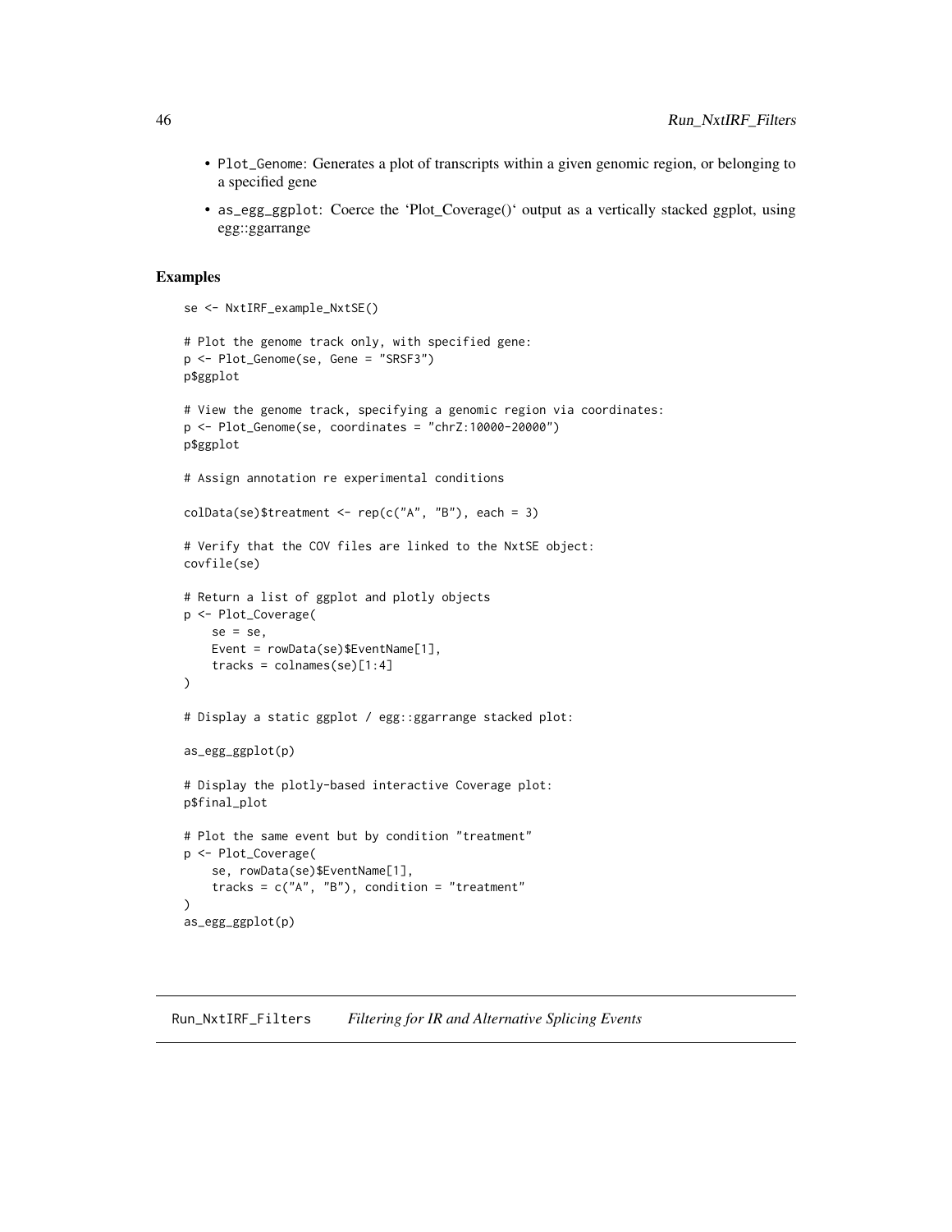- `Plot_Genome`: Generates a plot of transcripts within a given genomic region, or belonging to a specified gene
- `as_egg_ggplot`: Coerce the 'Plot_Coverage()' output as a vertically stacked ggplot, using egg::ggarrange

## Examples

```
se <- NxtIRF_example_NxtSE()

# Plot the genome track only, with specified gene:
p <- Plot_Genome(se, Gene = "SRSF3")
p$ggplot

# View the genome track, specifying a genomic region via coordinates:
p <- Plot_Genome(se, coordinates = "chrZ:10000-20000")
p$ggplot

# Assign annotation re experimental conditions

colData(se)$treatment <- rep(c("A", "B"), each = 3)

# Verify that the COV files are linked to the NxtSE object:
covfile(se)

# Return a list of ggplot and plotly objects
p <- Plot_Coverage(
    se = se,
    Event = rowData(se)$EventName[1],
    tracks = colnames(se)[1:4]
)

# Display a static ggplot / egg::ggarrange stacked plot:

as_egg_ggplot(p)

# Display the plotly-based interactive Coverage plot:
p$final_plot

# Plot the same event but by condition "treatment"
p <- Plot_Coverage(
    se, rowData(se)$EventName[1],
    tracks = c("A", "B"), condition = "treatment"
)
as_egg_ggplot(p)
```

---

# Run_NxtIRF_Filters *Filtering for IR and Alternative Splicing Events*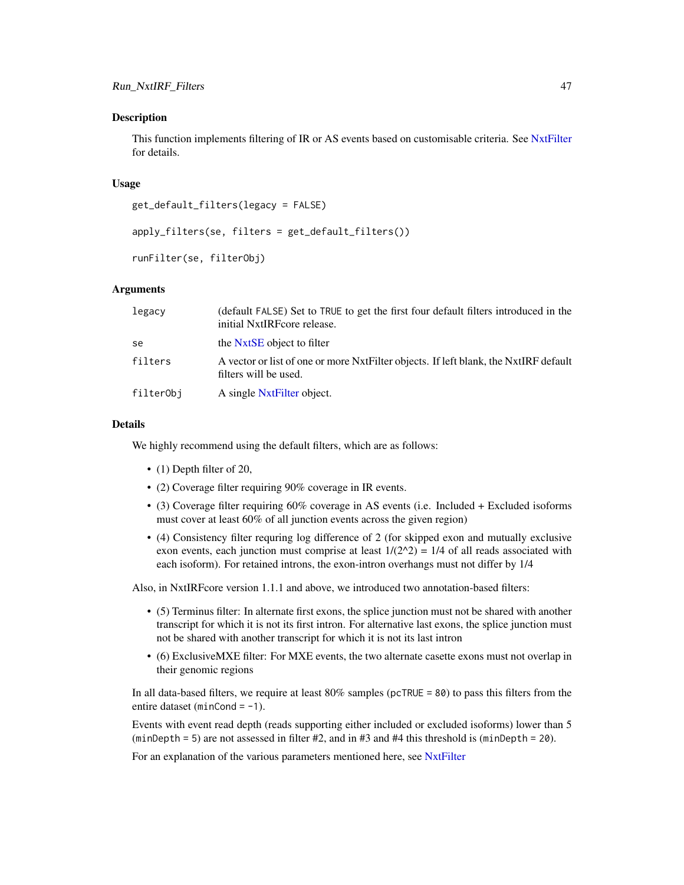### Description

This function implements filtering of IR or AS events based on customisable criteria. See NxtFilter for details.

### Usage

```
get_default_filters(legacy = FALSE)

apply_filters(se, filters = get_default_filters())

runFilter(se, filterObj)
```

### Arguments

| | |
|---|---|
| legacy | (default FALSE) Set to TRUE to get the first four default filters introduced in the initial NxtIRFcore release. |
| se | the NxtSE object to filter |
| filters | A vector or list of one or more NxtFilter objects. If left blank, the NxtIRF default filters will be used. |
| filterObj | A single NxtFilter object. |

### Details

We highly recommend using the default filters, which are as follows:

- (1) Depth filter of 20,
- (2) Coverage filter requiring 90% coverage in IR events.
- (3) Coverage filter requiring 60% coverage in AS events (i.e. Included + Excluded isoforms must cover at least 60% of all junction events across the given region)
- (4) Consistency filter requring log difference of 2 (for skipped exon and mutually exclusive exon events, each junction must comprise at least $1/(2^2) = 1/4$ of all reads associated with each isoform). For retained introns, the exon-intron overhangs must not differ by 1/4

Also, in NxtIRFcore version 1.1.1 and above, we introduced two annotation-based filters:

- (5) Terminus filter: In alternate first exons, the splice junction must not be shared with another transcript for which it is not its first intron. For alternative last exons, the splice junction must not be shared with another transcript for which it is not its last intron
- (6) ExclusiveMXE filter: For MXE events, the two alternate casette exons must not overlap in their genomic regions

In all data-based filters, we require at least 80% samples (`pcTRUE = 80`) to pass this filters from the entire dataset (`minCond = -1`).

Events with event read depth (reads supporting either included or excluded isoforms) lower than 5 (`minDepth = 5`) are not assessed in filter #2, and in #3 and #4 this threshold is (`minDepth = 20`).

For an explanation of the various parameters mentioned here, see NxtFilter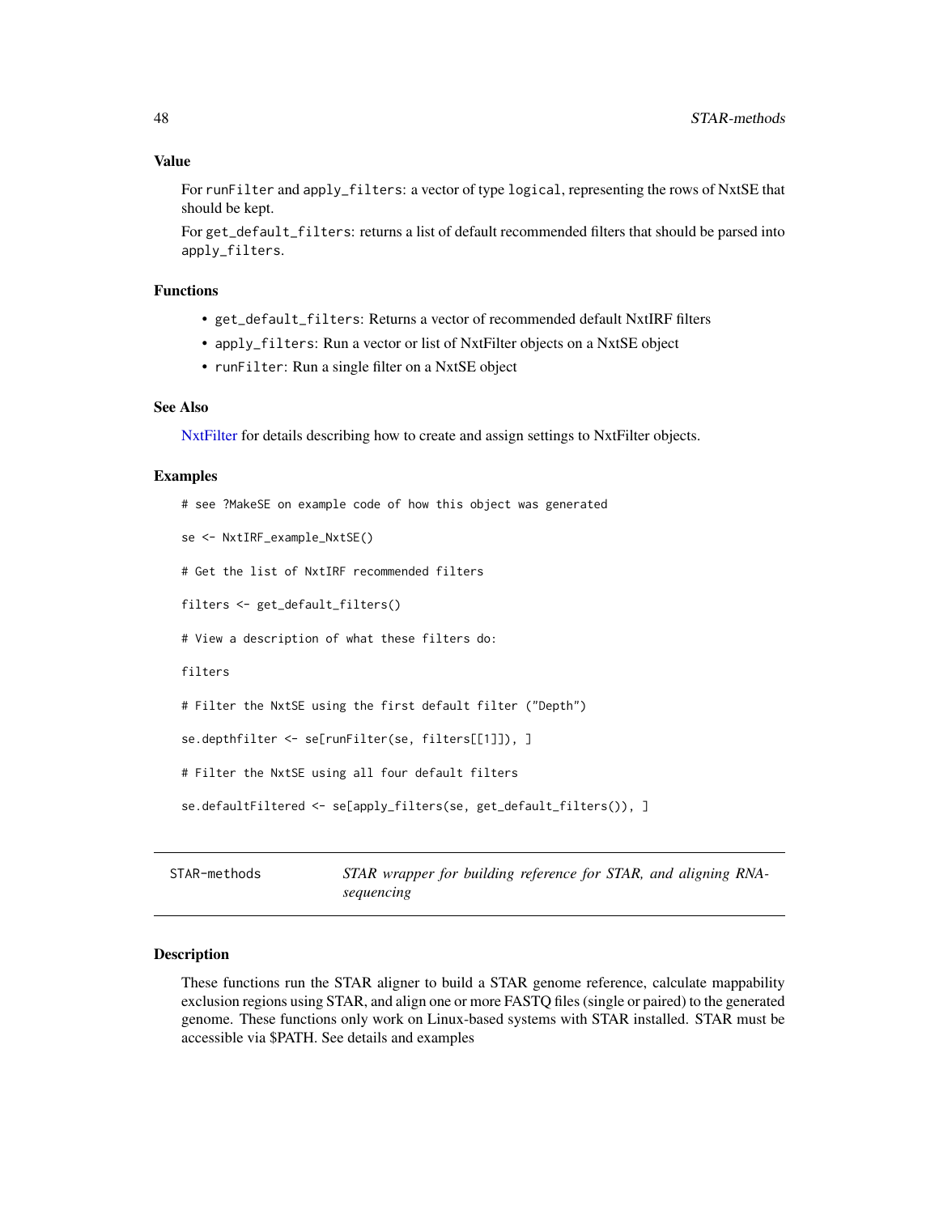### Value

For `runFilter` and `apply_filters`: a vector of type `logical`, representing the rows of NxtSE that should be kept.

For `get_default_filters`: returns a list of default recommended filters that should be parsed into `apply_filters`.

### Functions

- `get_default_filters`: Returns a vector of recommended default NxtIRF filters
- `apply_filters`: Run a vector or list of NxtFilter objects on a NxtSE object
- `runFilter`: Run a single filter on a NxtSE object

### See Also

NxtFilter for details describing how to create and assign settings to NxtFilter objects.

### Examples

```
# see ?MakeSE on example code of how this object was generated

se <- NxtIRF_example_NxtSE()

# Get the list of NxtIRF recommended filters

filters <- get_default_filters()

# View a description of what these filters do:

filters

# Filter the NxtSE using the first default filter ("Depth")

se.depthfilter <- se[runFilter(se, filters[[1]]), ]

# Filter the NxtSE using all four default filters

se.defaultFiltered <- se[apply_filters(se, get_default_filters()), ]
```

---

## STAR-methods — *STAR wrapper for building reference for STAR, and aligning RNA-sequencing*

### Description

These functions run the STAR aligner to build a STAR genome reference, calculate mappability exclusion regions using STAR, and align one or more FASTQ files (single or paired) to the generated genome. These functions only work on Linux-based systems with STAR installed. STAR must be accessible via $PATH. See details and examples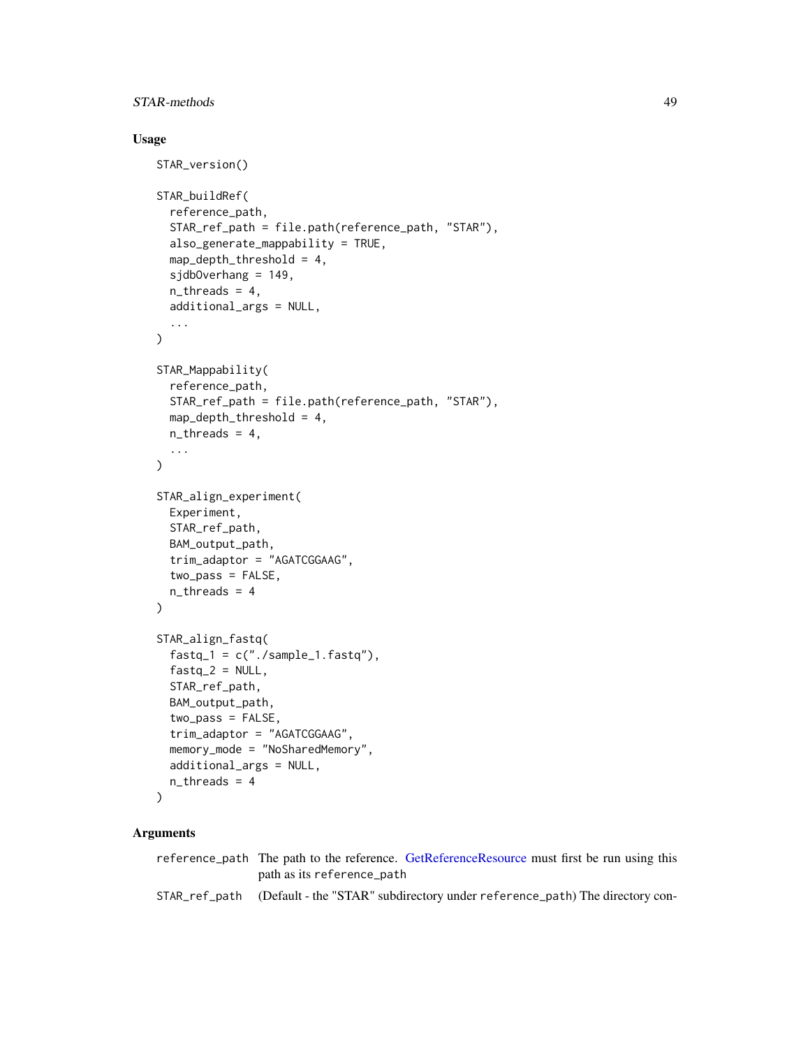### Usage

```
STAR_version()

STAR_buildRef(
  reference_path,
  STAR_ref_path = file.path(reference_path, "STAR"),
  also_generate_mappability = TRUE,
  map_depth_threshold = 4,
  sjdbOverhang = 149,
  n_threads = 4,
  additional_args = NULL,
  ...
)

STAR_Mappability(
  reference_path,
  STAR_ref_path = file.path(reference_path, "STAR"),
  map_depth_threshold = 4,
  n_threads = 4,
  ...
)

STAR_align_experiment(
  Experiment,
  STAR_ref_path,
  BAM_output_path,
  trim_adaptor = "AGATCGGAAG",
  two_pass = FALSE,
  n_threads = 4
)

STAR_align_fastq(
  fastq_1 = c("./sample_1.fastq"),
  fastq_2 = NULL,
  STAR_ref_path,
  BAM_output_path,
  two_pass = FALSE,
  trim_adaptor = "AGATCGGAAG",
  memory_mode = "NoSharedMemory",
  additional_args = NULL,
  n_threads = 4
)
```

### Arguments

| | |
|---|---|
| `reference_path` | The path to the reference. GetReferenceResource must first be run using this path as its `reference_path` |
| `STAR_ref_path` | (Default - the "STAR" subdirectory under `reference_path`) The directory con- |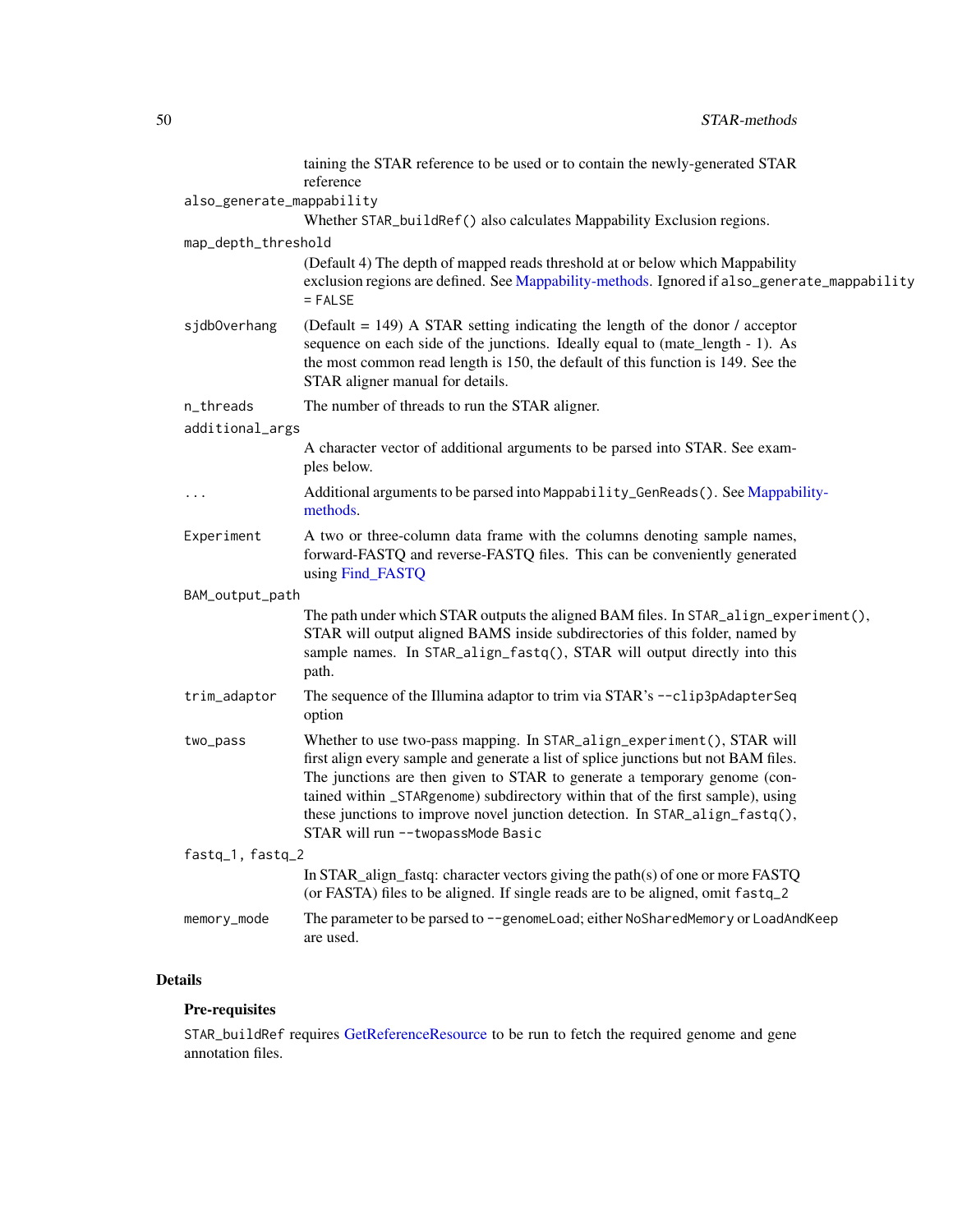taining the STAR reference to be used or to contain the newly-generated STAR reference

`also_generate_mappability`
: Whether `STAR_buildRef()` also calculates Mappability Exclusion regions.

`map_depth_threshold`
: (Default 4) The depth of mapped reads threshold at or below which Mappability exclusion regions are defined. See Mappability-methods. Ignored if `also_generate_mappability = FALSE`

`sjdbOverhang`
: (Default = 149) A STAR setting indicating the length of the donor / acceptor sequence on each side of the junctions. Ideally equal to (mate_length - 1). As the most common read length is 150, the default of this function is 149. See the STAR aligner manual for details.

`n_threads`
: The number of threads to run the STAR aligner.

`additional_args`
: A character vector of additional arguments to be parsed into STAR. See examples below.

`...`
: Additional arguments to be parsed into `Mappability_GenReads()`. See Mappability-methods.

`Experiment`
: A two or three-column data frame with the columns denoting sample names, forward-FASTQ and reverse-FASTQ files. This can be conveniently generated using Find_FASTQ

`BAM_output_path`
: The path under which STAR outputs the aligned BAM files. In `STAR_align_experiment()`, STAR will output aligned BAMS inside subdirectories of this folder, named by sample names. In `STAR_align_fastq()`, STAR will output directly into this path.

`trim_adaptor`
: The sequence of the Illumina adaptor to trim via STAR's `--clip3pAdapterSeq` option

`two_pass`
: Whether to use two-pass mapping. In `STAR_align_experiment()`, STAR will first align every sample and generate a list of splice junctions but not BAM files. The junctions are then given to STAR to generate a temporary genome (contained within `_STARgenome`) subdirectory within that of the first sample), using these junctions to improve novel junction detection. In `STAR_align_fastq()`, STAR will run `--twopassMode Basic`

`fastq_1, fastq_2`
: In STAR_align_fastq: character vectors giving the path(s) of one or more FASTQ (or FASTA) files to be aligned. If single reads are to be aligned, omit `fastq_2`

`memory_mode`
: The parameter to be parsed to `--genomeLoad`; either `NoSharedMemory` or `LoadAndKeep` are used.

## Details

### Pre-requisites

`STAR_buildRef` requires GetReferenceResource to be run to fetch the required genome and gene annotation files.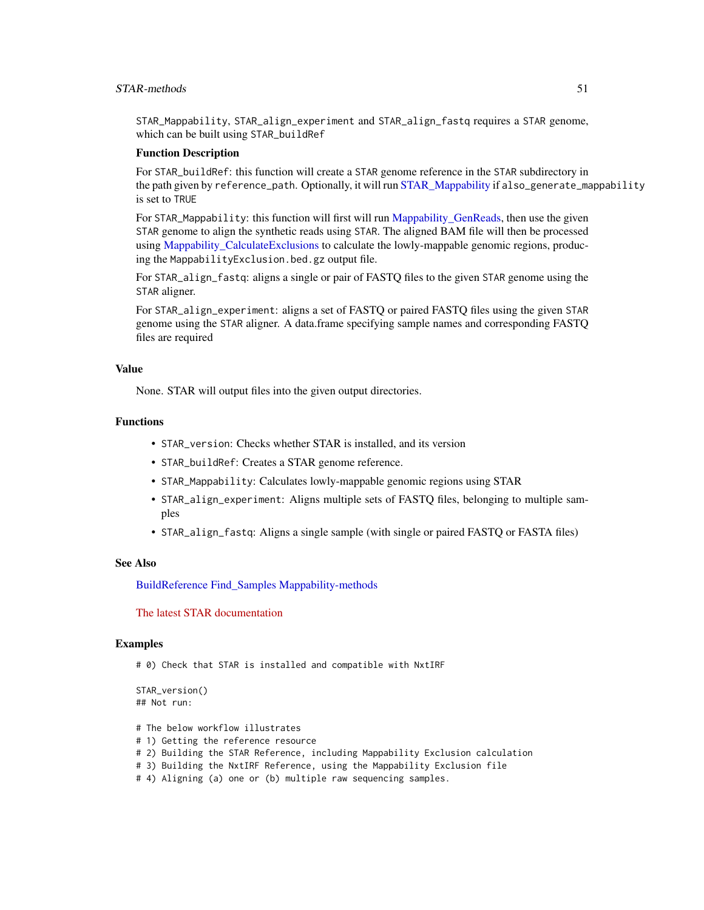`STAR_Mappability`, `STAR_align_experiment` and `STAR_align_fastq` requires a `STAR` genome, which can be built using `STAR_buildRef`

**Function Description**

For `STAR_buildRef`: this function will create a `STAR` genome reference in the `STAR` subdirectory in the path given by `reference_path`. Optionally, it will run STAR_Mappability if `also_generate_mappability` is set to `TRUE`

For `STAR_Mappability`: this function will first will run Mappability_GenReads, then use the given `STAR` genome to align the synthetic reads using `STAR`. The aligned BAM file will then be processed using Mappability_CalculateExclusions to calculate the lowly-mappable genomic regions, producing the `MappabilityExclusion.bed.gz` output file.

For `STAR_align_fastq`: aligns a single or pair of FASTQ files to the given `STAR` genome using the `STAR` aligner.

For `STAR_align_experiment`: aligns a set of FASTQ or paired FASTQ files using the given `STAR` genome using the `STAR` aligner. A data.frame specifying sample names and corresponding FASTQ files are required

## Value

None. STAR will output files into the given output directories.

## Functions

- `STAR_version`: Checks whether STAR is installed, and its version
- `STAR_buildRef`: Creates a STAR genome reference.
- `STAR_Mappability`: Calculates lowly-mappable genomic regions using STAR
- `STAR_align_experiment`: Aligns multiple sets of FASTQ files, belonging to multiple samples
- `STAR_align_fastq`: Aligns a single sample (with single or paired FASTQ or FASTA files)

## See Also

BuildReference Find_Samples Mappability-methods

The latest STAR documentation

## Examples

```
# 0) Check that STAR is installed and compatible with NxtIRF

STAR_version()
## Not run:

# The below workflow illustrates
# 1) Getting the reference resource
# 2) Building the STAR Reference, including Mappability Exclusion calculation
# 3) Building the NxtIRF Reference, using the Mappability Exclusion file
# 4) Aligning (a) one or (b) multiple raw sequencing samples.
```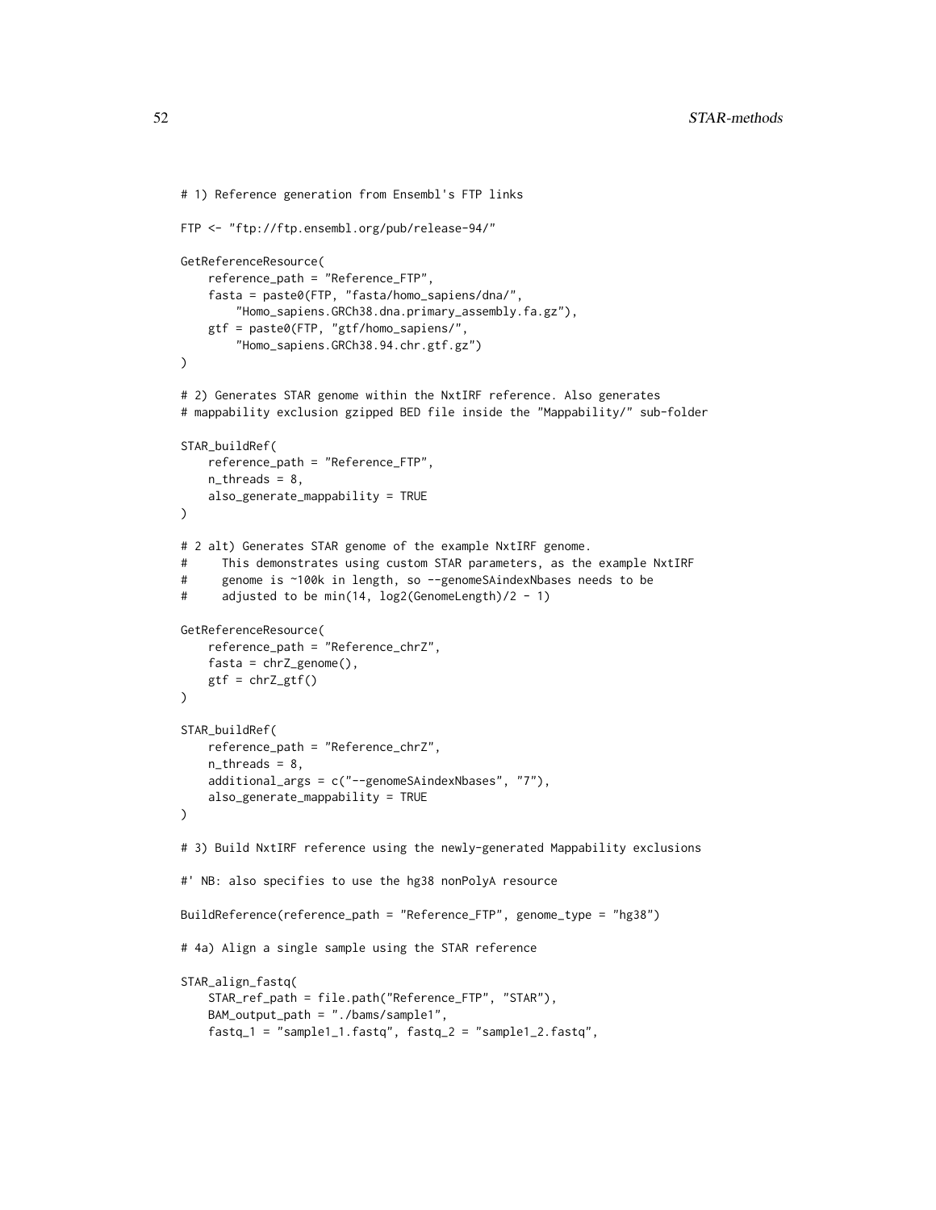```
# 1) Reference generation from Ensembl's FTP links

FTP <- "ftp://ftp.ensembl.org/pub/release-94/"

GetReferenceResource(
    reference_path = "Reference_FTP",
    fasta = paste0(FTP, "fasta/homo_sapiens/dna/",
        "Homo_sapiens.GRCh38.dna.primary_assembly.fa.gz"),
    gtf = paste0(FTP, "gtf/homo_sapiens/",
        "Homo_sapiens.GRCh38.94.chr.gtf.gz")
)

# 2) Generates STAR genome within the NxtIRF reference. Also generates
# mappability exclusion gzipped BED file inside the "Mappability/" sub-folder

STAR_buildRef(
    reference_path = "Reference_FTP",
    n_threads = 8,
    also_generate_mappability = TRUE
)

# 2 alt) Generates STAR genome of the example NxtIRF genome.
#     This demonstrates using custom STAR parameters, as the example NxtIRF
#     genome is ~100k in length, so --genomeSAindexNbases needs to be
#     adjusted to be min(14, log2(GenomeLength)/2 - 1)

GetReferenceResource(
    reference_path = "Reference_chrZ",
    fasta = chrZ_genome(),
    gtf = chrZ_gtf()
)

STAR_buildRef(
    reference_path = "Reference_chrZ",
    n_threads = 8,
    additional_args = c("--genomeSAindexNbases", "7"),
    also_generate_mappability = TRUE
)

# 3) Build NxtIRF reference using the newly-generated Mappability exclusions

#' NB: also specifies to use the hg38 nonPolyA resource

BuildReference(reference_path = "Reference_FTP", genome_type = "hg38")

# 4a) Align a single sample using the STAR reference

STAR_align_fastq(
    STAR_ref_path = file.path("Reference_FTP", "STAR"),
    BAM_output_path = "./bams/sample1",
    fastq_1 = "sample1_1.fastq", fastq_2 = "sample1_2.fastq",
```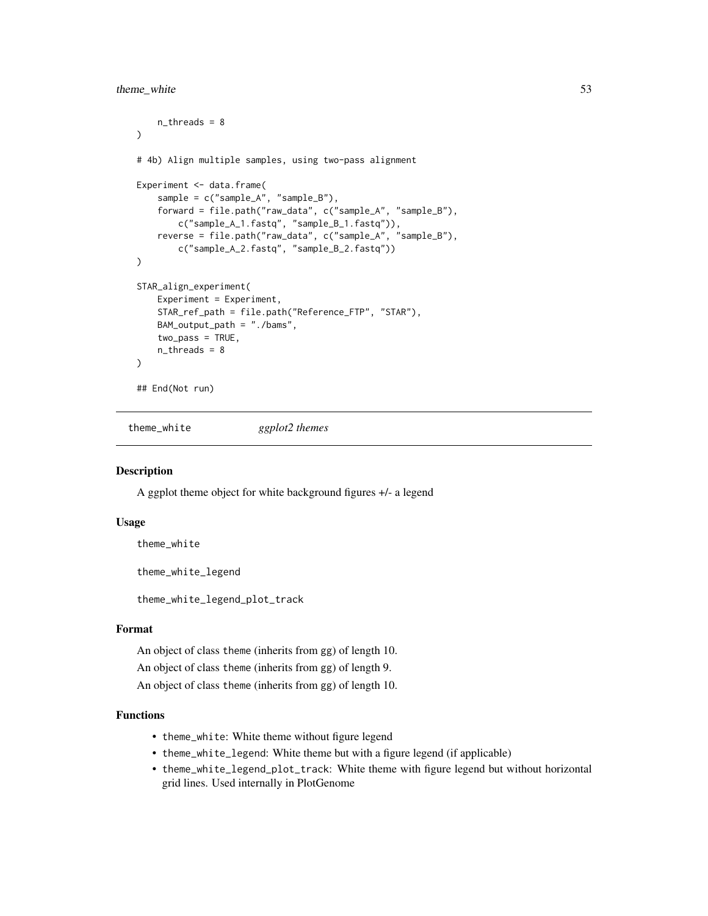```
    n_threads = 8
)

# 4b) Align multiple samples, using two-pass alignment

Experiment <- data.frame(
    sample = c("sample_A", "sample_B"),
    forward = file.path("raw_data", c("sample_A", "sample_B"),
        c("sample_A_1.fastq", "sample_B_1.fastq")),
    reverse = file.path("raw_data", c("sample_A", "sample_B"),
        c("sample_A_2.fastq", "sample_B_2.fastq"))
)

STAR_align_experiment(
    Experiment = Experiment,
    STAR_ref_path = file.path("Reference_FTP", "STAR"),
    BAM_output_path = "./bams",
    two_pass = TRUE,
    n_threads = 8
)

## End(Not run)
```

---

## theme_white *ggplot2 themes*

---

### Description

A ggplot theme object for white background figures +/- a legend

### Usage

```
theme_white

theme_white_legend

theme_white_legend_plot_track
```

### Format

An object of class theme (inherits from gg) of length 10.

An object of class theme (inherits from gg) of length 9.

An object of class theme (inherits from gg) of length 10.

### Functions

- theme_white: White theme without figure legend
- theme_white_legend: White theme but with a figure legend (if applicable)
- theme_white_legend_plot_track: White theme with figure legend but without horizontal grid lines. Used internally in PlotGenome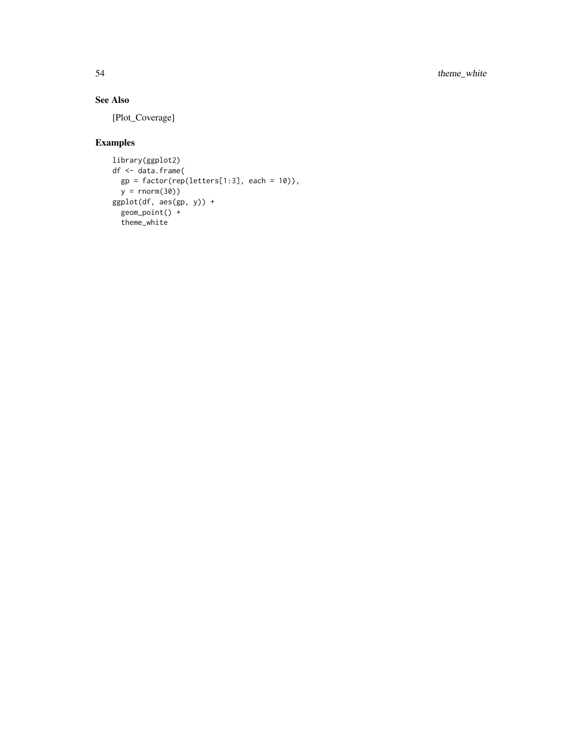## See Also

[Plot_Coverage]

## Examples

```
library(ggplot2)
df <- data.frame(
  gp = factor(rep(letters[1:3], each = 10)),
  y = rnorm(30))
ggplot(df, aes(gp, y)) +
  geom_point() +
  theme_white
```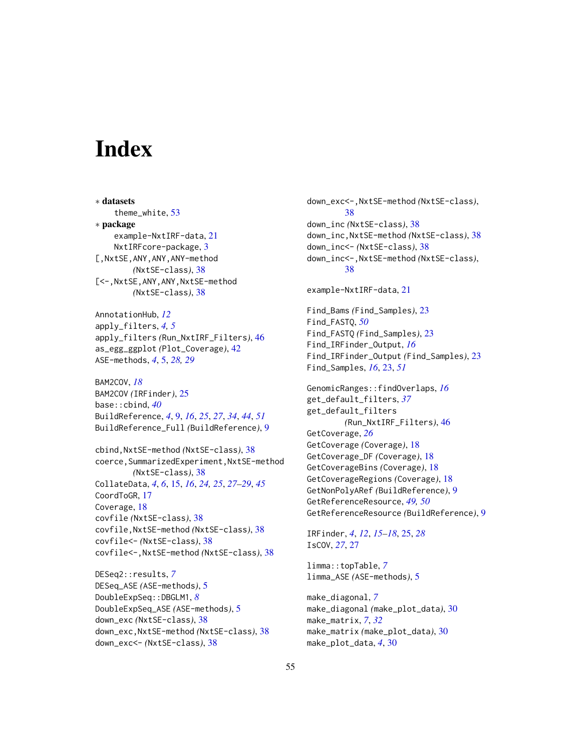# Index

∗ **datasets**
    theme_white, 53

∗ **package**
    example-NxtIRF-data, 21
    NxtIRFcore-package, 3

[,NxtSE,ANY,ANY,ANY-method *(NxtSE-class)*, 38
[<-,NxtSE,ANY,ANY,NxtSE-method *(NxtSE-class)*, 38

AnnotationHub, *12*
apply_filters, *4, 5*
apply_filters *(Run_NxtIRF_Filters)*, 46
as_egg_ggplot *(Plot_Coverage)*, 42
ASE-methods, *4*, 5, *28, 29*

BAM2COV, *18*
BAM2COV *(IRFinder)*, 25
base::cbind, *40*
BuildReference, *4*, 9, *16*, *25*, *27*, *34*, *44*, *51*
BuildReference_Full *(BuildReference)*, 9

cbind,NxtSE-method *(NxtSE-class)*, 38
coerce,SummarizedExperiment,NxtSE-method *(NxtSE-class)*, 38
CollateData, *4*, *6*, 15, *16*, *24, 25*, *27–29*, *45*
CoordToGR, 17
Coverage, 18
covfile *(NxtSE-class)*, 38
covfile,NxtSE-method *(NxtSE-class)*, 38
covfile<- *(NxtSE-class)*, 38
covfile<-,NxtSE-method *(NxtSE-class)*, 38

DESeq2::results, *7*
DESeq_ASE *(ASE-methods)*, 5
DoubleExpSeq::DBGLM1, *8*
DoubleExpSeq_ASE *(ASE-methods)*, 5
down_exc *(NxtSE-class)*, 38
down_exc,NxtSE-method *(NxtSE-class)*, 38
down_exc<- *(NxtSE-class)*, 38
down_exc<-,NxtSE-method *(NxtSE-class)*, 38
down_inc *(NxtSE-class)*, 38
down_inc,NxtSE-method *(NxtSE-class)*, 38
down_inc<- *(NxtSE-class)*, 38
down_inc<-,NxtSE-method *(NxtSE-class)*, 38

example-NxtIRF-data, 21

Find_Bams *(Find_Samples)*, 23
Find_FASTQ, *50*
Find_FASTQ *(Find_Samples)*, 23
Find_IRFinder_Output, *16*
Find_IRFinder_Output *(Find_Samples)*, 23
Find_Samples, *16*, 23, *51*

GenomicRanges::findOverlaps, *16*
get_default_filters, *37*
get_default_filters *(Run_NxtIRF_Filters)*, 46
GetCoverage, *26*
GetCoverage *(Coverage)*, 18
GetCoverage_DF *(Coverage)*, 18
GetCoverageBins *(Coverage)*, 18
GetCoverageRegions *(Coverage)*, 18
GetNonPolyARef *(BuildReference)*, 9
GetReferenceResource, *49, 50*
GetReferenceResource *(BuildReference)*, 9

IRFinder, *4*, *12*, *15–18*, 25, *28*
IsCOV, *27*, 27

limma::topTable, *7*
limma_ASE *(ASE-methods)*, 5

make_diagonal, *7*
make_diagonal *(make_plot_data)*, 30
make_matrix, *7*, *32*
make_matrix *(make_plot_data)*, 30
make_plot_data, *4*, 30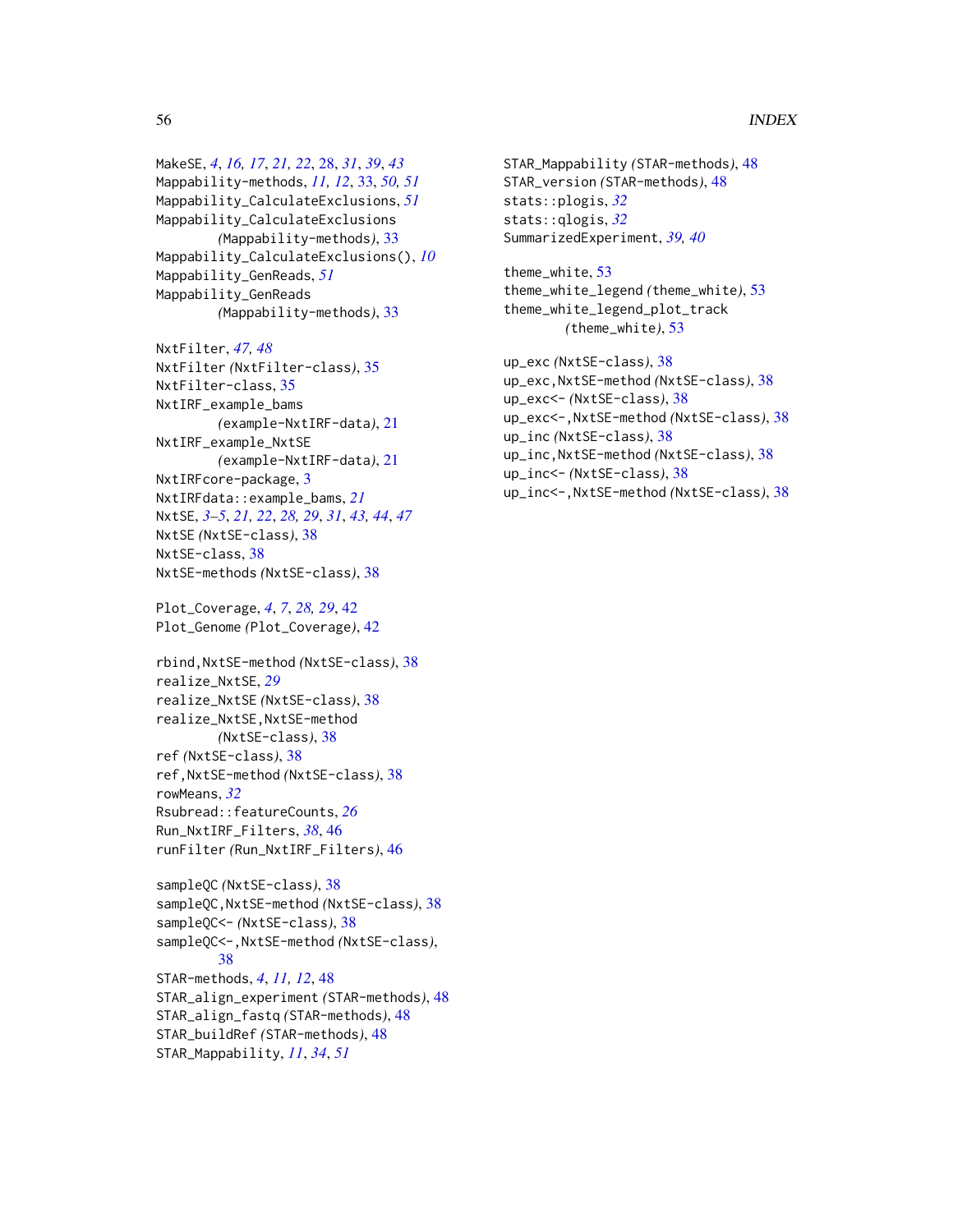MakeSE, *4*, *16, 17*, *21, 22*, 28, *31*, *39*, *43*
Mappability-methods, *11, 12*, 33, *50, 51*
Mappability_CalculateExclusions, *51*
Mappability_CalculateExclusions (Mappability-methods), 33
Mappability_CalculateExclusions(), *10*
Mappability_GenReads, *51*
Mappability_GenReads (Mappability-methods), 33

NxtFilter, *47, 48*
NxtFilter (NxtFilter-class), 35
NxtFilter-class, 35
NxtIRF_example_bams (example-NxtIRF-data), 21
NxtIRF_example_NxtSE (example-NxtIRF-data), 21
NxtIRFcore-package, 3
NxtIRFdata::example_bams, *21*
NxtSE, *3–5*, *21, 22*, *28, 29*, *31*, *43, 44*, *47*
NxtSE (NxtSE-class), 38
NxtSE-class, 38
NxtSE-methods (NxtSE-class), 38

Plot_Coverage, *4*, *7*, *28, 29*, 42
Plot_Genome (Plot_Coverage), 42

rbind,NxtSE-method (NxtSE-class), 38
realize_NxtSE, *29*
realize_NxtSE (NxtSE-class), 38
realize_NxtSE,NxtSE-method (NxtSE-class), 38
ref (NxtSE-class), 38
ref,NxtSE-method (NxtSE-class), 38
rowMeans, *32*
Rsubread::featureCounts, *26*
Run_NxtIRF_Filters, *38*, 46
runFilter (Run_NxtIRF_Filters), 46

sampleQC (NxtSE-class), 38
sampleQC,NxtSE-method (NxtSE-class), 38
sampleQC<- (NxtSE-class), 38
sampleQC<-,NxtSE-method (NxtSE-class), 38
STAR-methods, *4*, *11, 12*, 48
STAR_align_experiment (STAR-methods), 48
STAR_align_fastq (STAR-methods), 48
STAR_buildRef (STAR-methods), 48
STAR_Mappability, *11*, *34*, *51*
STAR_Mappability (STAR-methods), 48
STAR_version (STAR-methods), 48
stats::plogis, *32*
stats::qlogis, *32*
SummarizedExperiment, *39, 40*

theme_white, 53
theme_white_legend (theme_white), 53
theme_white_legend_plot_track (theme_white), 53

up_exc (NxtSE-class), 38
up_exc,NxtSE-method (NxtSE-class), 38
up_exc<- (NxtSE-class), 38
up_exc<-,NxtSE-method (NxtSE-class), 38
up_inc (NxtSE-class), 38
up_inc,NxtSE-method (NxtSE-class), 38
up_inc<- (NxtSE-class), 38
up_inc<-,NxtSE-method (NxtSE-class), 38